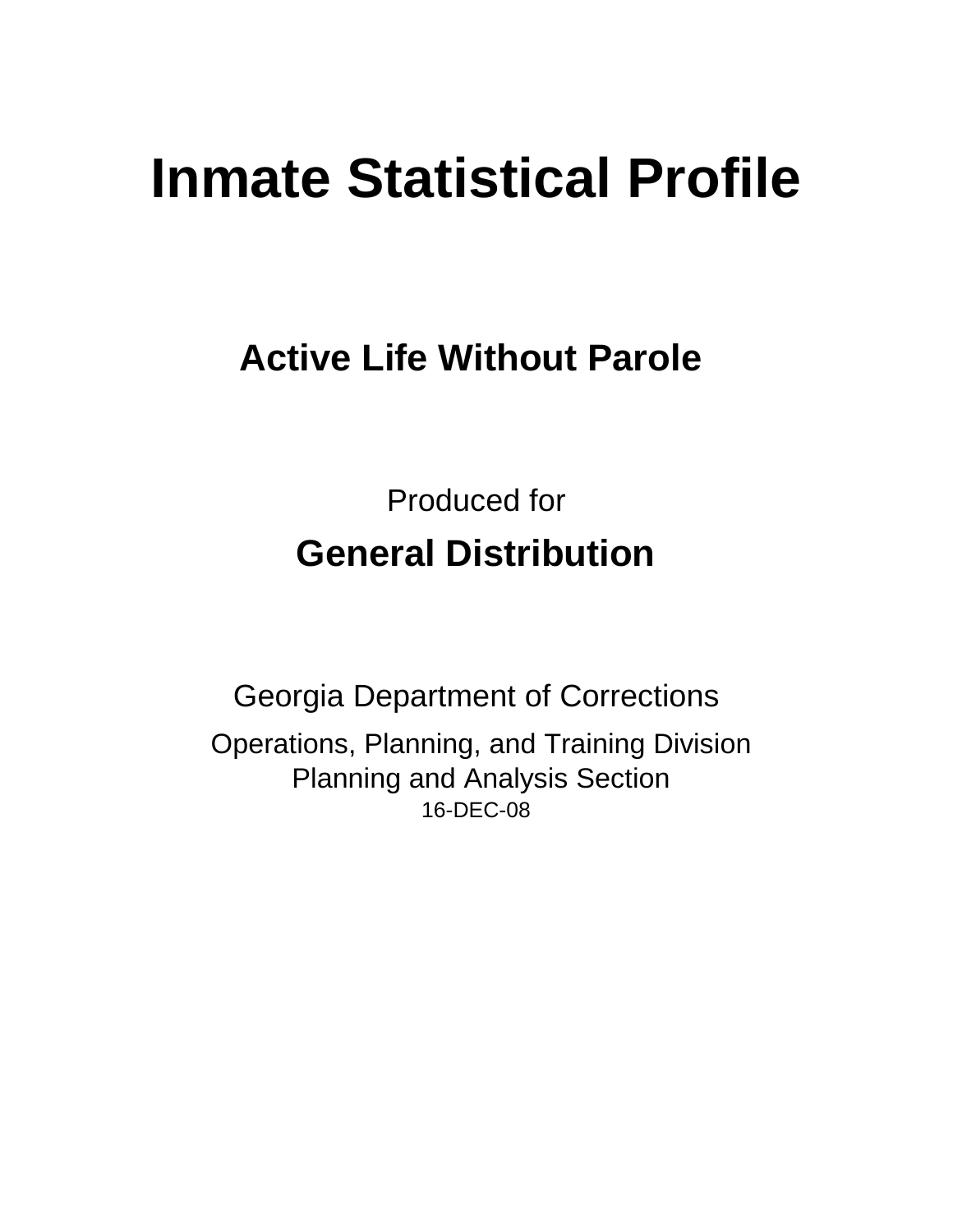# Inmate Statistical Profile

## Active Life Without Parole

Produced for

## General Distribution

Georgia Department of Corrections

Operations, Planning, and Training Division
Planning and Analysis Section
16-DEC-08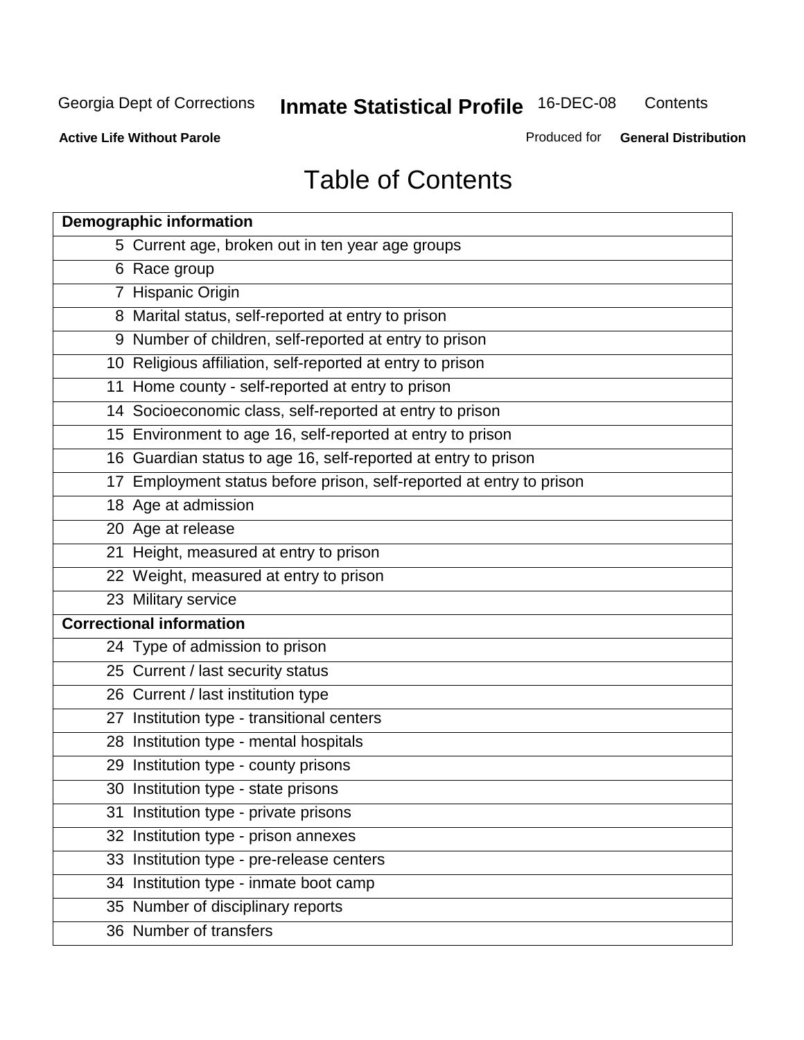# Table of Contents

| Demographic information | |
|---|---|
| 5 | Current age, broken out in ten year age groups |
| 6 | Race group |
| 7 | Hispanic Origin |
| 8 | Marital status, self-reported at entry to prison |
| 9 | Number of children, self-reported at entry to prison |
| 10 | Religious affiliation, self-reported at entry to prison |
| 11 | Home county - self-reported at entry to prison |
| 14 | Socioeconomic class, self-reported at entry to prison |
| 15 | Environment to age 16, self-reported at entry to prison |
| 16 | Guardian status to age 16, self-reported at entry to prison |
| 17 | Employment status before prison, self-reported at entry to prison |
| 18 | Age at admission |
| 20 | Age at release |
| 21 | Height, measured at entry to prison |
| 22 | Weight, measured at entry to prison |
| 23 | Military service |
| **Correctional information** | |
| 24 | Type of admission to prison |
| 25 | Current / last security status |
| 26 | Current / last institution type |
| 27 | Institution type - transitional centers |
| 28 | Institution type - mental hospitals |
| 29 | Institution type - county prisons |
| 30 | Institution type - state prisons |
| 31 | Institution type - private prisons |
| 32 | Institution type - prison annexes |
| 33 | Institution type - pre-release centers |
| 34 | Institution type - inmate boot camp |
| 35 | Number of disciplinary reports |
| 36 | Number of transfers |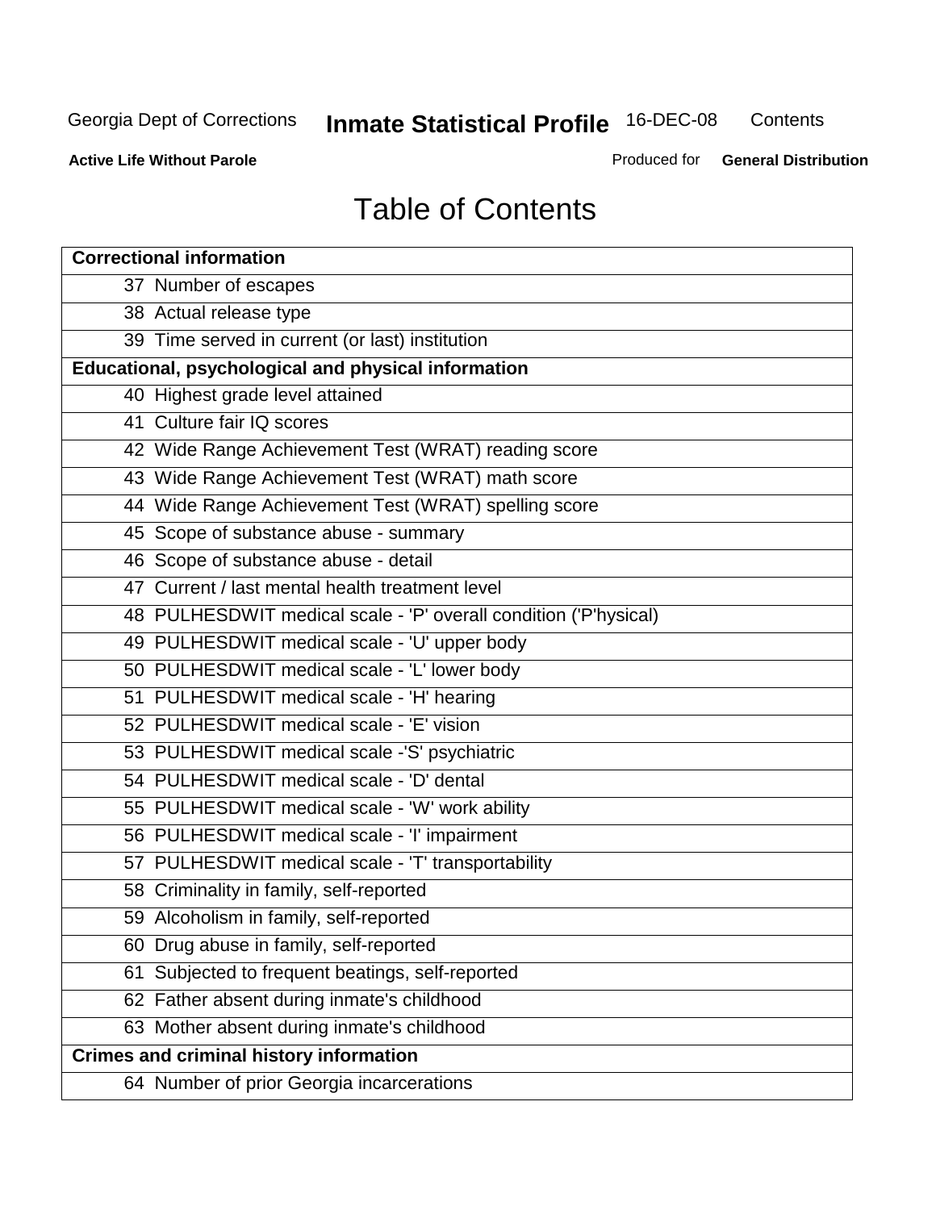# Table of Contents

| Correctional information |
|---|
| 37 Number of escapes |
| 38 Actual release type |
| 39 Time served in current (or last) institution |
| **Educational, psychological and physical information** |
| 40 Highest grade level attained |
| 41 Culture fair IQ scores |
| 42 Wide Range Achievement Test (WRAT) reading score |
| 43 Wide Range Achievement Test (WRAT) math score |
| 44 Wide Range Achievement Test (WRAT) spelling score |
| 45 Scope of substance abuse - summary |
| 46 Scope of substance abuse - detail |
| 47 Current / last mental health treatment level |
| 48 PULHESDWIT medical scale - 'P' overall condition ('P'hysical) |
| 49 PULHESDWIT medical scale - 'U' upper body |
| 50 PULHESDWIT medical scale - 'L' lower body |
| 51 PULHESDWIT medical scale - 'H' hearing |
| 52 PULHESDWIT medical scale - 'E' vision |
| 53 PULHESDWIT medical scale -'S' psychiatric |
| 54 PULHESDWIT medical scale - 'D' dental |
| 55 PULHESDWIT medical scale - 'W' work ability |
| 56 PULHESDWIT medical scale - 'I' impairment |
| 57 PULHESDWIT medical scale - 'T' transportability |
| 58 Criminality in family, self-reported |
| 59 Alcoholism in family, self-reported |
| 60 Drug abuse in family, self-reported |
| 61 Subjected to frequent beatings, self-reported |
| 62 Father absent during inmate's childhood |
| 63 Mother absent during inmate's childhood |
| **Crimes and criminal history information** |
| 64 Number of prior Georgia incarcerations |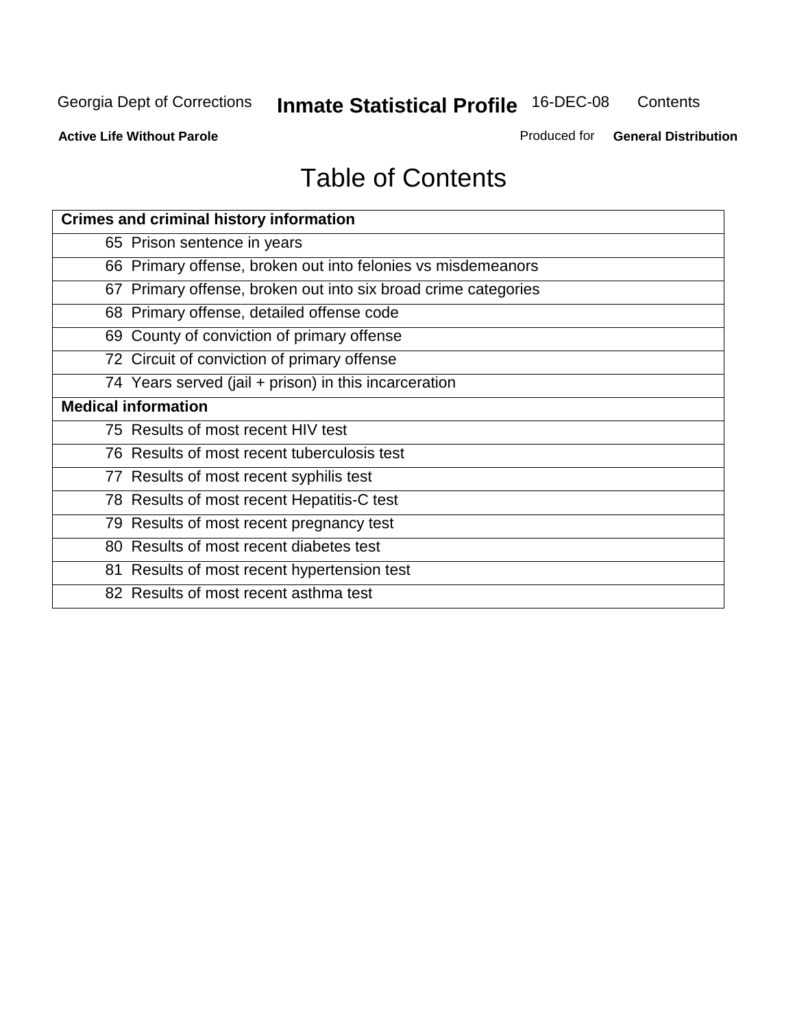# Table of Contents

| Crimes and criminal history information |
|---|
| 65 Prison sentence in years |
| 66 Primary offense, broken out into felonies vs misdemeanors |
| 67 Primary offense, broken out into six broad crime categories |
| 68 Primary offense, detailed offense code |
| 69 County of conviction of primary offense |
| 72 Circuit of conviction of primary offense |
| 74 Years served (jail + prison) in this incarceration |
| **Medical information** |
| 75 Results of most recent HIV test |
| 76 Results of most recent tuberculosis test |
| 77 Results of most recent syphilis test |
| 78 Results of most recent Hepatitis-C test |
| 79 Results of most recent pregnancy test |
| 80 Results of most recent diabetes test |
| 81 Results of most recent hypertension test |
| 82 Results of most recent asthma test |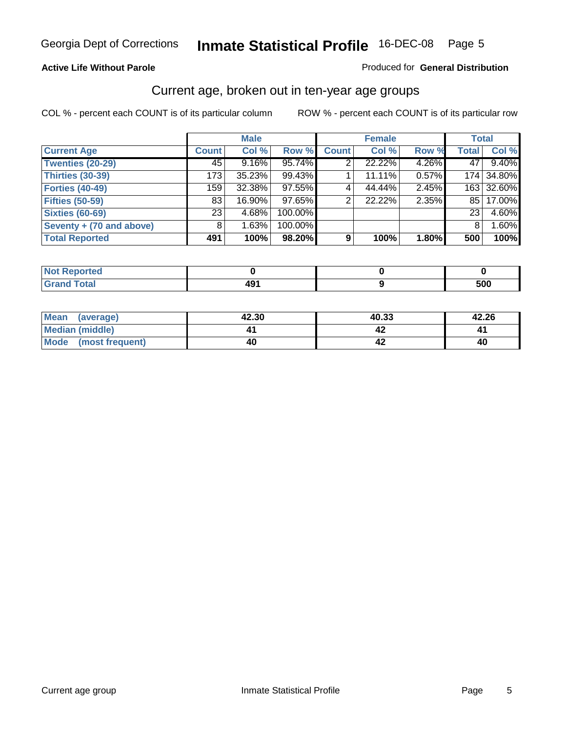Georgia Dept of Corrections **Inmate Statistical Profile** 16-DEC-08

**Active Life Without Parole**

Produced for **General Distribution**

## Current age, broken out in ten-year age groups

COL % - percent each COUNT is of its particular column ROW % - percent each COUNT is of its particular row

| | Male | | | Female | | | Total | |
|---|---|---|---|---|---|---|---|---|
| **Current Age** | **Count** | **Col %** | **Row %** | **Count** | **Col %** | **Row %** | **Total** | **Col %** |
| **Twenties (20-29)** | 45 | 9.16% | 95.74% | 2 | 22.22% | 4.26% | 47 | 9.40% |
| **Thirties (30-39)** | 173 | 35.23% | 99.43% | 1 | 11.11% | 0.57% | 174 | 34.80% |
| **Forties (40-49)** | 159 | 32.38% | 97.55% | 4 | 44.44% | 2.45% | 163 | 32.60% |
| **Fifties (50-59)** | 83 | 16.90% | 97.65% | 2 | 22.22% | 2.35% | 85 | 17.00% |
| **Sixties (60-69)** | 23 | 4.68% | 100.00% | | | | 23 | 4.60% |
| **Seventy + (70 and above)** | 8 | 1.63% | 100.00% | | | | 8 | 1.60% |
| **Total Reported** | **491** | **100%** | **98.20%** | **9** | **100%** | **1.80%** | **500** | **100%** |

| | Male | Female | Total |
|---|---|---|---|
| **Not Reported** | **0** | **0** | **0** |
| **Grand Total** | **491** | **9** | **500** |

| | Male | Female | Total |
|---|---|---|---|
| **Mean (average)** | **42.30** | **40.33** | **42.26** |
| **Median (middle)** | **41** | **42** | **41** |
| **Mode (most frequent)** | **40** | **42** | **40** |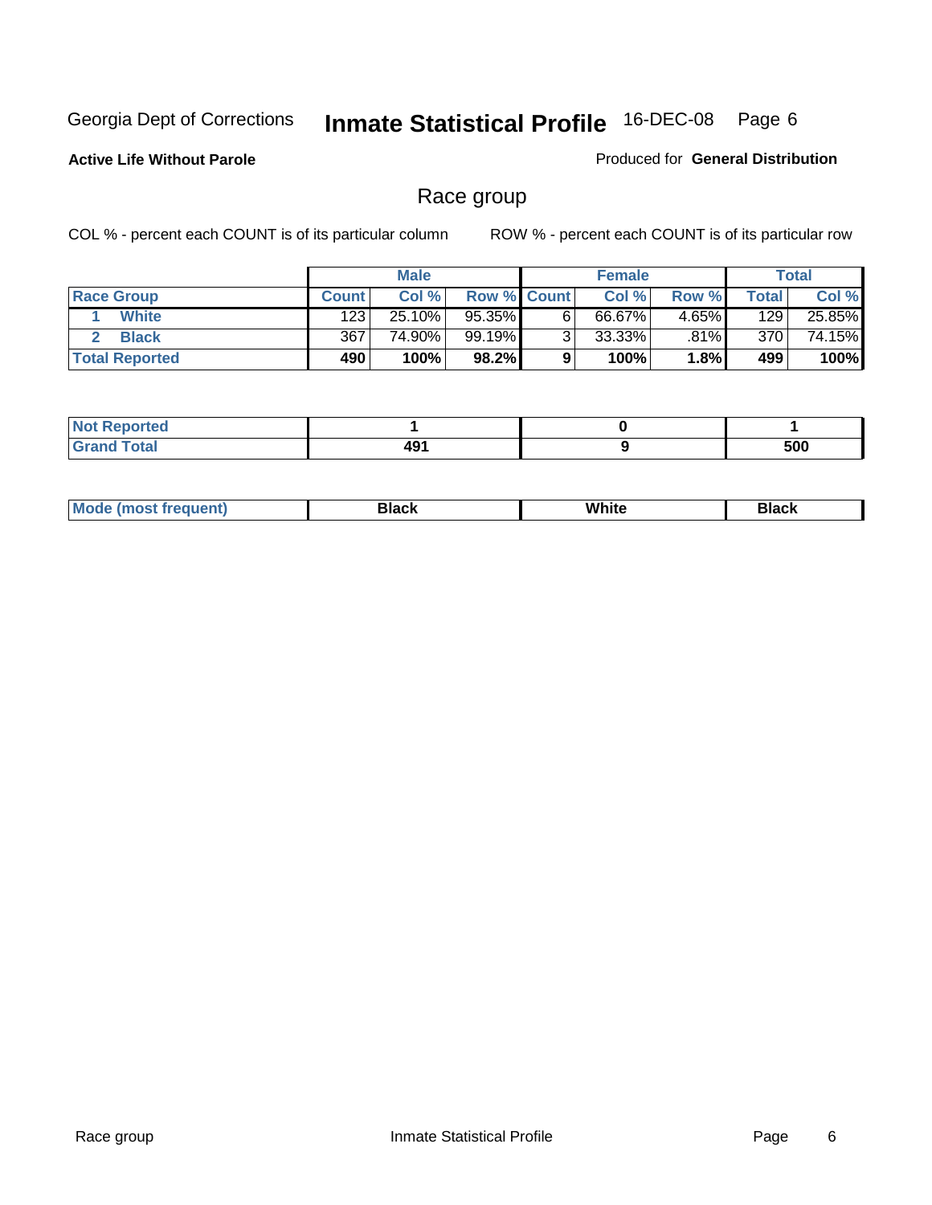Georgia Dept of Corrections **Inmate Statistical Profile** 16-DEC-08

**Active Life Without Parole**

Produced for **General Distribution**

## Race group

COL % - percent each COUNT is of its particular column ROW % - percent each COUNT is of its particular row

| | Male | | | Female | | | Total | |
|---|---|---|---|---|---|---|---|---|
| **Race Group** | **Count** | **Col %** | **Row %** | **Count** | **Col %** | **Row %** | **Total** | **Col %** |
| 1 **White** | 123 | 25.10% | 95.35% | 6 | 66.67% | 4.65% | 129 | 25.85% |
| 2 **Black** | 367 | 74.90% | 99.19% | 3 | 33.33% | .81% | 370 | 74.15% |
| **Total Reported** | **490** | **100%** | **98.2%** | **9** | **100%** | **1.8%** | **499** | **100%** |

| | Male | Female | Total |
|---|---|---|---|
| **Not Reported** | **1** | **0** | **1** |
| **Grand Total** | **491** | **9** | **500** |

| | Male | Female | Total |
|---|---|---|---|
| **Mode (most frequent)** | **Black** | **White** | **Black** |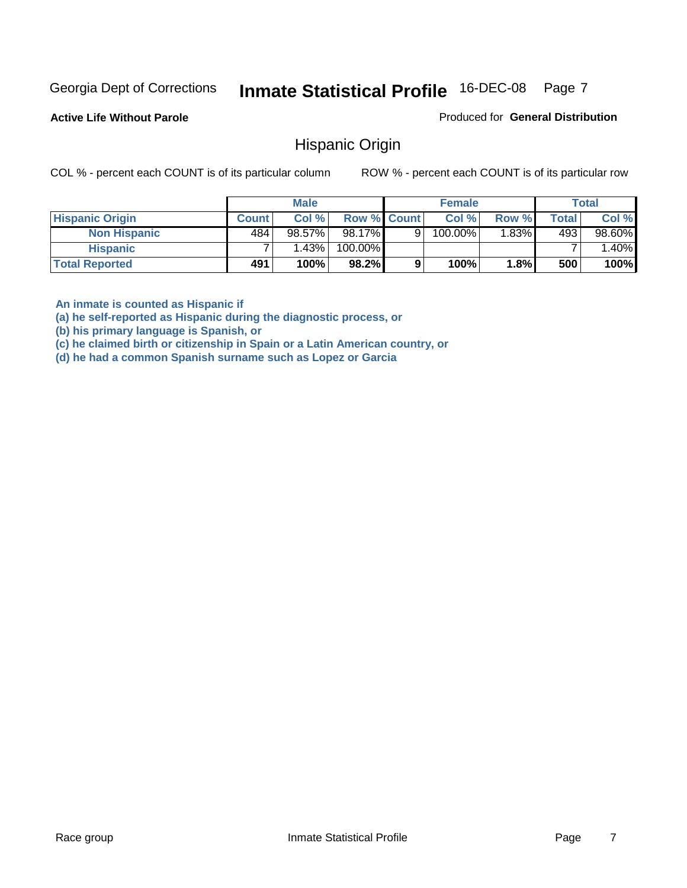Georgia Dept of Corrections **Inmate Statistical Profile** 16-DEC-08

**Active Life Without Parole**

Produced for **General Distribution**

## Hispanic Origin

COL % - percent each COUNT is of its particular column ROW % - percent each COUNT is of its particular row

| | Male | | | Female | | | Total | |
|---|---|---|---|---|---|---|---|---|
| **Hispanic Origin** | **Count** | **Col %** | **Row %** | **Count** | **Col %** | **Row %** | **Total** | **Col %** |
| **Non Hispanic** | 484 | 98.57% | 98.17% | 9 | 100.00% | 1.83% | 493 | 98.60% |
| **Hispanic** | 7 | 1.43% | 100.00% | | | | 7 | 1.40% |
| **Total Reported** | **491** | **100%** | **98.2%** | **9** | **100%** | **1.8%** | **500** | **100%** |

**An inmate is counted as Hispanic if**
**(a) he self-reported as Hispanic during the diagnostic process, or**
**(b) his primary language is Spanish, or**
**(c) he claimed birth or citizenship in Spain or a Latin American country, or**
**(d) he had a common Spanish surname such as Lopez or Garcia**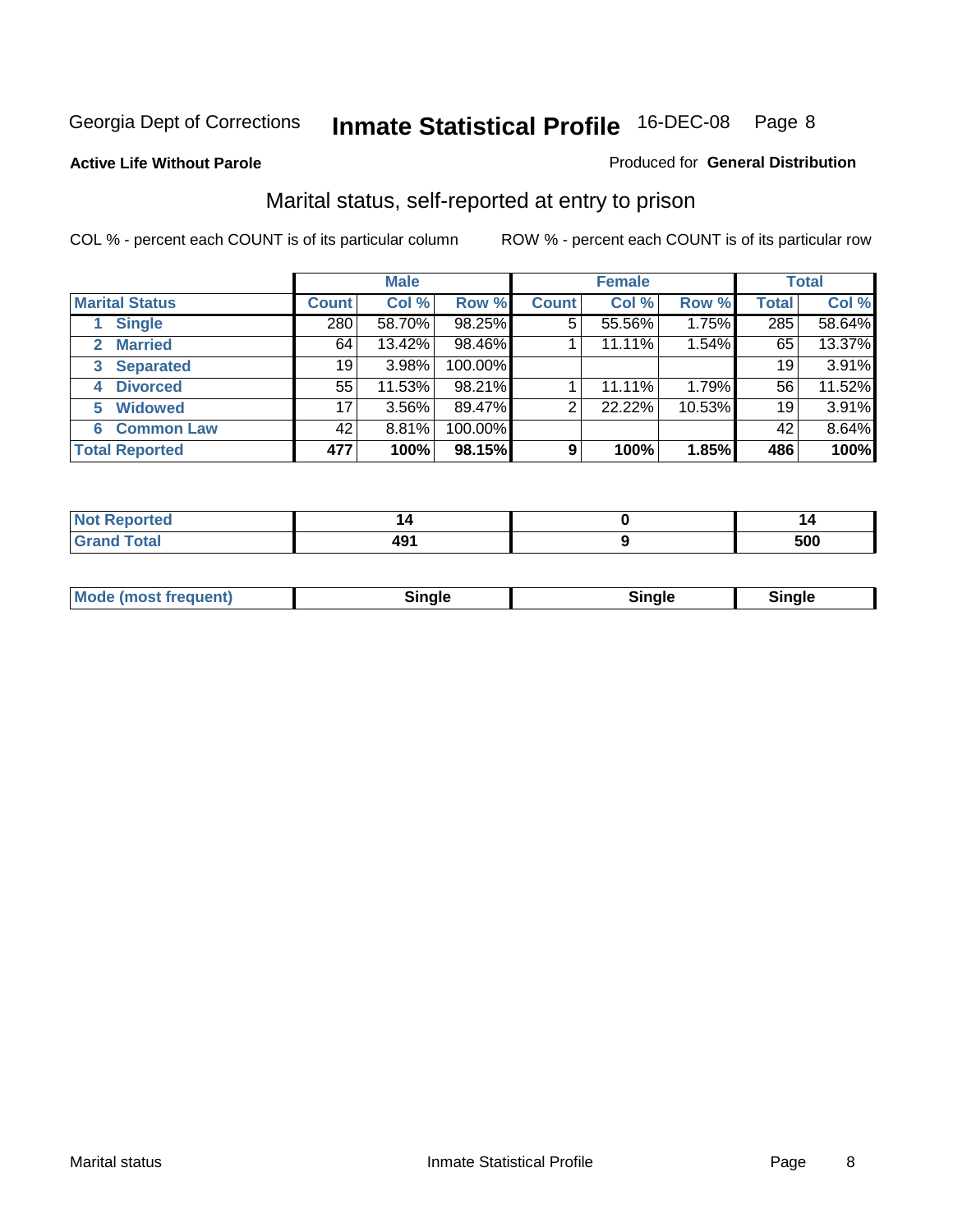Georgia Dept of Corrections **Inmate Statistical Profile** 16-DEC-08 Page 8

**Active Life Without Parole**

Produced for **General Distribution**

## Marital status, self-reported at entry to prison

COL % - percent each COUNT is of its particular column

ROW % - percent each COUNT is of its particular row

| | Male | | | Female | | | Total | |
|---|---|---|---|---|---|---|---|---|
| **Marital Status** | **Count** | **Col %** | **Row %** | **Count** | **Col %** | **Row %** | **Total** | **Col %** |
| 1 **Single** | 280 | 58.70% | 98.25% | 5 | 55.56% | 1.75% | 285 | 58.64% |
| 2 **Married** | 64 | 13.42% | 98.46% | 1 | 11.11% | 1.54% | 65 | 13.37% |
| 3 **Separated** | 19 | 3.98% | 100.00% | | | | 19 | 3.91% |
| 4 **Divorced** | 55 | 11.53% | 98.21% | 1 | 11.11% | 1.79% | 56 | 11.52% |
| 5 **Widowed** | 17 | 3.56% | 89.47% | 2 | 22.22% | 10.53% | 19 | 3.91% |
| 6 **Common Law** | 42 | 8.81% | 100.00% | | | | 42 | 8.64% |
| **Total Reported** | **477** | **100%** | **98.15%** | **9** | **100%** | **1.85%** | **486** | **100%** |

| | Male | Female | Total |
|---|---|---|---|
| **Not Reported** | **14** | **0** | **14** |
| **Grand Total** | **491** | **9** | **500** |

| | Male | Female | Total |
|---|---|---|---|
| **Mode (most frequent)** | **Single** | **Single** | **Single** |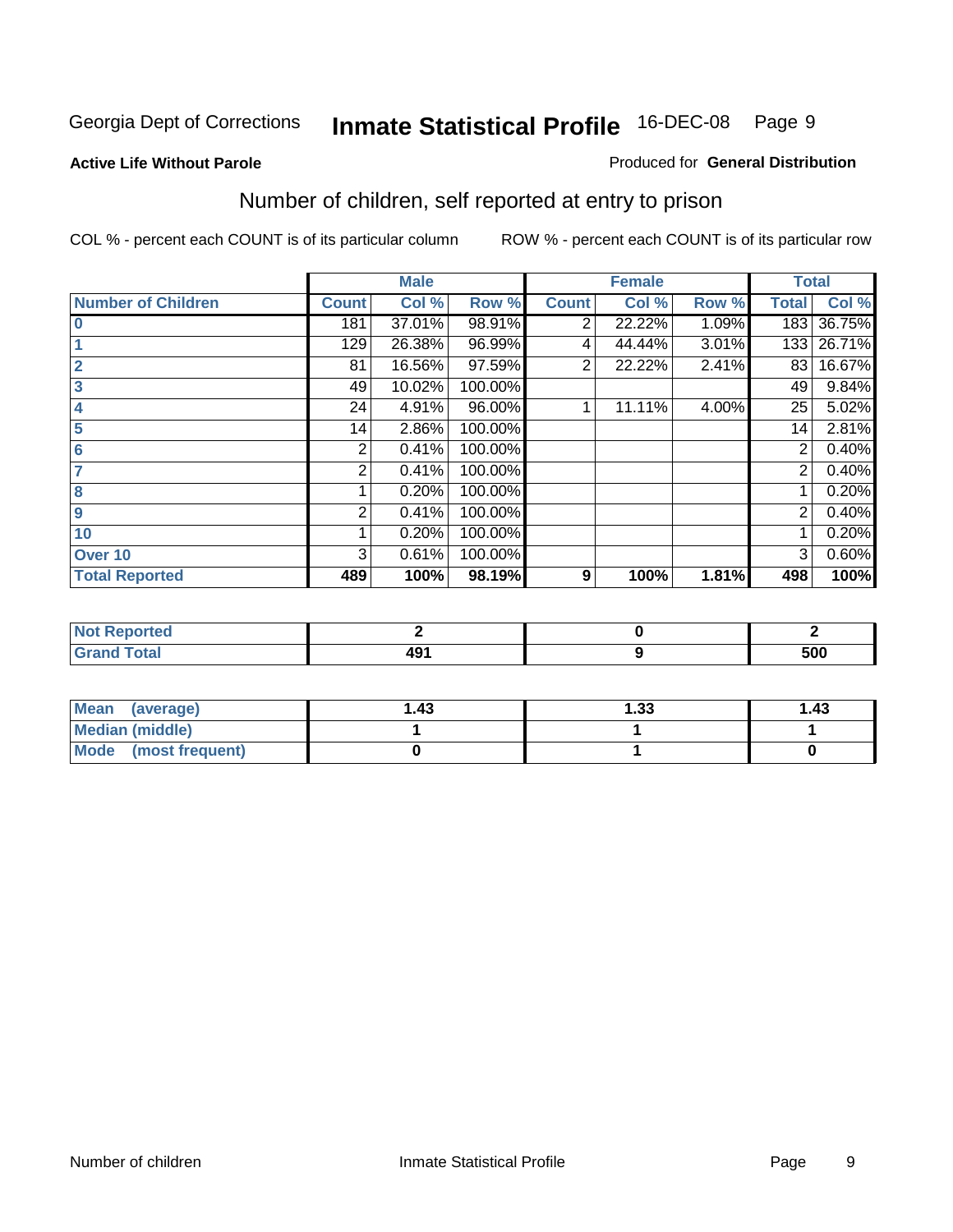Georgia Dept of Corrections **Inmate Statistical Profile** 16-DEC-08

**Active Life Without Parole**

Produced for **General Distribution**

## Number of children, self reported at entry to prison

COL % - percent each COUNT is of its particular column

ROW % - percent each COUNT is of its particular row

| | Male | | | Female | | | Total | |
|---|---|---|---|---|---|---|---|---|
| **Number of Children** | **Count** | **Col %** | **Row %** | **Count** | **Col %** | **Row %** | **Total** | **Col %** |
| **0** | 181 | 37.01% | 98.91% | 2 | 22.22% | 1.09% | 183 | 36.75% |
| **1** | 129 | 26.38% | 96.99% | 4 | 44.44% | 3.01% | 133 | 26.71% |
| **2** | 81 | 16.56% | 97.59% | 2 | 22.22% | 2.41% | 83 | 16.67% |
| **3** | 49 | 10.02% | 100.00% | | | | 49 | 9.84% |
| **4** | 24 | 4.91% | 96.00% | 1 | 11.11% | 4.00% | 25 | 5.02% |
| **5** | 14 | 2.86% | 100.00% | | | | 14 | 2.81% |
| **6** | 2 | 0.41% | 100.00% | | | | 2 | 0.40% |
| **7** | 2 | 0.41% | 100.00% | | | | 2 | 0.40% |
| **8** | 1 | 0.20% | 100.00% | | | | 1 | 0.20% |
| **9** | 2 | 0.41% | 100.00% | | | | 2 | 0.40% |
| **10** | 1 | 0.20% | 100.00% | | | | 1 | 0.20% |
| **Over 10** | 3 | 0.61% | 100.00% | | | | 3 | 0.60% |
| **Total Reported** | **489** | **100%** | **98.19%** | **9** | **100%** | **1.81%** | **498** | **100%** |

| | Male | Female | Total |
|---|---|---|---|
| **Not Reported** | **2** | **0** | **2** |
| **Grand Total** | **491** | **9** | **500** |

| | Male | Female | Total |
|---|---|---|---|
| **Mean (average)** | **1.43** | **1.33** | **1.43** |
| **Median (middle)** | **1** | **1** | **1** |
| **Mode (most frequent)** | **0** | **1** | **0** |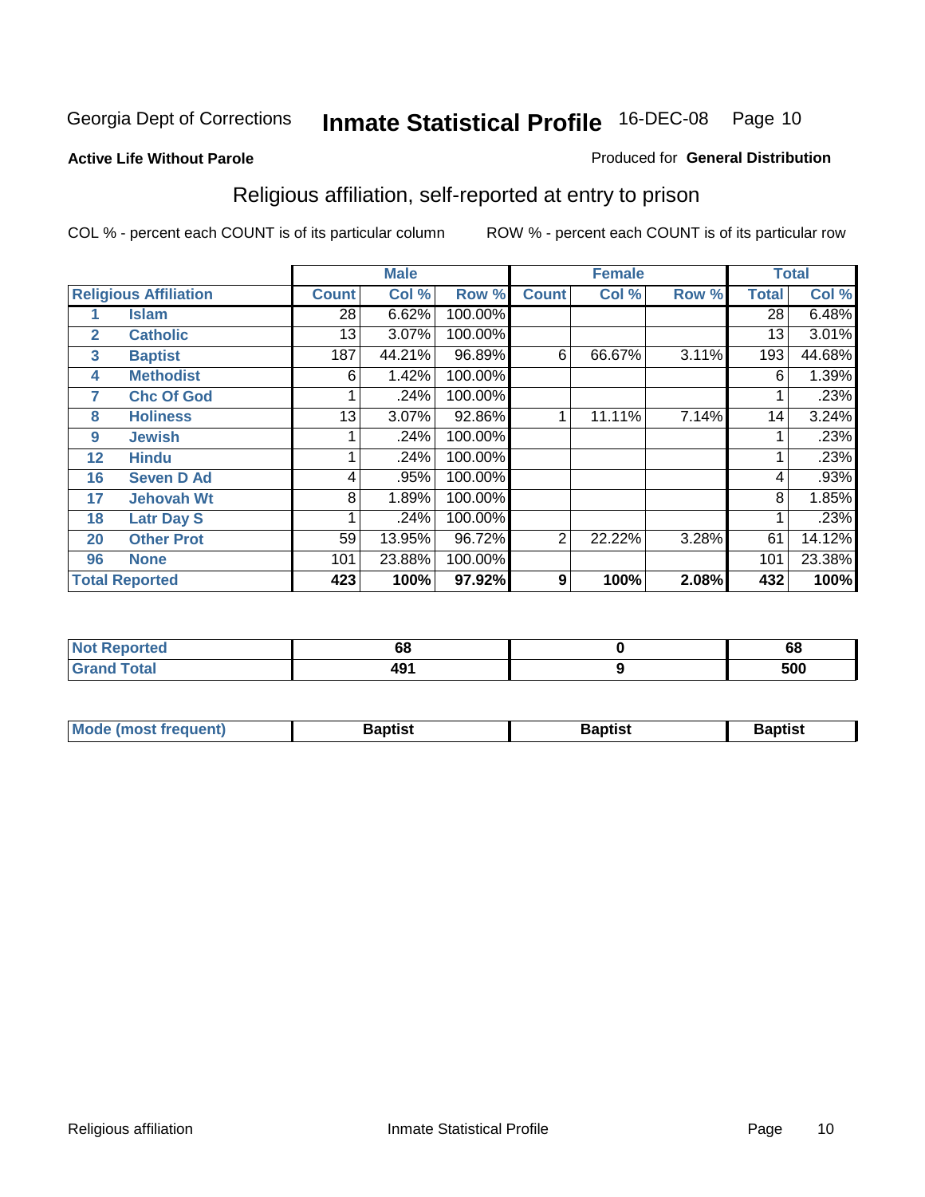Georgia Dept of Corrections **Inmate Statistical Profile** 16-DEC-08

**Active Life Without Parole**

Produced for **General Distribution**

## Religious affiliation, self-reported at entry to prison

COL % - percent each COUNT is of its particular column    ROW % - percent each COUNT is of its particular row

| | | Male | | | Female | | | Total | |
|---|---|---|---|---|---|---|---|---|---|
| **Religious Affiliation** | | **Count** | **Col %** | **Row %** | **Count** | **Col %** | **Row %** | **Total** | **Col %** |
| 1 | Islam | 28 | 6.62% | 100.00% | | | | 28 | 6.48% |
| 2 | Catholic | 13 | 3.07% | 100.00% | | | | 13 | 3.01% |
| 3 | Baptist | 187 | 44.21% | 96.89% | 6 | 66.67% | 3.11% | 193 | 44.68% |
| 4 | Methodist | 6 | 1.42% | 100.00% | | | | 6 | 1.39% |
| 7 | Chc Of God | 1 | .24% | 100.00% | | | | 1 | .23% |
| 8 | Holiness | 13 | 3.07% | 92.86% | 1 | 11.11% | 7.14% | 14 | 3.24% |
| 9 | Jewish | 1 | .24% | 100.00% | | | | 1 | .23% |
| 12 | Hindu | 1 | .24% | 100.00% | | | | 1 | .23% |
| 16 | Seven D Ad | 4 | .95% | 100.00% | | | | 4 | .93% |
| 17 | Jehovah Wt | 8 | 1.89% | 100.00% | | | | 8 | 1.85% |
| 18 | Latr Day S | 1 | .24% | 100.00% | | | | 1 | .23% |
| 20 | Other Prot | 59 | 13.95% | 96.72% | 2 | 22.22% | 3.28% | 61 | 14.12% |
| 96 | None | 101 | 23.88% | 100.00% | | | | 101 | 23.38% |
| **Total Reported** | | **423** | **100%** | **97.92%** | **9** | **100%** | **2.08%** | **432** | **100%** |

| | Male | Female | Total |
|---|---|---|---|
| **Not Reported** | **68** | **0** | **68** |
| **Grand Total** | **491** | **9** | **500** |

| | Male | Female | Total |
|---|---|---|---|
| **Mode (most frequent)** | **Baptist** | **Baptist** | **Baptist** |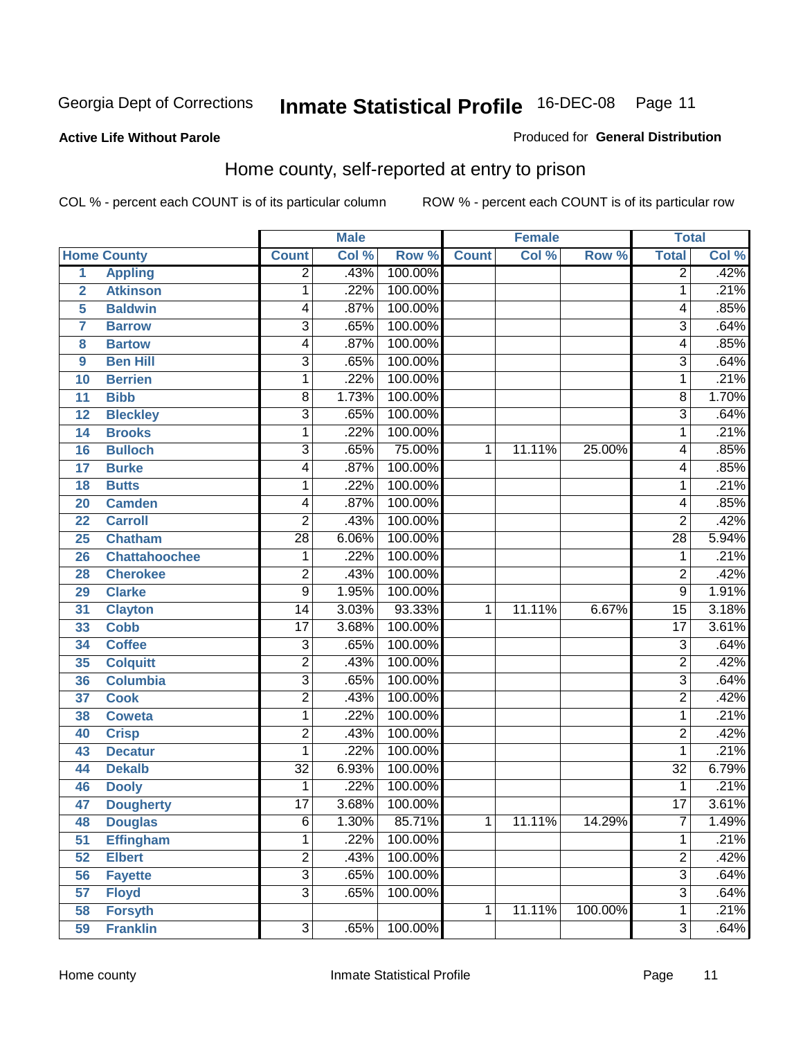Georgia Dept of Corrections **Inmate Statistical Profile** 16-DEC-08

**Active Life Without Parole**

Produced for **General Distribution**

## Home county, self-reported at entry to prison

COL % - percent each COUNT is of its particular column ROW % - percent each COUNT is of its particular row

| Home County | | Male | | | Female | | | Total | |
|---|---|---|---|---|---|---|---|---|---|
| | | Count | Col % | Row % | Count | Col % | Row % | Total | Col % |
| 1 | Appling | 2 | .43% | 100.00% | | | | 2 | .42% |
| 2 | Atkinson | 1 | .22% | 100.00% | | | | 1 | .21% |
| 5 | Baldwin | 4 | .87% | 100.00% | | | | 4 | .85% |
| 7 | Barrow | 3 | .65% | 100.00% | | | | 3 | .64% |
| 8 | Bartow | 4 | .87% | 100.00% | | | | 4 | .85% |
| 9 | Ben Hill | 3 | .65% | 100.00% | | | | 3 | .64% |
| 10 | Berrien | 1 | .22% | 100.00% | | | | 1 | .21% |
| 11 | Bibb | 8 | 1.73% | 100.00% | | | | 8 | 1.70% |
| 12 | Bleckley | 3 | .65% | 100.00% | | | | 3 | .64% |
| 14 | Brooks | 1 | .22% | 100.00% | | | | 1 | .21% |
| 16 | Bulloch | 3 | .65% | 75.00% | 1 | 11.11% | 25.00% | 4 | .85% |
| 17 | Burke | 4 | .87% | 100.00% | | | | 4 | .85% |
| 18 | Butts | 1 | .22% | 100.00% | | | | 1 | .21% |
| 20 | Camden | 4 | .87% | 100.00% | | | | 4 | .85% |
| 22 | Carroll | 2 | .43% | 100.00% | | | | 2 | .42% |
| 25 | Chatham | 28 | 6.06% | 100.00% | | | | 28 | 5.94% |
| 26 | Chattahoochee | 1 | .22% | 100.00% | | | | 1 | .21% |
| 28 | Cherokee | 2 | .43% | 100.00% | | | | 2 | .42% |
| 29 | Clarke | 9 | 1.95% | 100.00% | | | | 9 | 1.91% |
| 31 | Clayton | 14 | 3.03% | 93.33% | 1 | 11.11% | 6.67% | 15 | 3.18% |
| 33 | Cobb | 17 | 3.68% | 100.00% | | | | 17 | 3.61% |
| 34 | Coffee | 3 | .65% | 100.00% | | | | 3 | .64% |
| 35 | Colquitt | 2 | .43% | 100.00% | | | | 2 | .42% |
| 36 | Columbia | 3 | .65% | 100.00% | | | | 3 | .64% |
| 37 | Cook | 2 | .43% | 100.00% | | | | 2 | .42% |
| 38 | Coweta | 1 | .22% | 100.00% | | | | 1 | .21% |
| 40 | Crisp | 2 | .43% | 100.00% | | | | 2 | .42% |
| 43 | Decatur | 1 | .22% | 100.00% | | | | 1 | .21% |
| 44 | Dekalb | 32 | 6.93% | 100.00% | | | | 32 | 6.79% |
| 46 | Dooly | 1 | .22% | 100.00% | | | | 1 | .21% |
| 47 | Dougherty | 17 | 3.68% | 100.00% | | | | 17 | 3.61% |
| 48 | Douglas | 6 | 1.30% | 85.71% | 1 | 11.11% | 14.29% | 7 | 1.49% |
| 51 | Effingham | 1 | .22% | 100.00% | | | | 1 | .21% |
| 52 | Elbert | 2 | .43% | 100.00% | | | | 2 | .42% |
| 56 | Fayette | 3 | .65% | 100.00% | | | | 3 | .64% |
| 57 | Floyd | 3 | .65% | 100.00% | | | | 3 | .64% |
| 58 | Forsyth | | | | 1 | 11.11% | 100.00% | 1 | .21% |
| 59 | Franklin | 3 | .65% | 100.00% | | | | 3 | .64% |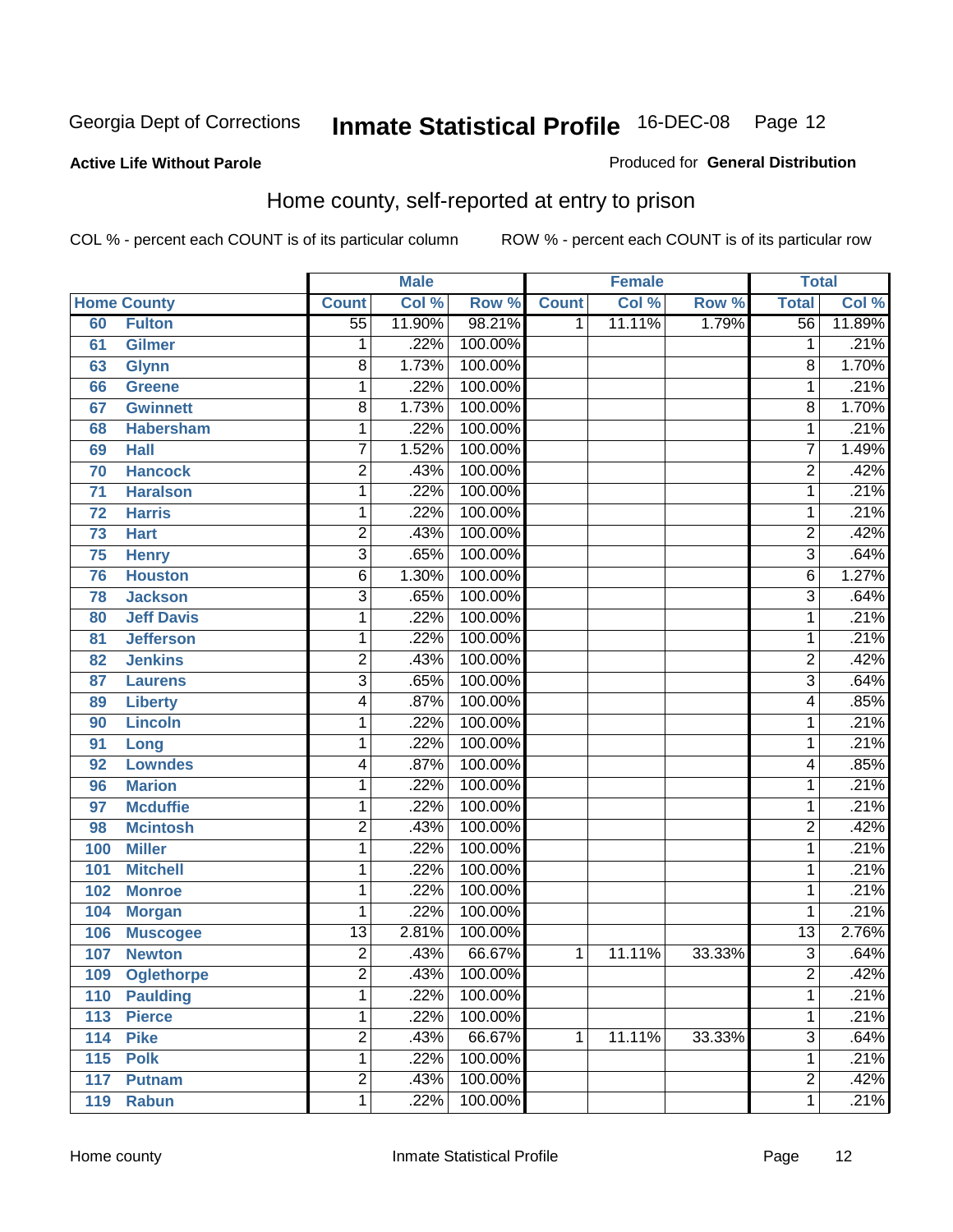Georgia Dept of Corrections **Inmate Statistical Profile** 16-DEC-08 Page 12

**Active Life Without Parole**

Produced for **General Distribution**

## Home county, self-reported at entry to prison

COL % - percent each COUNT is of its particular column ROW % - percent each COUNT is of its particular row

| Home County | | Male | | | Female | | | Total | |
|---|---|---|---|---|---|---|---|---|---|
| | | Count | Col % | Row % | Count | Col % | Row % | Total | Col % |
| 60 | Fulton | 55 | 11.90% | 98.21% | 1 | 11.11% | 1.79% | 56 | 11.89% |
| 61 | Gilmer | 1 | .22% | 100.00% | | | | 1 | .21% |
| 63 | Glynn | 8 | 1.73% | 100.00% | | | | 8 | 1.70% |
| 66 | Greene | 1 | .22% | 100.00% | | | | 1 | .21% |
| 67 | Gwinnett | 8 | 1.73% | 100.00% | | | | 8 | 1.70% |
| 68 | Habersham | 1 | .22% | 100.00% | | | | 1 | .21% |
| 69 | Hall | 7 | 1.52% | 100.00% | | | | 7 | 1.49% |
| 70 | Hancock | 2 | .43% | 100.00% | | | | 2 | .42% |
| 71 | Haralson | 1 | .22% | 100.00% | | | | 1 | .21% |
| 72 | Harris | 1 | .22% | 100.00% | | | | 1 | .21% |
| 73 | Hart | 2 | .43% | 100.00% | | | | 2 | .42% |
| 75 | Henry | 3 | .65% | 100.00% | | | | 3 | .64% |
| 76 | Houston | 6 | 1.30% | 100.00% | | | | 6 | 1.27% |
| 78 | Jackson | 3 | .65% | 100.00% | | | | 3 | .64% |
| 80 | Jeff Davis | 1 | .22% | 100.00% | | | | 1 | .21% |
| 81 | Jefferson | 1 | .22% | 100.00% | | | | 1 | .21% |
| 82 | Jenkins | 2 | .43% | 100.00% | | | | 2 | .42% |
| 87 | Laurens | 3 | .65% | 100.00% | | | | 3 | .64% |
| 89 | Liberty | 4 | .87% | 100.00% | | | | 4 | .85% |
| 90 | Lincoln | 1 | .22% | 100.00% | | | | 1 | .21% |
| 91 | Long | 1 | .22% | 100.00% | | | | 1 | .21% |
| 92 | Lowndes | 4 | .87% | 100.00% | | | | 4 | .85% |
| 96 | Marion | 1 | .22% | 100.00% | | | | 1 | .21% |
| 97 | Mcduffie | 1 | .22% | 100.00% | | | | 1 | .21% |
| 98 | Mcintosh | 2 | .43% | 100.00% | | | | 2 | .42% |
| 100 | Miller | 1 | .22% | 100.00% | | | | 1 | .21% |
| 101 | Mitchell | 1 | .22% | 100.00% | | | | 1 | .21% |
| 102 | Monroe | 1 | .22% | 100.00% | | | | 1 | .21% |
| 104 | Morgan | 1 | .22% | 100.00% | | | | 1 | .21% |
| 106 | Muscogee | 13 | 2.81% | 100.00% | | | | 13 | 2.76% |
| 107 | Newton | 2 | .43% | 66.67% | 1 | 11.11% | 33.33% | 3 | .64% |
| 109 | Oglethorpe | 2 | .43% | 100.00% | | | | 2 | .42% |
| 110 | Paulding | 1 | .22% | 100.00% | | | | 1 | .21% |
| 113 | Pierce | 1 | .22% | 100.00% | | | | 1 | .21% |
| 114 | Pike | 2 | .43% | 66.67% | 1 | 11.11% | 33.33% | 3 | .64% |
| 115 | Polk | 1 | .22% | 100.00% | | | | 1 | .21% |
| 117 | Putnam | 2 | .43% | 100.00% | | | | 2 | .42% |
| 119 | Rabun | 1 | .22% | 100.00% | | | | 1 | .21% |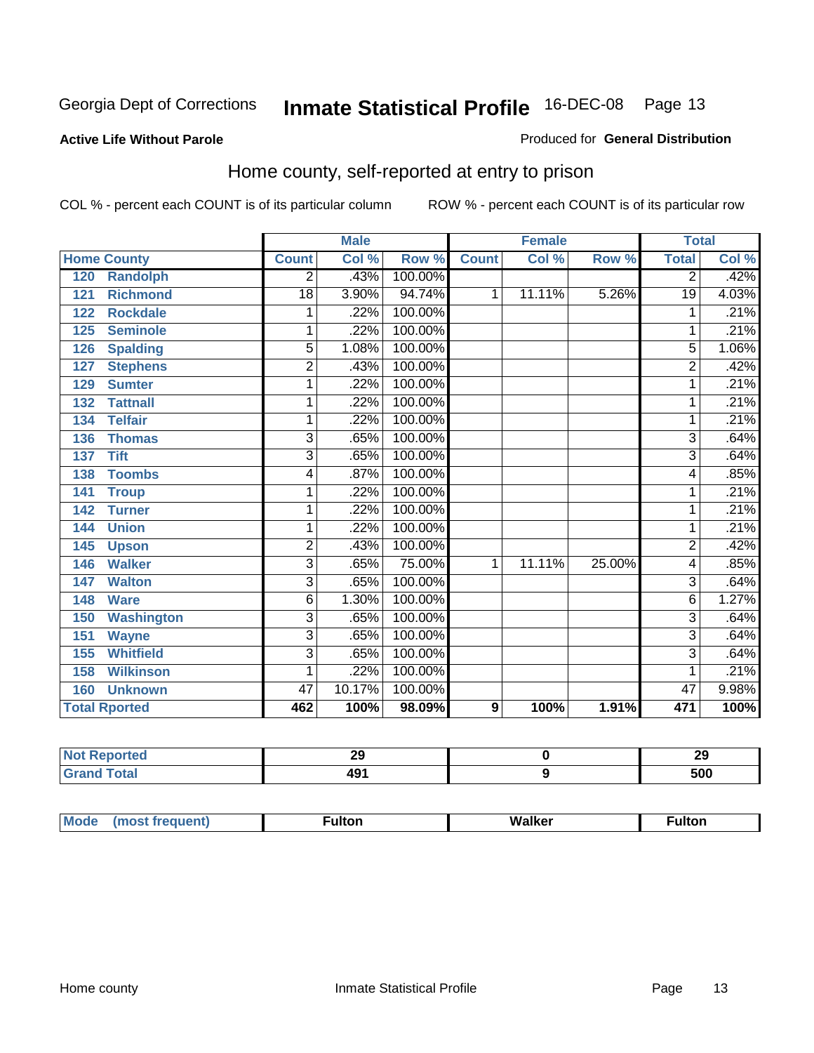Georgia Dept of Corrections **Inmate Statistical Profile** 16-DEC-08

**Active Life Without Parole**

Produced for **General Distribution**

## Home county, self-reported at entry to prison

COL % - percent each COUNT is of its particular column ROW % - percent each COUNT is of its particular row

| Home County | Male | | | Female | | | Total | |
|---|---|---|---|---|---|---|---|---|
| | Count | Col % | Row % | Count | Col % | Row % | Total | Col % |
| 120 Randolph | 2 | .43% | 100.00% | | | | 2 | .42% |
| 121 Richmond | 18 | 3.90% | 94.74% | 1 | 11.11% | 5.26% | 19 | 4.03% |
| 122 Rockdale | 1 | .22% | 100.00% | | | | 1 | .21% |
| 125 Seminole | 1 | .22% | 100.00% | | | | 1 | .21% |
| 126 Spalding | 5 | 1.08% | 100.00% | | | | 5 | 1.06% |
| 127 Stephens | 2 | .43% | 100.00% | | | | 2 | .42% |
| 129 Sumter | 1 | .22% | 100.00% | | | | 1 | .21% |
| 132 Tattnall | 1 | .22% | 100.00% | | | | 1 | .21% |
| 134 Telfair | 1 | .22% | 100.00% | | | | 1 | .21% |
| 136 Thomas | 3 | .65% | 100.00% | | | | 3 | .64% |
| 137 Tift | 3 | .65% | 100.00% | | | | 3 | .64% |
| 138 Toombs | 4 | .87% | 100.00% | | | | 4 | .85% |
| 141 Troup | 1 | .22% | 100.00% | | | | 1 | .21% |
| 142 Turner | 1 | .22% | 100.00% | | | | 1 | .21% |
| 144 Union | 1 | .22% | 100.00% | | | | 1 | .21% |
| 145 Upson | 2 | .43% | 100.00% | | | | 2 | .42% |
| 146 Walker | 3 | .65% | 75.00% | 1 | 11.11% | 25.00% | 4 | .85% |
| 147 Walton | 3 | .65% | 100.00% | | | | 3 | .64% |
| 148 Ware | 6 | 1.30% | 100.00% | | | | 6 | 1.27% |
| 150 Washington | 3 | .65% | 100.00% | | | | 3 | .64% |
| 151 Wayne | 3 | .65% | 100.00% | | | | 3 | .64% |
| 155 Whitfield | 3 | .65% | 100.00% | | | | 3 | .64% |
| 158 Wilkinson | 1 | .22% | 100.00% | | | | 1 | .21% |
| 160 Unknown | 47 | 10.17% | 100.00% | | | | 47 | 9.98% |
| **Total Rported** | **462** | **100%** | **98.09%** | **9** | **100%** | **1.91%** | **471** | **100%** |

| | Male | Female | Total |
|---|---|---|---|
| Not Reported | 29 | 0 | 29 |
| Grand Total | 491 | 9 | 500 |

| | Male | Female | Total |
|---|---|---|---|
| Mode (most frequent) | Fulton | Walker | Fulton |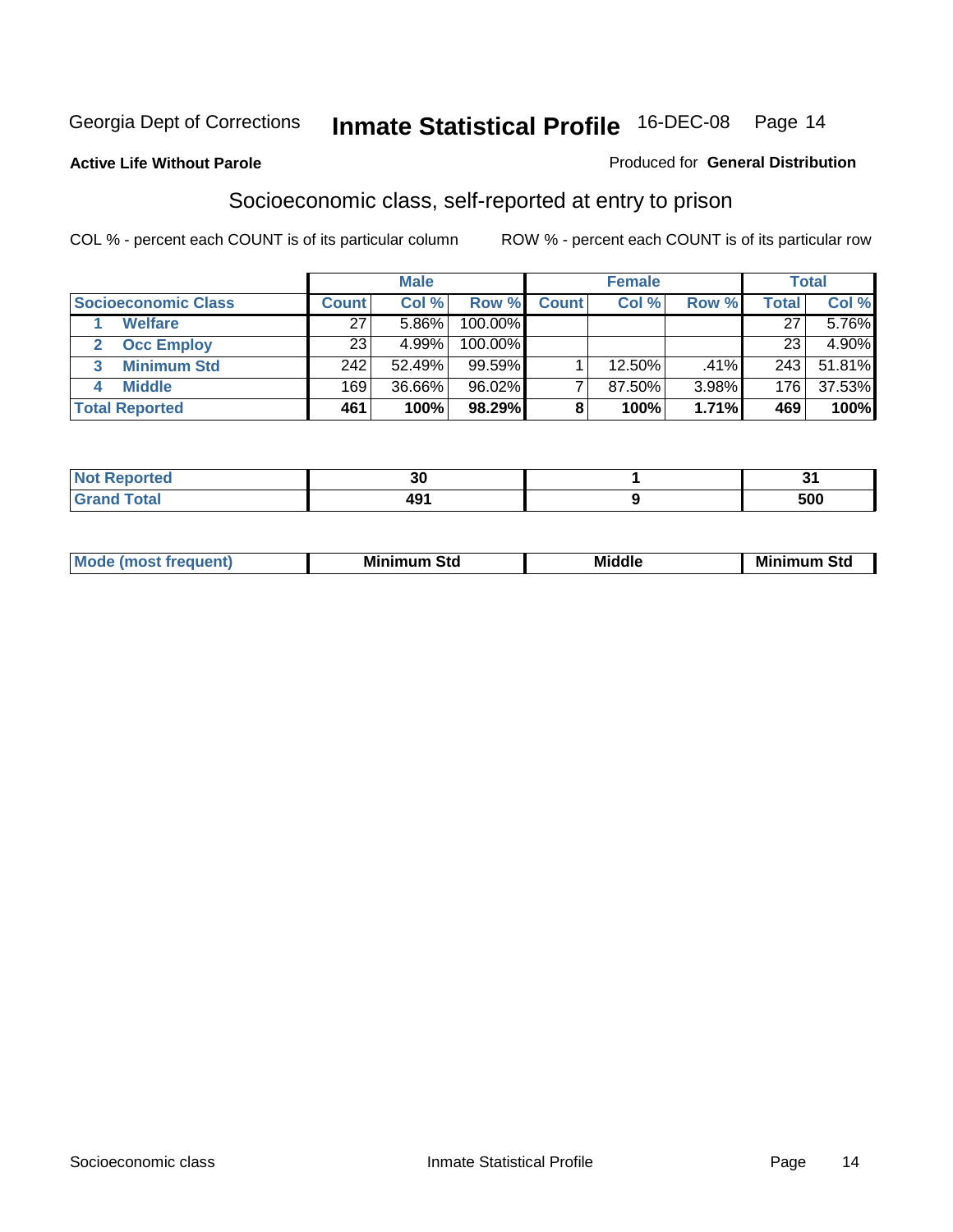Georgia Dept of Corrections **Inmate Statistical Profile** 16-DEC-08

**Active Life Without Parole**

Produced for **General Distribution**

## Socioeconomic class, self-reported at entry to prison

COL % - percent each COUNT is of its particular column

ROW % - percent each COUNT is of its particular row

| | Male | | | Female | | | Total | |
|---|---|---|---|---|---|---|---|---|
| **Socioeconomic Class** | **Count** | **Col %** | **Row %** | **Count** | **Col %** | **Row %** | **Total** | **Col %** |
| 1 **Welfare** | 27 | 5.86% | 100.00% | | | | 27 | 5.76% |
| 2 **Occ Employ** | 23 | 4.99% | 100.00% | | | | 23 | 4.90% |
| 3 **Minimum Std** | 242 | 52.49% | 99.59% | 1 | 12.50% | .41% | 243 | 51.81% |
| 4 **Middle** | 169 | 36.66% | 96.02% | 7 | 87.50% | 3.98% | 176 | 37.53% |
| **Total Reported** | **461** | **100%** | **98.29%** | **8** | **100%** | **1.71%** | **469** | **100%** |

| | Male | Female | Total |
|---|---|---|---|
| **Not Reported** | **30** | **1** | **31** |
| **Grand Total** | **491** | **9** | **500** |

| | Male | Female | Total |
|---|---|---|---|
| **Mode (most frequent)** | **Minimum Std** | **Middle** | **Minimum Std** |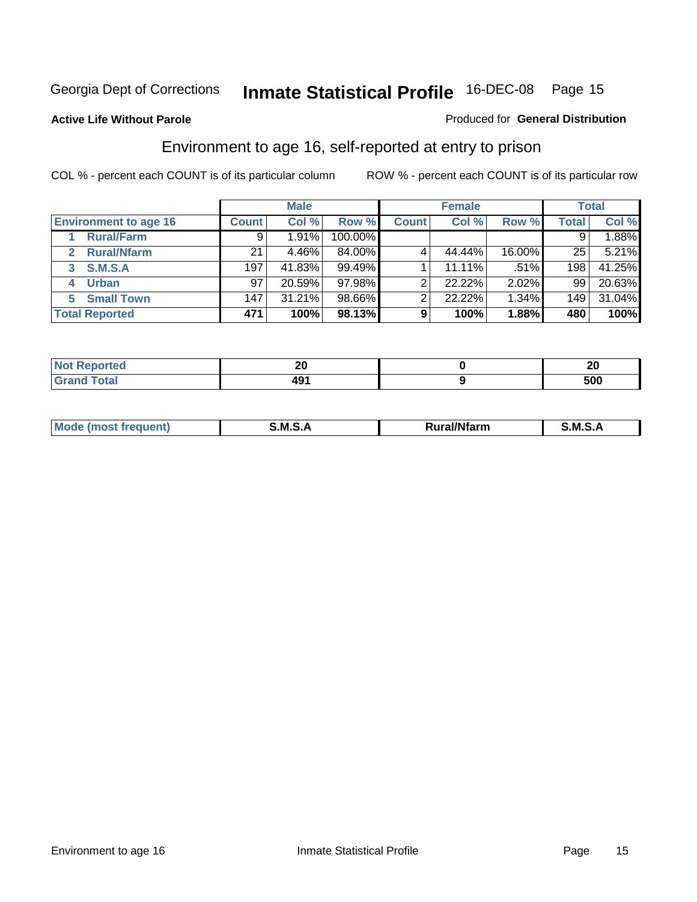Georgia Dept of Corrections **Inmate Statistical Profile** 16-DEC-08 Page 15

**Active Life Without Parole**

Produced for **General Distribution**

## Environment to age 16, self-reported at entry to prison

COL % - percent each COUNT is of its particular column

ROW % - percent each COUNT is of its particular row

| | Male | | | Female | | | Total | |
|---|---|---|---|---|---|---|---|---|
| **Environment to age 16** | **Count** | **Col %** | **Row %** | **Count** | **Col %** | **Row %** | **Total** | **Col %** |
| 1 **Rural/Farm** | 9 | 1.91% | 100.00% | | | | 9 | 1.88% |
| 2 **Rural/Nfarm** | 21 | 4.46% | 84.00% | 4 | 44.44% | 16.00% | 25 | 5.21% |
| 3 **S.M.S.A** | 197 | 41.83% | 99.49% | 1 | 11.11% | .51% | 198 | 41.25% |
| 4 **Urban** | 97 | 20.59% | 97.98% | 2 | 22.22% | 2.02% | 99 | 20.63% |
| 5 **Small Town** | 147 | 31.21% | 98.66% | 2 | 22.22% | 1.34% | 149 | 31.04% |
| **Total Reported** | **471** | **100%** | **98.13%** | **9** | **100%** | **1.88%** | **480** | **100%** |

| | Male | Female | Total |
|---|---|---|---|
| **Not Reported** | **20** | **0** | **20** |
| **Grand Total** | **491** | **9** | **500** |

| | Male | Female | Total |
|---|---|---|---|
| **Mode (most frequent)** | **S.M.S.A** | **Rural/Nfarm** | **S.M.S.A** |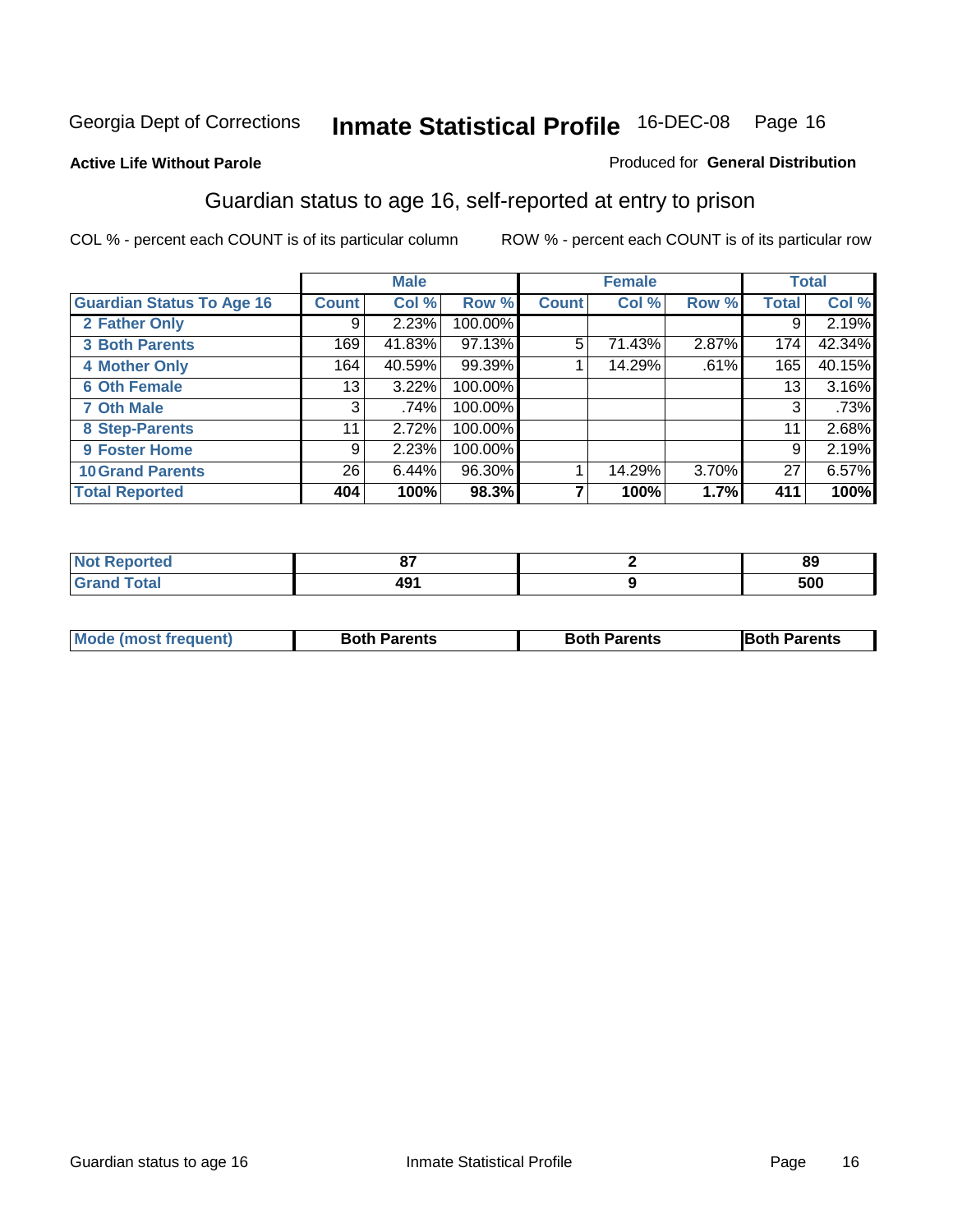Georgia Dept of Corrections **Inmate Statistical Profile** 16-DEC-08

**Active Life Without Parole**

Produced for **General Distribution**

## Guardian status to age 16, self-reported at entry to prison

COL % - percent each COUNT is of its particular column

ROW % - percent each COUNT is of its particular row

| | Male | | | Female | | | Total | |
|---|---|---|---|---|---|---|---|---|
| **Guardian Status To Age 16** | **Count** | **Col %** | **Row %** | **Count** | **Col %** | **Row %** | **Total** | **Col %** |
| 2 Father Only | 9 | 2.23% | 100.00% | | | | 9 | 2.19% |
| 3 Both Parents | 169 | 41.83% | 97.13% | 5 | 71.43% | 2.87% | 174 | 42.34% |
| 4 Mother Only | 164 | 40.59% | 99.39% | 1 | 14.29% | .61% | 165 | 40.15% |
| 6 Oth Female | 13 | 3.22% | 100.00% | | | | 13 | 3.16% |
| 7 Oth Male | 3 | .74% | 100.00% | | | | 3 | .73% |
| 8 Step-Parents | 11 | 2.72% | 100.00% | | | | 11 | 2.68% |
| 9 Foster Home | 9 | 2.23% | 100.00% | | | | 9 | 2.19% |
| 10 Grand Parents | 26 | 6.44% | 96.30% | 1 | 14.29% | 3.70% | 27 | 6.57% |
| **Total Reported** | **404** | **100%** | **98.3%** | **7** | **100%** | **1.7%** | **411** | **100%** |

| | Male | Female | Total |
|---|---|---|---|
| Not Reported | 87 | 2 | 89 |
| Grand Total | 491 | 9 | 500 |

| | Male | Female | Total |
|---|---|---|---|
| Mode (most frequent) | Both Parents | Both Parents | Both Parents |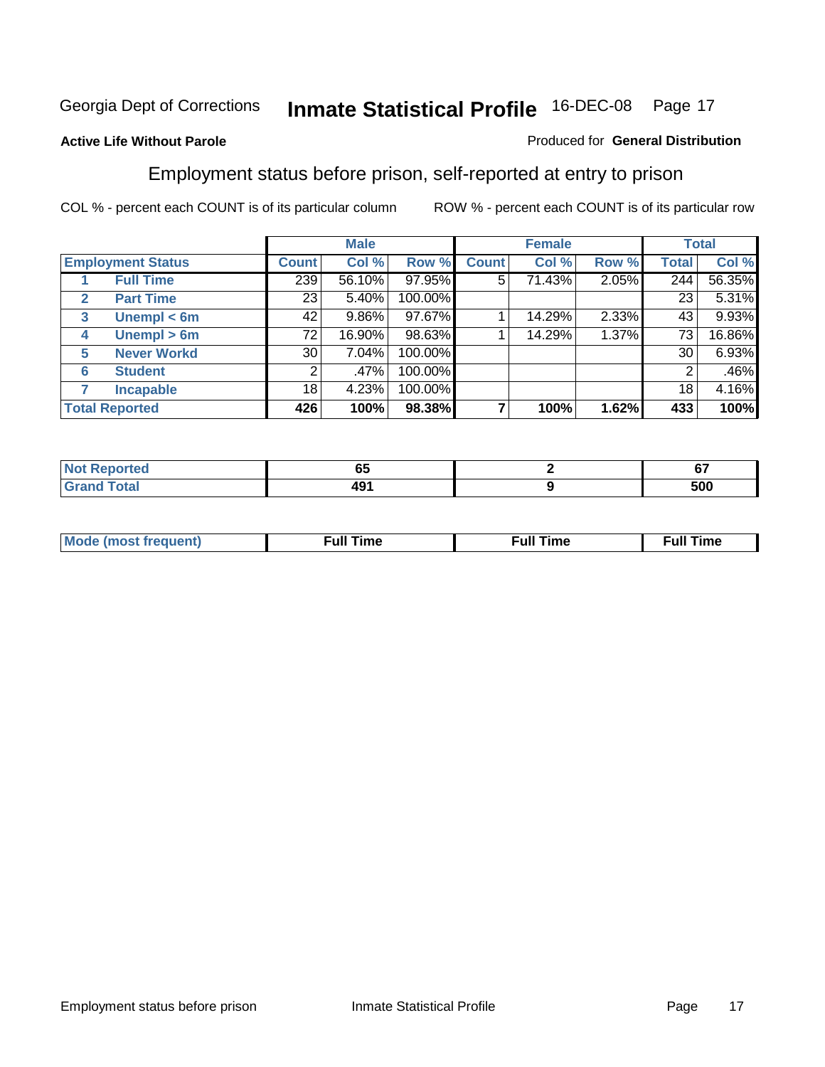Georgia Dept of Corrections **Inmate Statistical Profile** 16-DEC-08

**Active Life Without Parole**

Produced for **General Distribution**

## Employment status before prison, self-reported at entry to prison

COL % - percent each COUNT is of its particular column

ROW % - percent each COUNT is of its particular row

| | | Male | | | Female | | | Total | |
|---|---|---|---|---|---|---|---|---|---|
| **Employment Status** | | **Count** | **Col %** | **Row %** | **Count** | **Col %** | **Row %** | **Total** | **Col %** |
| 1 | **Full Time** | 239 | 56.10% | 97.95% | 5 | 71.43% | 2.05% | 244 | 56.35% |
| 2 | **Part Time** | 23 | 5.40% | 100.00% | | | | 23 | 5.31% |
| 3 | **Unempl < 6m** | 42 | 9.86% | 97.67% | 1 | 14.29% | 2.33% | 43 | 9.93% |
| 4 | **Unempl > 6m** | 72 | 16.90% | 98.63% | 1 | 14.29% | 1.37% | 73 | 16.86% |
| 5 | **Never Workd** | 30 | 7.04% | 100.00% | | | | 30 | 6.93% |
| 6 | **Student** | 2 | .47% | 100.00% | | | | 2 | .46% |
| 7 | **Incapable** | 18 | 4.23% | 100.00% | | | | 18 | 4.16% |
| **Total Reported** | | **426** | **100%** | **98.38%** | **7** | **100%** | **1.62%** | **433** | **100%** |

| | Male | Female | Total |
|---|---|---|---|
| **Not Reported** | **65** | **2** | **67** |
| **Grand Total** | **491** | **9** | **500** |

| | Male | Female | Total |
|---|---|---|---|
| **Mode (most frequent)** | **Full Time** | **Full Time** | **Full Time** |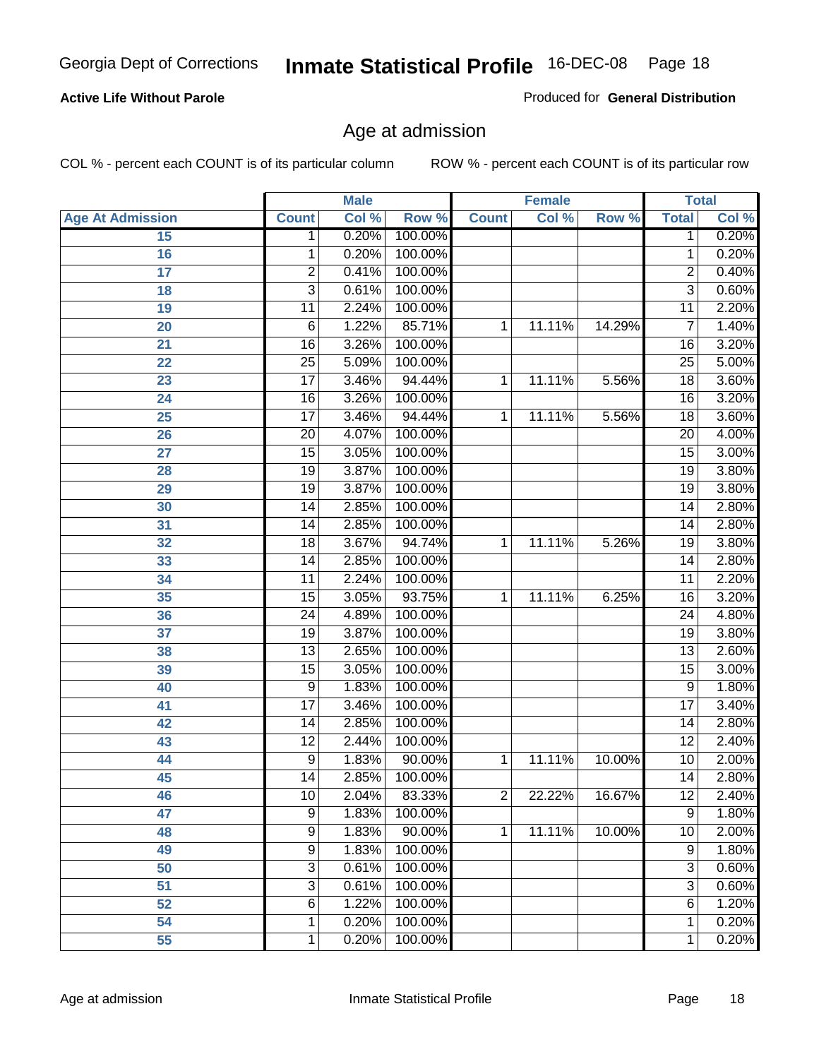Georgia Dept of Corrections **Inmate Statistical Profile** 16-DEC-08

**Active Life Without Parole**

Produced for **General Distribution**

## Age at admission

COL % - percent each COUNT is of its particular column ROW % - percent each COUNT is of its particular row

| | Male | | | Female | | | Total | |
|---|---|---|---|---|---|---|---|---|
| **Age At Admission** | **Count** | **Col %** | **Row %** | **Count** | **Col %** | **Row %** | **Total** | **Col %** |
| 15 | 1 | 0.20% | 100.00% | | | | 1 | 0.20% |
| 16 | 1 | 0.20% | 100.00% | | | | 1 | 0.20% |
| 17 | 2 | 0.41% | 100.00% | | | | 2 | 0.40% |
| 18 | 3 | 0.61% | 100.00% | | | | 3 | 0.60% |
| 19 | 11 | 2.24% | 100.00% | | | | 11 | 2.20% |
| 20 | 6 | 1.22% | 85.71% | 1 | 11.11% | 14.29% | 7 | 1.40% |
| 21 | 16 | 3.26% | 100.00% | | | | 16 | 3.20% |
| 22 | 25 | 5.09% | 100.00% | | | | 25 | 5.00% |
| 23 | 17 | 3.46% | 94.44% | 1 | 11.11% | 5.56% | 18 | 3.60% |
| 24 | 16 | 3.26% | 100.00% | | | | 16 | 3.20% |
| 25 | 17 | 3.46% | 94.44% | 1 | 11.11% | 5.56% | 18 | 3.60% |
| 26 | 20 | 4.07% | 100.00% | | | | 20 | 4.00% |
| 27 | 15 | 3.05% | 100.00% | | | | 15 | 3.00% |
| 28 | 19 | 3.87% | 100.00% | | | | 19 | 3.80% |
| 29 | 19 | 3.87% | 100.00% | | | | 19 | 3.80% |
| 30 | 14 | 2.85% | 100.00% | | | | 14 | 2.80% |
| 31 | 14 | 2.85% | 100.00% | | | | 14 | 2.80% |
| 32 | 18 | 3.67% | 94.74% | 1 | 11.11% | 5.26% | 19 | 3.80% |
| 33 | 14 | 2.85% | 100.00% | | | | 14 | 2.80% |
| 34 | 11 | 2.24% | 100.00% | | | | 11 | 2.20% |
| 35 | 15 | 3.05% | 93.75% | 1 | 11.11% | 6.25% | 16 | 3.20% |
| 36 | 24 | 4.89% | 100.00% | | | | 24 | 4.80% |
| 37 | 19 | 3.87% | 100.00% | | | | 19 | 3.80% |
| 38 | 13 | 2.65% | 100.00% | | | | 13 | 2.60% |
| 39 | 15 | 3.05% | 100.00% | | | | 15 | 3.00% |
| 40 | 9 | 1.83% | 100.00% | | | | 9 | 1.80% |
| 41 | 17 | 3.46% | 100.00% | | | | 17 | 3.40% |
| 42 | 14 | 2.85% | 100.00% | | | | 14 | 2.80% |
| 43 | 12 | 2.44% | 100.00% | | | | 12 | 2.40% |
| 44 | 9 | 1.83% | 90.00% | 1 | 11.11% | 10.00% | 10 | 2.00% |
| 45 | 14 | 2.85% | 100.00% | | | | 14 | 2.80% |
| 46 | 10 | 2.04% | 83.33% | 2 | 22.22% | 16.67% | 12 | 2.40% |
| 47 | 9 | 1.83% | 100.00% | | | | 9 | 1.80% |
| 48 | 9 | 1.83% | 90.00% | 1 | 11.11% | 10.00% | 10 | 2.00% |
| 49 | 9 | 1.83% | 100.00% | | | | 9 | 1.80% |
| 50 | 3 | 0.61% | 100.00% | | | | 3 | 0.60% |
| 51 | 3 | 0.61% | 100.00% | | | | 3 | 0.60% |
| 52 | 6 | 1.22% | 100.00% | | | | 6 | 1.20% |
| 54 | 1 | 0.20% | 100.00% | | | | 1 | 0.20% |
| 55 | 1 | 0.20% | 100.00% | | | | 1 | 0.20% |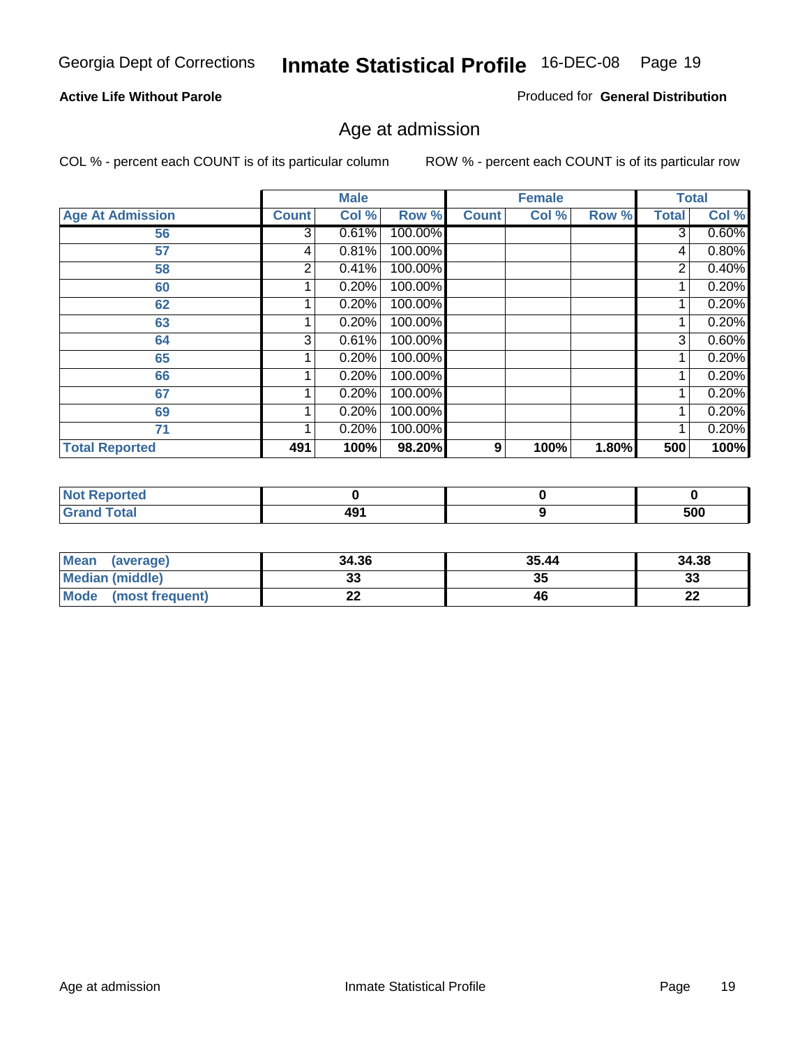Georgia Dept of Corrections **Inmate Statistical Profile** 16-DEC-08

**Active Life Without Parole**

Produced for **General Distribution**

## Age at admission

COL % - percent each COUNT is of its particular column    ROW % - percent each COUNT is of its particular row

| | Male | | | Female | | | Total | |
|---|---|---|---|---|---|---|---|---|
| **Age At Admission** | **Count** | **Col %** | **Row %** | **Count** | **Col %** | **Row %** | **Total** | **Col %** |
| 56 | 3 | 0.61% | 100.00% | | | | 3 | 0.60% |
| 57 | 4 | 0.81% | 100.00% | | | | 4 | 0.80% |
| 58 | 2 | 0.41% | 100.00% | | | | 2 | 0.40% |
| 60 | 1 | 0.20% | 100.00% | | | | 1 | 0.20% |
| 62 | 1 | 0.20% | 100.00% | | | | 1 | 0.20% |
| 63 | 1 | 0.20% | 100.00% | | | | 1 | 0.20% |
| 64 | 3 | 0.61% | 100.00% | | | | 3 | 0.60% |
| 65 | 1 | 0.20% | 100.00% | | | | 1 | 0.20% |
| 66 | 1 | 0.20% | 100.00% | | | | 1 | 0.20% |
| 67 | 1 | 0.20% | 100.00% | | | | 1 | 0.20% |
| 69 | 1 | 0.20% | 100.00% | | | | 1 | 0.20% |
| 71 | 1 | 0.20% | 100.00% | | | | 1 | 0.20% |
| **Total Reported** | **491** | **100%** | **98.20%** | **9** | **100%** | **1.80%** | **500** | **100%** |

| | Male | Female | Total |
|---|---|---|---|
| **Not Reported** | **0** | **0** | **0** |
| **Grand Total** | **491** | **9** | **500** |

| | Male | Female | Total |
|---|---|---|---|
| **Mean (average)** | **34.36** | **35.44** | **34.38** |
| **Median (middle)** | **33** | **35** | **33** |
| **Mode (most frequent)** | **22** | **46** | **22** |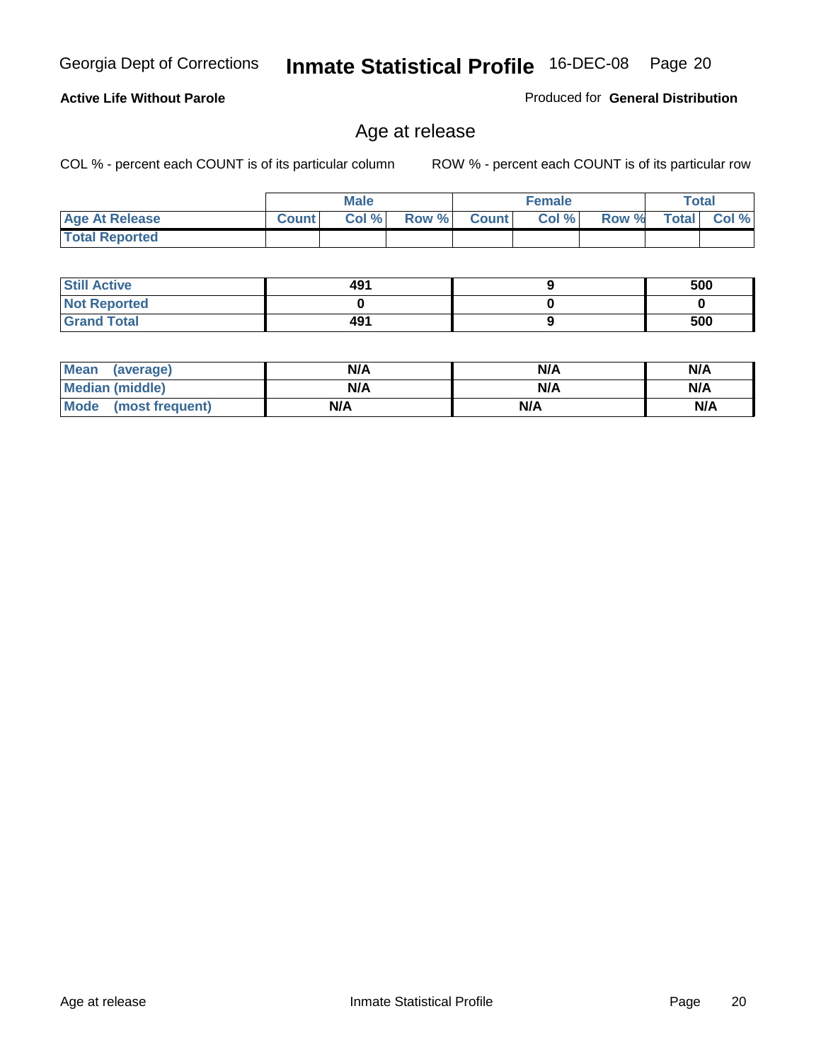Georgia Dept of Corrections **Inmate Statistical Profile** 16-DEC-08

**Active Life Without Parole**

Produced for **General Distribution**

## Age at release

COL % - percent each COUNT is of its particular column ROW % - percent each COUNT is of its particular row

| | Male | | | Female | | | Total | |
|---|---|---|---|---|---|---|---|---|
| **Age At Release** | **Count** | **Col %** | **Row %** | **Count** | **Col %** | **Row %** | **Total** | **Col %** |
| **Total Reported** | | | | | | | | |

| | Male | Female | Total |
|---|---|---|---|
| **Still Active** | 491 | 9 | 500 |
| **Not Reported** | 0 | 0 | 0 |
| **Grand Total** | 491 | 9 | 500 |

| | Male | Female | Total |
|---|---|---|---|
| **Mean (average)** | N/A | N/A | N/A |
| **Median (middle)** | N/A | N/A | N/A |
| **Mode (most frequent)** | N/A | N/A | N/A |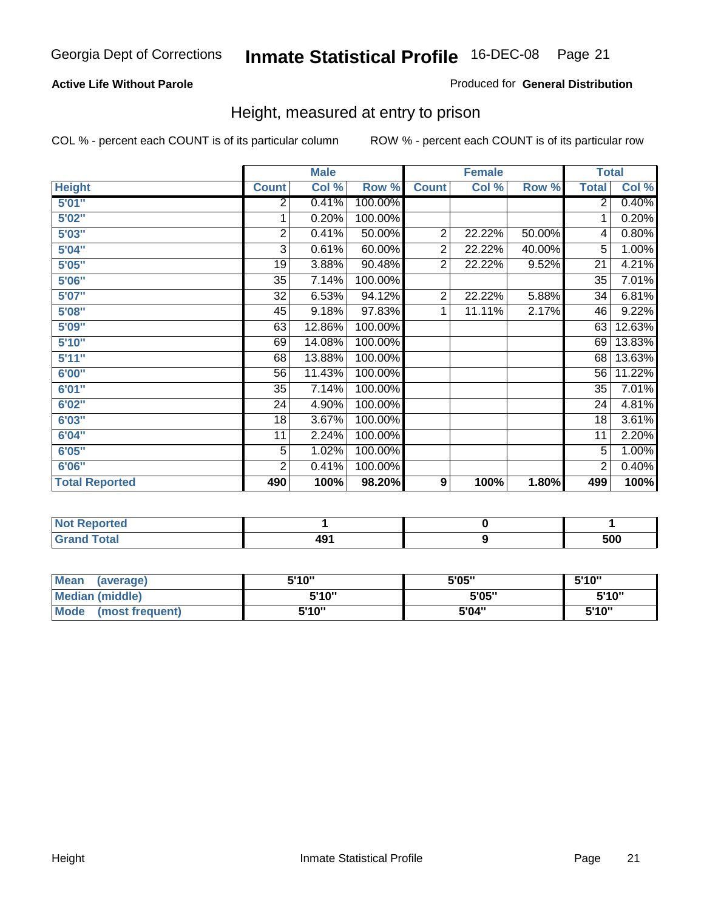Georgia Dept of Corrections **Inmate Statistical Profile** 16-DEC-08

**Active Life Without Parole**

Produced for **General Distribution**

## Height, measured at entry to prison

COL % - percent each COUNT is of its particular column    ROW % - percent each COUNT is of its particular row

| | Male | | | Female | | | Total | |
|---|---|---|---|---|---|---|---|---|
| **Height** | **Count** | **Col %** | **Row %** | **Count** | **Col %** | **Row %** | **Total** | **Col %** |
| **5'01"** | 2 | 0.41% | 100.00% | | | | 2 | 0.40% |
| **5'02"** | 1 | 0.20% | 100.00% | | | | 1 | 0.20% |
| **5'03"** | 2 | 0.41% | 50.00% | 2 | 22.22% | 50.00% | 4 | 0.80% |
| **5'04"** | 3 | 0.61% | 60.00% | 2 | 22.22% | 40.00% | 5 | 1.00% |
| **5'05"** | 19 | 3.88% | 90.48% | 2 | 22.22% | 9.52% | 21 | 4.21% |
| **5'06"** | 35 | 7.14% | 100.00% | | | | 35 | 7.01% |
| **5'07"** | 32 | 6.53% | 94.12% | 2 | 22.22% | 5.88% | 34 | 6.81% |
| **5'08"** | 45 | 9.18% | 97.83% | 1 | 11.11% | 2.17% | 46 | 9.22% |
| **5'09"** | 63 | 12.86% | 100.00% | | | | 63 | 12.63% |
| **5'10"** | 69 | 14.08% | 100.00% | | | | 69 | 13.83% |
| **5'11"** | 68 | 13.88% | 100.00% | | | | 68 | 13.63% |
| **6'00"** | 56 | 11.43% | 100.00% | | | | 56 | 11.22% |
| **6'01"** | 35 | 7.14% | 100.00% | | | | 35 | 7.01% |
| **6'02"** | 24 | 4.90% | 100.00% | | | | 24 | 4.81% |
| **6'03"** | 18 | 3.67% | 100.00% | | | | 18 | 3.61% |
| **6'04"** | 11 | 2.24% | 100.00% | | | | 11 | 2.20% |
| **6'05"** | 5 | 1.02% | 100.00% | | | | 5 | 1.00% |
| **6'06"** | 2 | 0.41% | 100.00% | | | | 2 | 0.40% |
| **Total Reported** | **490** | **100%** | **98.20%** | **9** | **100%** | **1.80%** | **499** | **100%** |

| | Male | Female | Total |
|---|---|---|---|
| **Not Reported** | **1** | **0** | **1** |
| **Grand Total** | **491** | **9** | **500** |

| | Male | Female | Total |
|---|---|---|---|
| **Mean (average)** | **5'10"** | **5'05"** | **5'10"** |
| **Median (middle)** | **5'10"** | **5'05"** | **5'10"** |
| **Mode (most frequent)** | **5'10"** | **5'04"** | **5'10"** |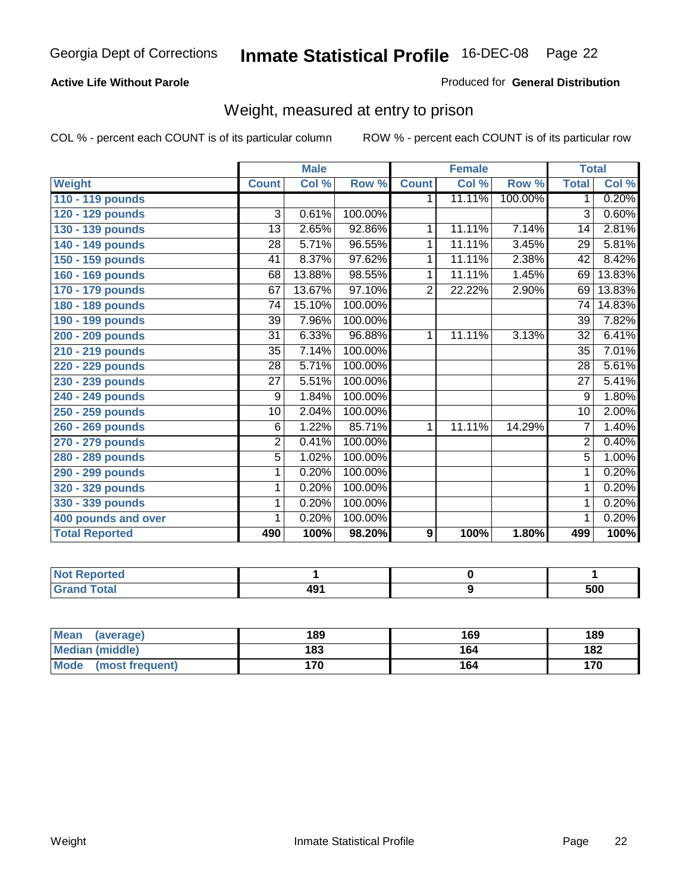Georgia Dept of Corrections **Inmate Statistical Profile** 16-DEC-08

**Active Life Without Parole**

Produced for **General Distribution**

## Weight, measured at entry to prison

COL % - percent each COUNT is of its particular column

ROW % - percent each COUNT is of its particular row

| | Male | | | Female | | | Total | |
|---|---|---|---|---|---|---|---|---|
| **Weight** | **Count** | **Col %** | **Row %** | **Count** | **Col %** | **Row %** | **Total** | **Col %** |
| **110 - 119 pounds** | | | | 1 | 11.11% | 100.00% | 1 | 0.20% |
| **120 - 129 pounds** | 3 | 0.61% | 100.00% | | | | 3 | 0.60% |
| **130 - 139 pounds** | 13 | 2.65% | 92.86% | 1 | 11.11% | 7.14% | 14 | 2.81% |
| **140 - 149 pounds** | 28 | 5.71% | 96.55% | 1 | 11.11% | 3.45% | 29 | 5.81% |
| **150 - 159 pounds** | 41 | 8.37% | 97.62% | 1 | 11.11% | 2.38% | 42 | 8.42% |
| **160 - 169 pounds** | 68 | 13.88% | 98.55% | 1 | 11.11% | 1.45% | 69 | 13.83% |
| **170 - 179 pounds** | 67 | 13.67% | 97.10% | 2 | 22.22% | 2.90% | 69 | 13.83% |
| **180 - 189 pounds** | 74 | 15.10% | 100.00% | | | | 74 | 14.83% |
| **190 - 199 pounds** | 39 | 7.96% | 100.00% | | | | 39 | 7.82% |
| **200 - 209 pounds** | 31 | 6.33% | 96.88% | 1 | 11.11% | 3.13% | 32 | 6.41% |
| **210 - 219 pounds** | 35 | 7.14% | 100.00% | | | | 35 | 7.01% |
| **220 - 229 pounds** | 28 | 5.71% | 100.00% | | | | 28 | 5.61% |
| **230 - 239 pounds** | 27 | 5.51% | 100.00% | | | | 27 | 5.41% |
| **240 - 249 pounds** | 9 | 1.84% | 100.00% | | | | 9 | 1.80% |
| **250 - 259 pounds** | 10 | 2.04% | 100.00% | | | | 10 | 2.00% |
| **260 - 269 pounds** | 6 | 1.22% | 85.71% | 1 | 11.11% | 14.29% | 7 | 1.40% |
| **270 - 279 pounds** | 2 | 0.41% | 100.00% | | | | 2 | 0.40% |
| **280 - 289 pounds** | 5 | 1.02% | 100.00% | | | | 5 | 1.00% |
| **290 - 299 pounds** | 1 | 0.20% | 100.00% | | | | 1 | 0.20% |
| **320 - 329 pounds** | 1 | 0.20% | 100.00% | | | | 1 | 0.20% |
| **330 - 339 pounds** | 1 | 0.20% | 100.00% | | | | 1 | 0.20% |
| **400 pounds and over** | 1 | 0.20% | 100.00% | | | | 1 | 0.20% |
| **Total Reported** | **490** | **100%** | **98.20%** | **9** | **100%** | **1.80%** | **499** | **100%** |

| | Male | Female | Total |
|---|---|---|---|
| **Not Reported** | **1** | **0** | **1** |
| **Grand Total** | **491** | **9** | **500** |

| | Male | Female | Total |
|---|---|---|---|
| **Mean (average)** | **189** | **169** | **189** |
| **Median (middle)** | **183** | **164** | **182** |
| **Mode (most frequent)** | **170** | **164** | **170** |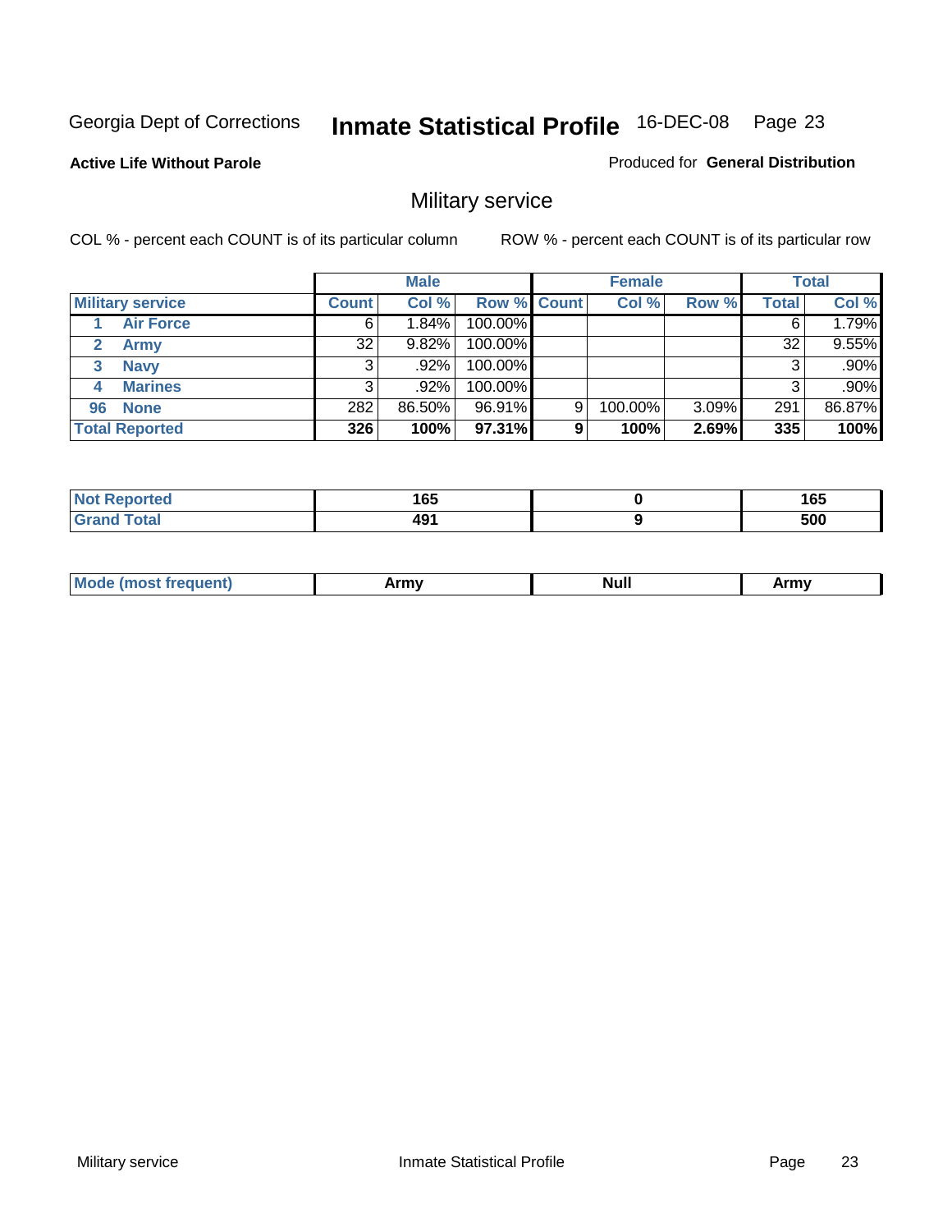Georgia Dept of Corrections **Inmate Statistical Profile** 16-DEC-08

**Active Life Without Parole**

Produced for **General Distribution**

## Military service

COL % - percent each COUNT is of its particular column ROW % - percent each COUNT is of its particular row

| | Male | | | Female | | | Total | |
|---|---|---|---|---|---|---|---|---|
| **Military service** | **Count** | **Col %** | **Row %** | **Count** | **Col %** | **Row %** | **Total** | **Col %** |
| 1 **Air Force** | 6 | 1.84% | 100.00% | | | | 6 | 1.79% |
| 2 **Army** | 32 | 9.82% | 100.00% | | | | 32 | 9.55% |
| 3 **Navy** | 3 | .92% | 100.00% | | | | 3 | .90% |
| 4 **Marines** | 3 | .92% | 100.00% | | | | 3 | .90% |
| 96 **None** | 282 | 86.50% | 96.91% | 9 | 100.00% | 3.09% | 291 | 86.87% |
| **Total Reported** | **326** | **100%** | **97.31%** | **9** | **100%** | **2.69%** | **335** | **100%** |

| | Male | Female | Total |
|---|---|---|---|
| **Not Reported** | **165** | **0** | **165** |
| **Grand Total** | **491** | **9** | **500** |

| | Male | Female | Total |
|---|---|---|---|
| **Mode (most frequent)** | **Army** | **Null** | **Army** |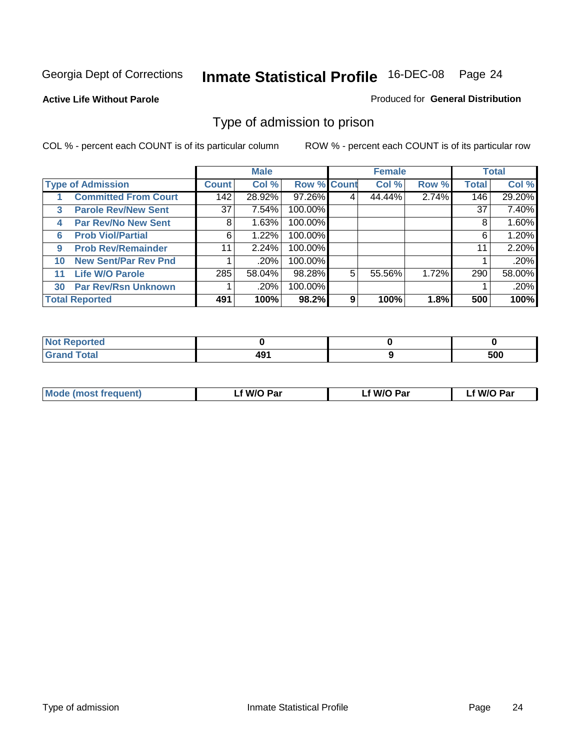Georgia Dept of Corrections **Inmate Statistical Profile** 16-DEC-08

**Active Life Without Parole**

Produced for **General Distribution**

## Type of admission to prison

COL % - percent each COUNT is of its particular column

ROW % - percent each COUNT is of its particular row

| | | Male | | | Female | | | Total | |
|---|---|---|---|---|---|---|---|---|---|
| **Type of Admission** | | **Count** | **Col %** | **Row %** | **Count** | **Col %** | **Row %** | **Total** | **Col %** |
| 1 | **Committed From Court** | 142 | 28.92% | 97.26% | 4 | 44.44% | 2.74% | 146 | 29.20% |
| 3 | **Parole Rev/New Sent** | 37 | 7.54% | 100.00% | | | | 37 | 7.40% |
| 4 | **Par Rev/No New Sent** | 8 | 1.63% | 100.00% | | | | 8 | 1.60% |
| 6 | **Prob Viol/Partial** | 6 | 1.22% | 100.00% | | | | 6 | 1.20% |
| 9 | **Prob Rev/Remainder** | 11 | 2.24% | 100.00% | | | | 11 | 2.20% |
| 10 | **New Sent/Par Rev Pnd** | 1 | .20% | 100.00% | | | | 1 | .20% |
| 11 | **Life W/O Parole** | 285 | 58.04% | 98.28% | 5 | 55.56% | 1.72% | 290 | 58.00% |
| 30 | **Par Rev/Rsn Unknown** | 1 | .20% | 100.00% | | | | 1 | .20% |
| **Total Reported** | | **491** | **100%** | **98.2%** | **9** | **100%** | **1.8%** | **500** | **100%** |

| | Male | Female | Total |
|---|---|---|---|
| **Not Reported** | **0** | **0** | **0** |
| **Grand Total** | **491** | **9** | **500** |

| | Male | Female | Total |
|---|---|---|---|
| **Mode (most frequent)** | **Lf W/O Par** | **Lf W/O Par** | **Lf W/O Par** |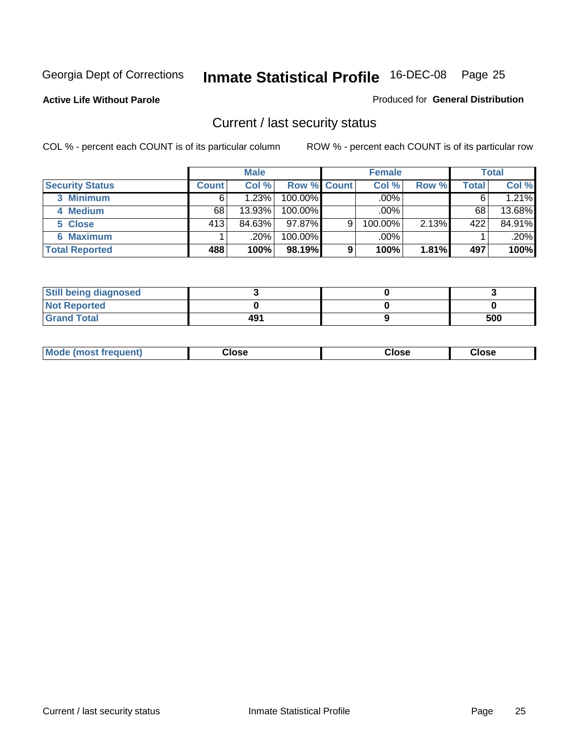Georgia Dept of Corrections **Inmate Statistical Profile** 16-DEC-08 Page 25

**Active Life Without Parole**

Produced for **General Distribution**

## Current / last security status

COL % - percent each COUNT is of its particular column

ROW % - percent each COUNT is of its particular row

| | Male | | | Female | | | Total | |
|---|---|---|---|---|---|---|---|---|
| **Security Status** | **Count** | **Col %** | **Row %** | **Count** | **Col %** | **Row %** | **Total** | **Col %** |
| **3 Minimum** | 6 | 1.23% | 100.00% | | .00% | | 6 | 1.21% |
| **4 Medium** | 68 | 13.93% | 100.00% | | .00% | | 68 | 13.68% |
| **5 Close** | 413 | 84.63% | 97.87% | 9 | 100.00% | 2.13% | 422 | 84.91% |
| **6 Maximum** | 1 | .20% | 100.00% | | .00% | | 1 | .20% |
| **Total Reported** | **488** | **100%** | **98.19%** | **9** | **100%** | **1.81%** | **497** | **100%** |

| | Male | Female | Total |
|---|---|---|---|
| **Still being diagnosed** | **3** | **0** | **3** |
| **Not Reported** | **0** | **0** | **0** |
| **Grand Total** | **491** | **9** | **500** |

| | Male | Female | Total |
|---|---|---|---|
| **Mode (most frequent)** | **Close** | **Close** | **Close** |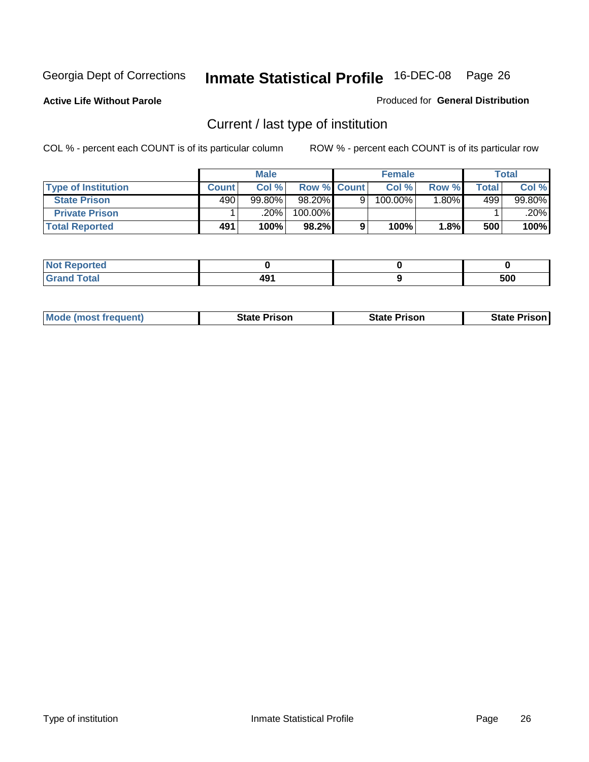Georgia Dept of Corrections **Inmate Statistical Profile** 16-DEC-08

**Active Life Without Parole**

Produced for **General Distribution**

## Current / last type of institution

COL % - percent each COUNT is of its particular column

ROW % - percent each COUNT is of its particular row

| | Male | | | Female | | | Total | |
|---|---|---|---|---|---|---|---|---|
| **Type of Institution** | **Count** | **Col %** | **Row %** | **Count** | **Col %** | **Row %** | **Total** | **Col %** |
| **State Prison** | 490 | 99.80% | 98.20% | 9 | 100.00% | 1.80% | 499 | 99.80% |
| **Private Prison** | 1 | .20% | 100.00% | | | | 1 | .20% |
| **Total Reported** | **491** | **100%** | **98.2%** | **9** | **100%** | **1.8%** | **500** | **100%** |

| | Male | Female | Total |
|---|---|---|---|
| **Not Reported** | **0** | **0** | **0** |
| **Grand Total** | **491** | **9** | **500** |

| | Male | Female | Total |
|---|---|---|---|
| **Mode (most frequent)** | **State Prison** | **State Prison** | **State Prison** |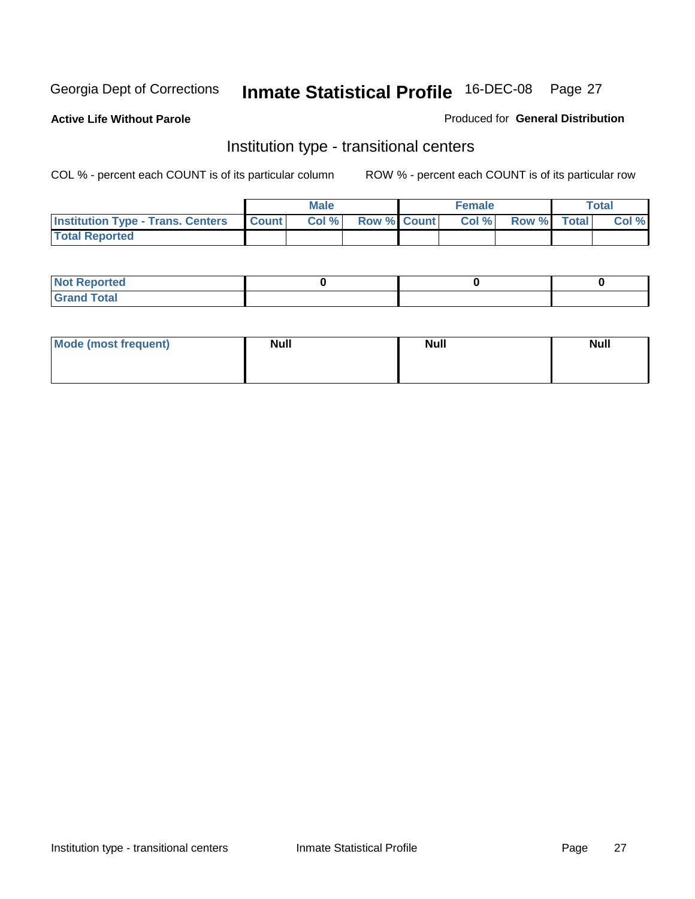Georgia Dept of Corrections **Inmate Statistical Profile** 16-DEC-08

**Active Life Without Parole**

Produced for **General Distribution**

## Institution type - transitional centers

COL % - percent each COUNT is of its particular column

ROW % - percent each COUNT is of its particular row

| | Male | | | Female | | | Total | |
|---|---|---|---|---|---|---|---|---|
| **Institution Type - Trans. Centers** | **Count** | **Col %** | **Row %** | **Count** | **Col %** | **Row %** | **Total** | **Col %** |
| **Total Reported** | | | | | | | | |

| | Male | Female | Total |
|---|---|---|---|
| **Not Reported** | 0 | 0 | 0 |
| **Grand Total** | | | |

| | Male | Female | Total |
|---|---|---|---|
| **Mode (most frequent)** | **Null** | **Null** | **Null** |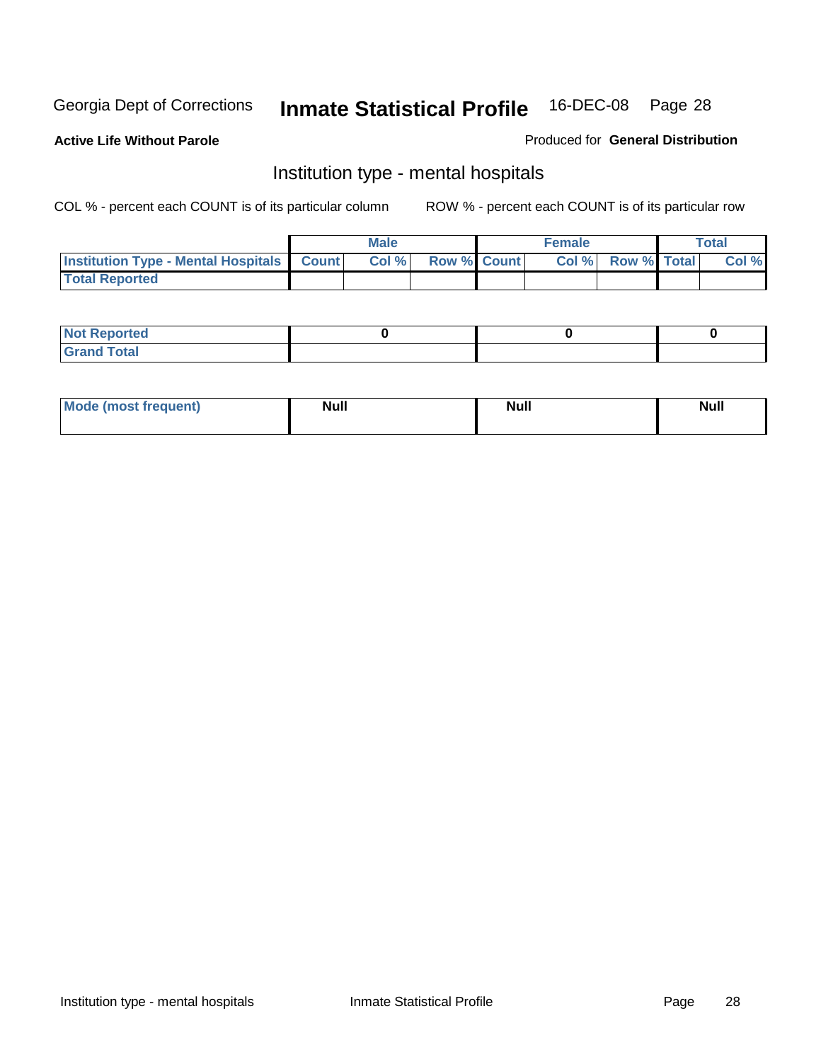Georgia Dept of Corrections **Inmate Statistical Profile** 16-DEC-08

**Active Life Without Parole**

Produced for **General Distribution**

## Institution type - mental hospitals

COL % - percent each COUNT is of its particular column

ROW % - percent each COUNT is of its particular row

| | Male | | | Female | | | Total | |
|---|---|---|---|---|---|---|---|---|
| **Institution Type - Mental Hospitals** | **Count** | **Col %** | **Row %** | **Count** | **Col %** | **Row %** | **Total** | **Col %** |
| **Total Reported** | | | | | | | | |

| | Male | Female | Total |
|---|---|---|---|
| **Not Reported** | 0 | 0 | 0 |
| **Grand Total** | | | |

| | Male | Female | Total |
|---|---|---|---|
| **Mode (most frequent)** | Null | Null | Null |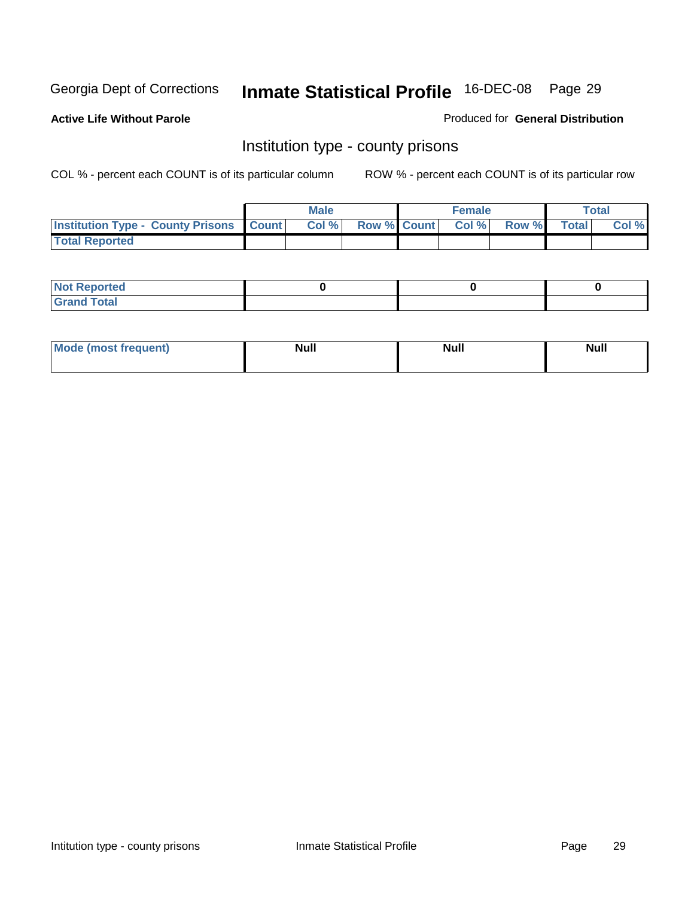Georgia Dept of Corrections **Inmate Statistical Profile** 16-DEC-08

**Active Life Without Parole**

Produced for **General Distribution**

## Institution type - county prisons

COL % - percent each COUNT is of its particular column

ROW % - percent each COUNT is of its particular row

| | Male | | | Female | | | Total | |
|---|---|---|---|---|---|---|---|---|
| **Institution Type - County Prisons** | **Count** | **Col %** | **Row %** | **Count** | **Col %** | **Row %** | **Total** | **Col %** |
| **Total Reported** | | | | | | | | |

| | Male | Female | Total |
|---|---|---|---|
| **Not Reported** | **0** | **0** | **0** |
| **Grand Total** | | | |

| | Male | Female | Total |
|---|---|---|---|
| **Mode (most frequent)** | **Null** | **Null** | **Null** |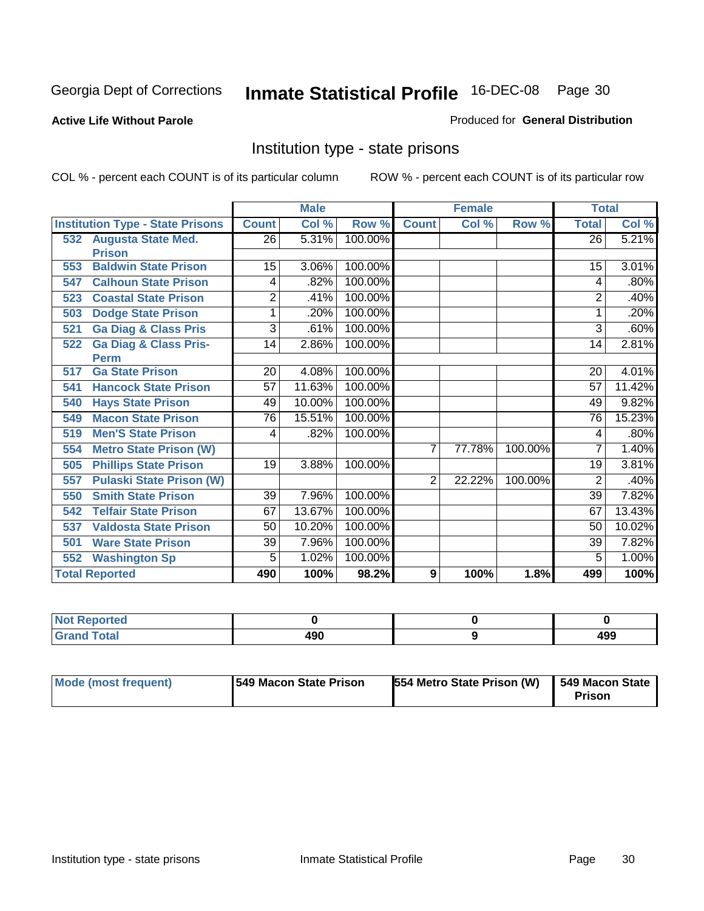Georgia Dept of Corrections **Inmate Statistical Profile** 16-DEC-08

**Active Life Without Parole**

Produced for **General Distribution**

## Institution type - state prisons

COL % - percent each COUNT is of its particular column    ROW % - percent each COUNT is of its particular row

| Institution Type - State Prisons | Male | | | Female | | | Total | |
|---|---|---|---|---|---|---|---|---|
| | Count | Col % | Row % | Count | Col % | Row % | Total | Col % |
| 532 Augusta State Med. Prison | 26 | 5.31% | 100.00% | | | | 26 | 5.21% |
| 553 Baldwin State Prison | 15 | 3.06% | 100.00% | | | | 15 | 3.01% |
| 547 Calhoun State Prison | 4 | .82% | 100.00% | | | | 4 | .80% |
| 523 Coastal State Prison | 2 | .41% | 100.00% | | | | 2 | .40% |
| 503 Dodge State Prison | 1 | .20% | 100.00% | | | | 1 | .20% |
| 521 Ga Diag & Class Pris | 3 | .61% | 100.00% | | | | 3 | .60% |
| 522 Ga Diag & Class Pris-Perm | 14 | 2.86% | 100.00% | | | | 14 | 2.81% |
| 517 Ga State Prison | 20 | 4.08% | 100.00% | | | | 20 | 4.01% |
| 541 Hancock State Prison | 57 | 11.63% | 100.00% | | | | 57 | 11.42% |
| 540 Hays State Prison | 49 | 10.00% | 100.00% | | | | 49 | 9.82% |
| 549 Macon State Prison | 76 | 15.51% | 100.00% | | | | 76 | 15.23% |
| 519 Men'S State Prison | 4 | .82% | 100.00% | | | | 4 | .80% |
| 554 Metro State Prison (W) | | | | 7 | 77.78% | 100.00% | 7 | 1.40% |
| 505 Phillips State Prison | 19 | 3.88% | 100.00% | | | | 19 | 3.81% |
| 557 Pulaski State Prison (W) | | | | 2 | 22.22% | 100.00% | 2 | .40% |
| 550 Smith State Prison | 39 | 7.96% | 100.00% | | | | 39 | 7.82% |
| 542 Telfair State Prison | 67 | 13.67% | 100.00% | | | | 67 | 13.43% |
| 537 Valdosta State Prison | 50 | 10.20% | 100.00% | | | | 50 | 10.02% |
| 501 Ware State Prison | 39 | 7.96% | 100.00% | | | | 39 | 7.82% |
| 552 Washington Sp | 5 | 1.02% | 100.00% | | | | 5 | 1.00% |
| **Total Reported** | **490** | **100%** | **98.2%** | **9** | **100%** | **1.8%** | **499** | **100%** |

| | Male | Female | Total |
|---|---|---|---|
| Not Reported | 0 | 0 | 0 |
| Grand Total | 490 | 9 | 499 |

| | Male | Female | Total |
|---|---|---|---|
| Mode (most frequent) | 549 Macon State Prison | 554 Metro State Prison (W) | 549 Macon State Prison |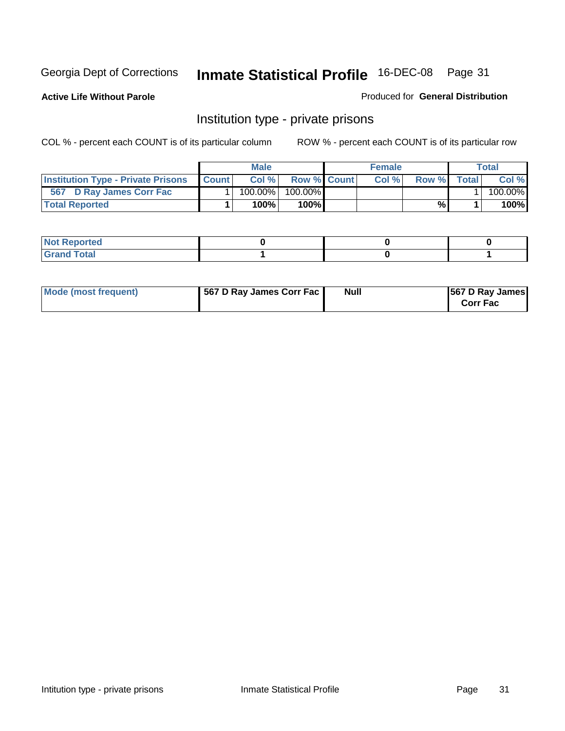Georgia Dept of Corrections **Inmate Statistical Profile** 16-DEC-08

**Active Life Without Parole**

Produced for **General Distribution**

## Institution type - private prisons

COL % - percent each COUNT is of its particular column

ROW % - percent each COUNT is of its particular row

| | Male | | | Female | | | Total | |
|---|---|---|---|---|---|---|---|---|
| **Institution Type - Private Prisons** | **Count** | **Col %** | **Row %** | **Count** | **Col %** | **Row %** | **Total** | **Col %** |
| **567 D Ray James Corr Fac** | 1 | 100.00% | 100.00% | | | | 1 | 100.00% |
| **Total Reported** | **1** | **100%** | **100%** | | | **%** | **1** | **100%** |

| | Male | Female | Total |
|---|---|---|---|
| **Not Reported** | **0** | **0** | **0** |
| **Grand Total** | **1** | **0** | **1** |

| | Male | Female | Total |
|---|---|---|---|
| **Mode (most frequent)** | **567 D Ray James Corr Fac** | **Null** | **567 D Ray James Corr Fac** |

Intitution type - private prisons Inmate Statistical Profile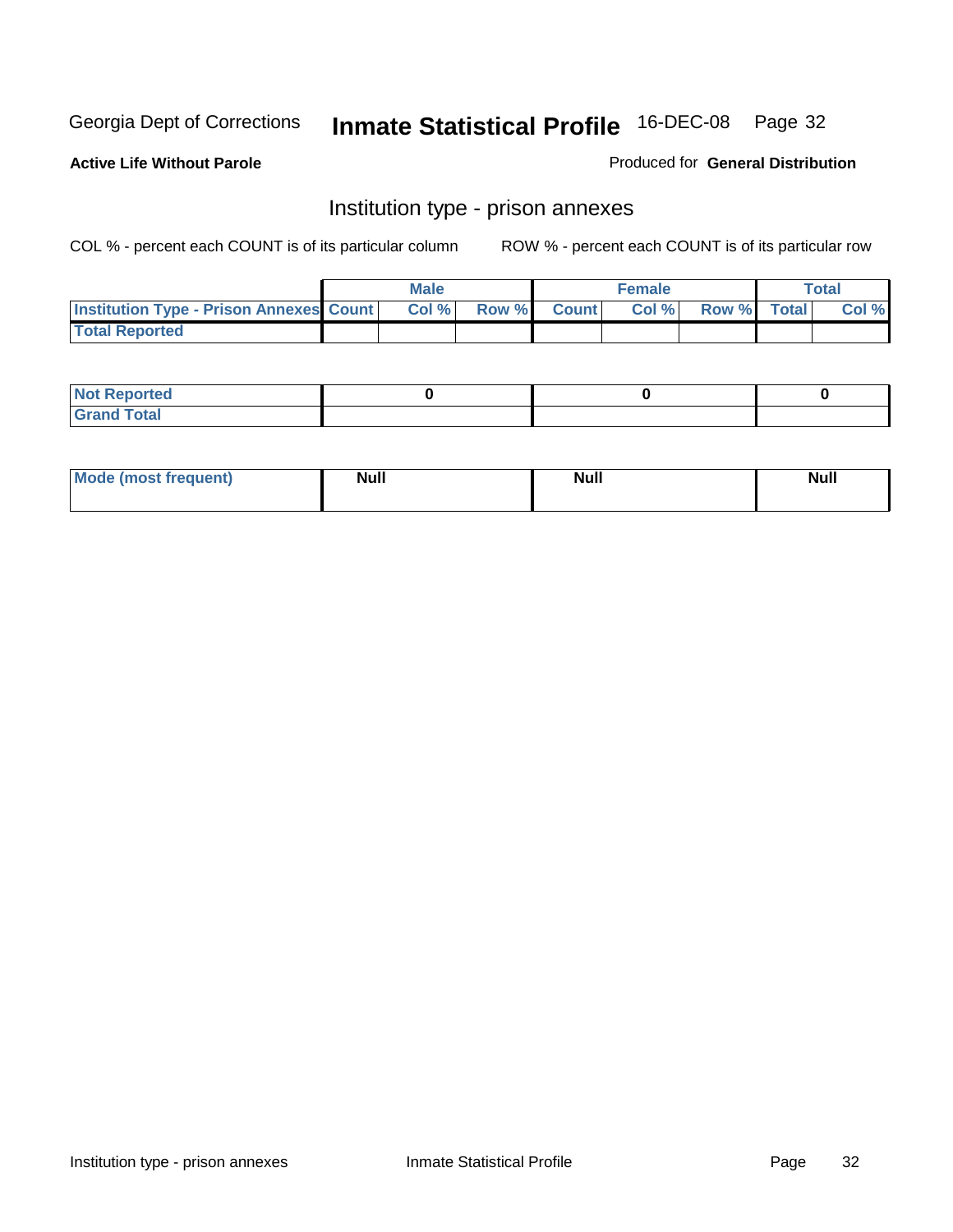Georgia Dept of Corrections **Inmate Statistical Profile** 16-DEC-08

**Active Life Without Parole**

Produced for **General Distribution**

## Institution type - prison annexes

COL % - percent each COUNT is of its particular column

ROW % - percent each COUNT is of its particular row

| | Male | | | Female | | | Total | |
|---|---|---|---|---|---|---|---|---|
| Institution Type - Prison Annexes | Count | Col % | Row % | Count | Col % | Row % | Total | Col % |
| Total Reported | | | | | | | | |

| | Male | Female | Total |
|---|---|---|---|
| Not Reported | 0 | 0 | 0 |
| Grand Total | | | |

| | Male | Female | Total |
|---|---|---|---|
| Mode (most frequent) | Null | Null | Null |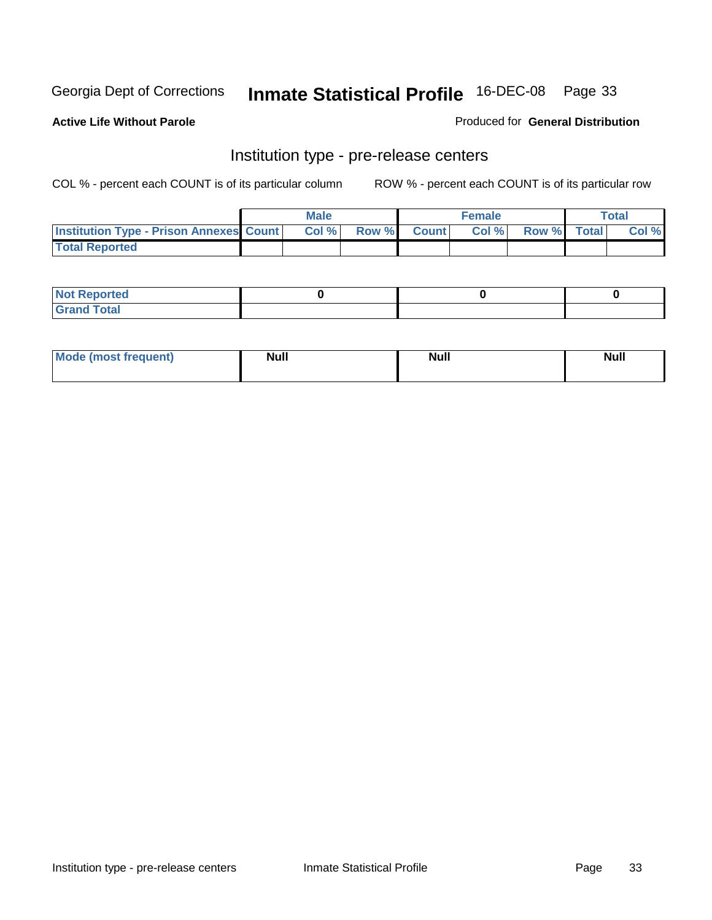Georgia Dept of Corrections **Inmate Statistical Profile** 16-DEC-08

**Active Life Without Parole**

Produced for **General Distribution**

## Institution type - pre-release centers

COL % - percent each COUNT is of its particular column ROW % - percent each COUNT is of its particular row

| | Male | | | Female | | | Total | |
|---|---|---|---|---|---|---|---|---|
| **Institution Type - Prison Annexes** | **Count** | **Col %** | **Row %** | **Count** | **Col %** | **Row %** | **Total** | **Col %** |
| **Total Reported** | | | | | | | | |

| | Male | Female | Total |
|---|---|---|---|
| **Not Reported** | 0 | 0 | 0 |
| **Grand Total** | | | |

| | Male | Female | Total |
|---|---|---|---|
| **Mode (most frequent)** | Null | Null | Null |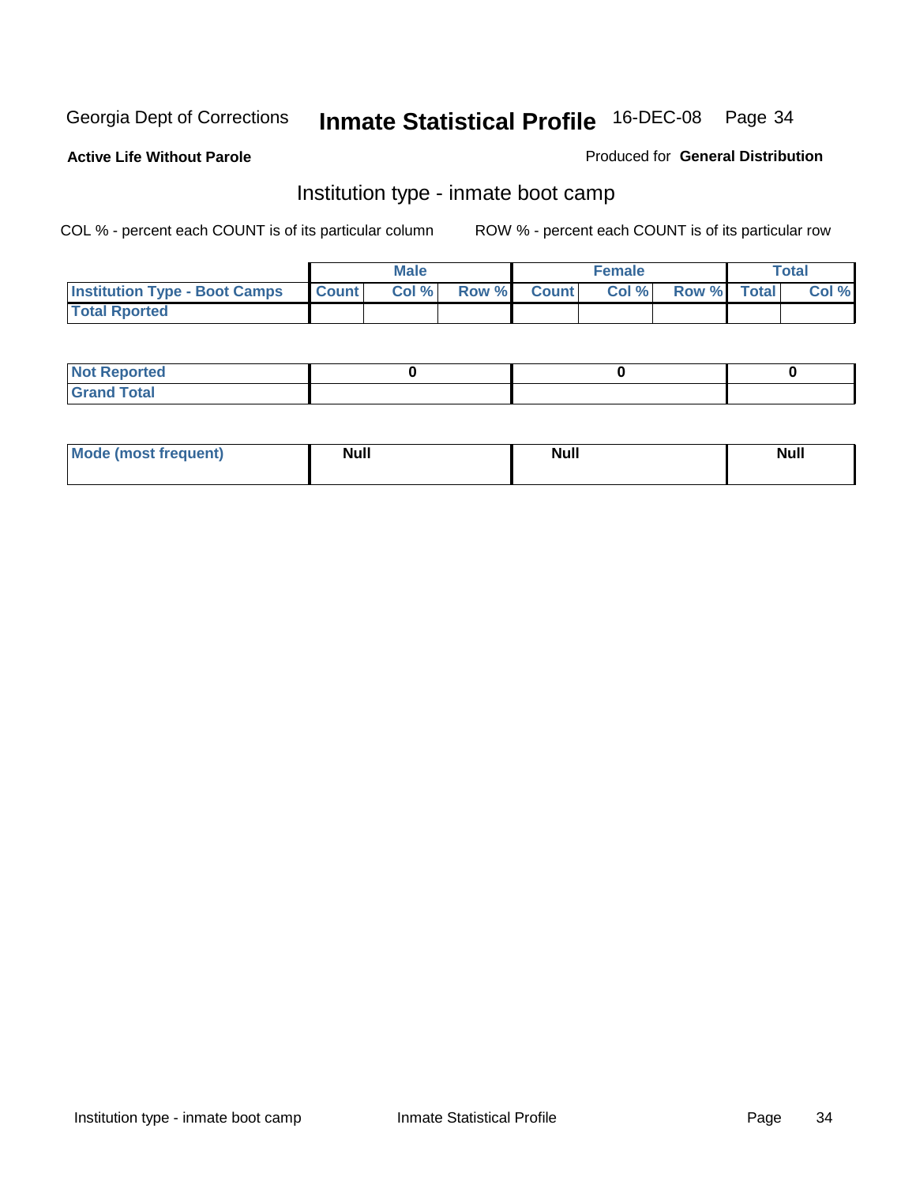Georgia Dept of Corrections **Inmate Statistical Profile** 16-DEC-08

**Active Life Without Parole**

Produced for **General Distribution**

## Institution type - inmate boot camp

COL % - percent each COUNT is of its particular column

ROW % - percent each COUNT is of its particular row

| | Male | | | Female | | | Total | |
|---|---|---|---|---|---|---|---|---|
| **Institution Type - Boot Camps** | **Count** | **Col %** | **Row %** | **Count** | **Col %** | **Row %** | **Total** | **Col %** |
| **Total Rported** | | | | | | | | |

| | Male | Female | Total |
|---|---|---|---|
| **Not Reported** | 0 | 0 | 0 |
| **Grand Total** | | | |

| | Male | Female | Total |
|---|---|---|---|
| **Mode (most frequent)** | Null | Null | Null |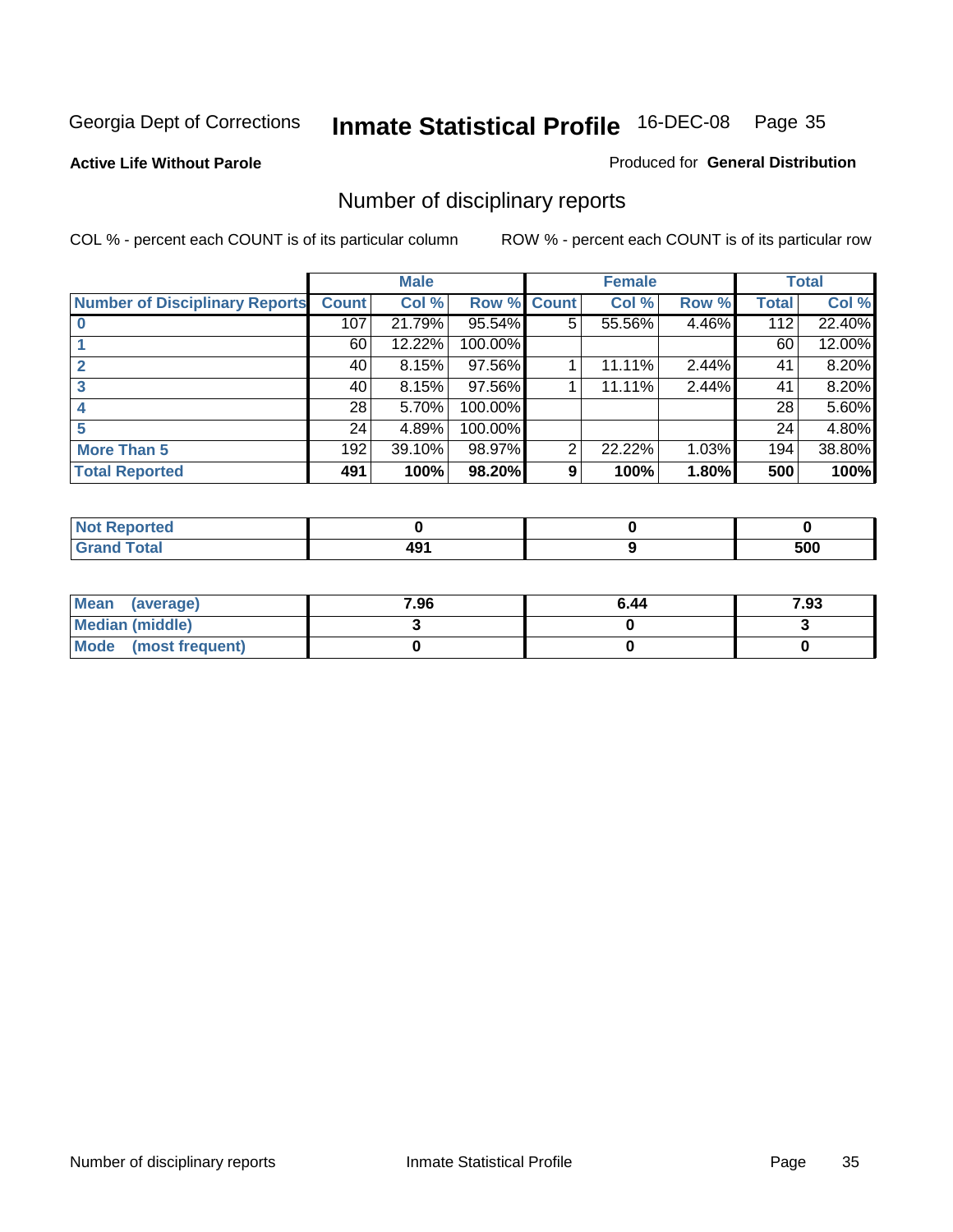Georgia Dept of Corrections **Inmate Statistical Profile** 16-DEC-08

**Active Life Without Parole**

Produced for **General Distribution**

## Number of disciplinary reports

COL % - percent each COUNT is of its particular column

ROW % - percent each COUNT is of its particular row

| | Male | | | Female | | | Total | |
|---|---|---|---|---|---|---|---|---|
| **Number of Disciplinary Reports** | **Count** | **Col %** | **Row %** | **Count** | **Col %** | **Row %** | **Total** | **Col %** |
| **0** | 107 | 21.79% | 95.54% | 5 | 55.56% | 4.46% | 112 | 22.40% |
| **1** | 60 | 12.22% | 100.00% | | | | 60 | 12.00% |
| **2** | 40 | 8.15% | 97.56% | 1 | 11.11% | 2.44% | 41 | 8.20% |
| **3** | 40 | 8.15% | 97.56% | 1 | 11.11% | 2.44% | 41 | 8.20% |
| **4** | 28 | 5.70% | 100.00% | | | | 28 | 5.60% |
| **5** | 24 | 4.89% | 100.00% | | | | 24 | 4.80% |
| **More Than 5** | 192 | 39.10% | 98.97% | 2 | 22.22% | 1.03% | 194 | 38.80% |
| **Total Reported** | **491** | **100%** | **98.20%** | **9** | **100%** | **1.80%** | **500** | **100%** |

| | Male | Female | Total |
|---|---|---|---|
| **Not Reported** | **0** | **0** | **0** |
| **Grand Total** | **491** | **9** | **500** |

| | Male | Female | Total |
|---|---|---|---|
| **Mean (average)** | **7.96** | **6.44** | **7.93** |
| **Median (middle)** | **3** | **0** | **3** |
| **Mode (most frequent)** | **0** | **0** | **0** |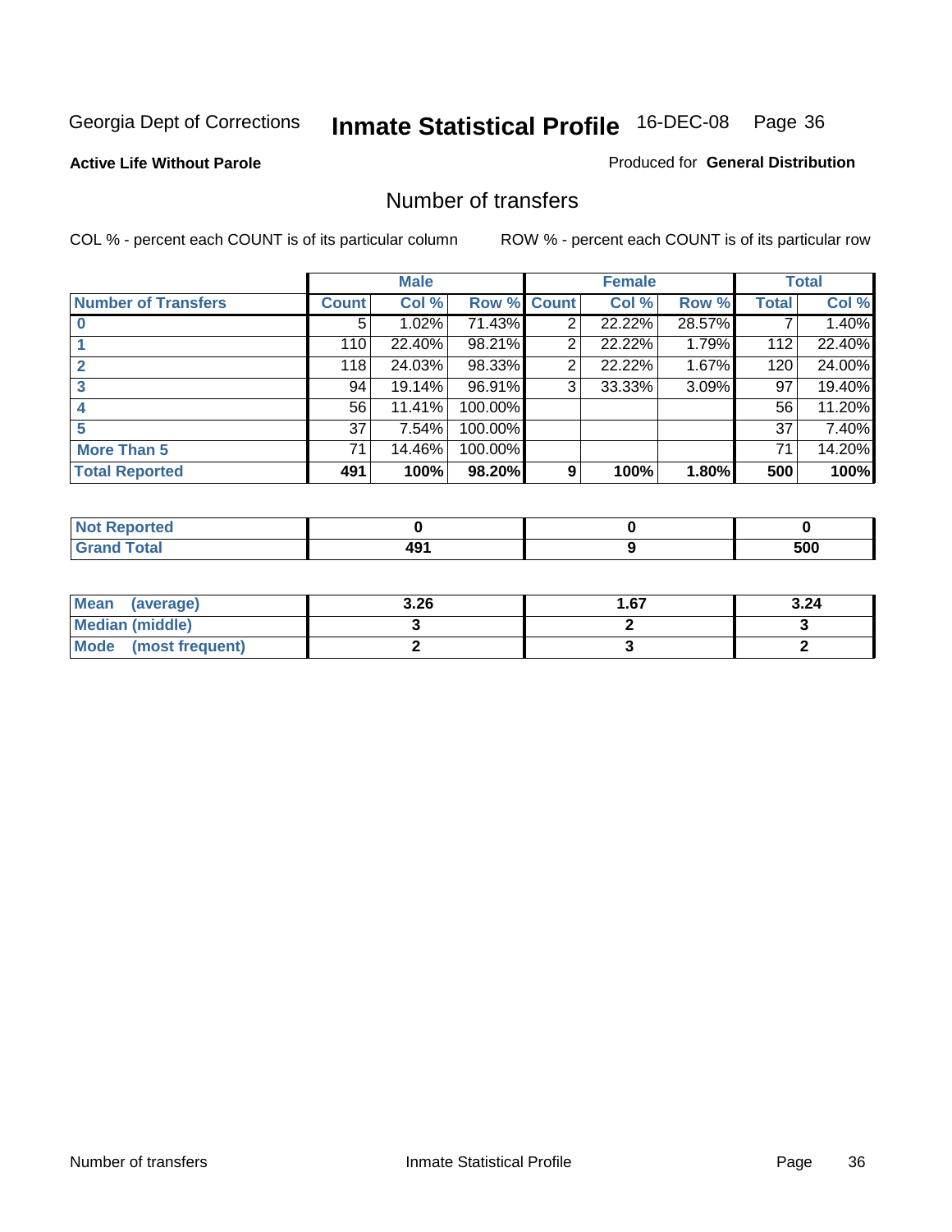Georgia Dept of Corrections **Inmate Statistical Profile** 16-DEC-08

**Active Life Without Parole**

Produced for **General Distribution**

## Number of transfers

COL % - percent each COUNT is of its particular column

ROW % - percent each COUNT is of its particular row

| | Male | | | Female | | | Total | |
|---|---|---|---|---|---|---|---|---|
| **Number of Transfers** | **Count** | **Col %** | **Row %** | **Count** | **Col %** | **Row %** | **Total** | **Col %** |
| **0** | 5 | 1.02% | 71.43% | 2 | 22.22% | 28.57% | 7 | 1.40% |
| **1** | 110 | 22.40% | 98.21% | 2 | 22.22% | 1.79% | 112 | 22.40% |
| **2** | 118 | 24.03% | 98.33% | 2 | 22.22% | 1.67% | 120 | 24.00% |
| **3** | 94 | 19.14% | 96.91% | 3 | 33.33% | 3.09% | 97 | 19.40% |
| **4** | 56 | 11.41% | 100.00% | | | | 56 | 11.20% |
| **5** | 37 | 7.54% | 100.00% | | | | 37 | 7.40% |
| **More Than 5** | 71 | 14.46% | 100.00% | | | | 71 | 14.20% |
| **Total Reported** | **491** | **100%** | **98.20%** | **9** | **100%** | **1.80%** | **500** | **100%** |

| | Male | Female | Total |
|---|---|---|---|
| **Not Reported** | **0** | **0** | **0** |
| **Grand Total** | **491** | **9** | **500** |

| | Male | Female | Total |
|---|---|---|---|
| **Mean (average)** | **3.26** | **1.67** | **3.24** |
| **Median (middle)** | **3** | **2** | **3** |
| **Mode (most frequent)** | **2** | **3** | **2** |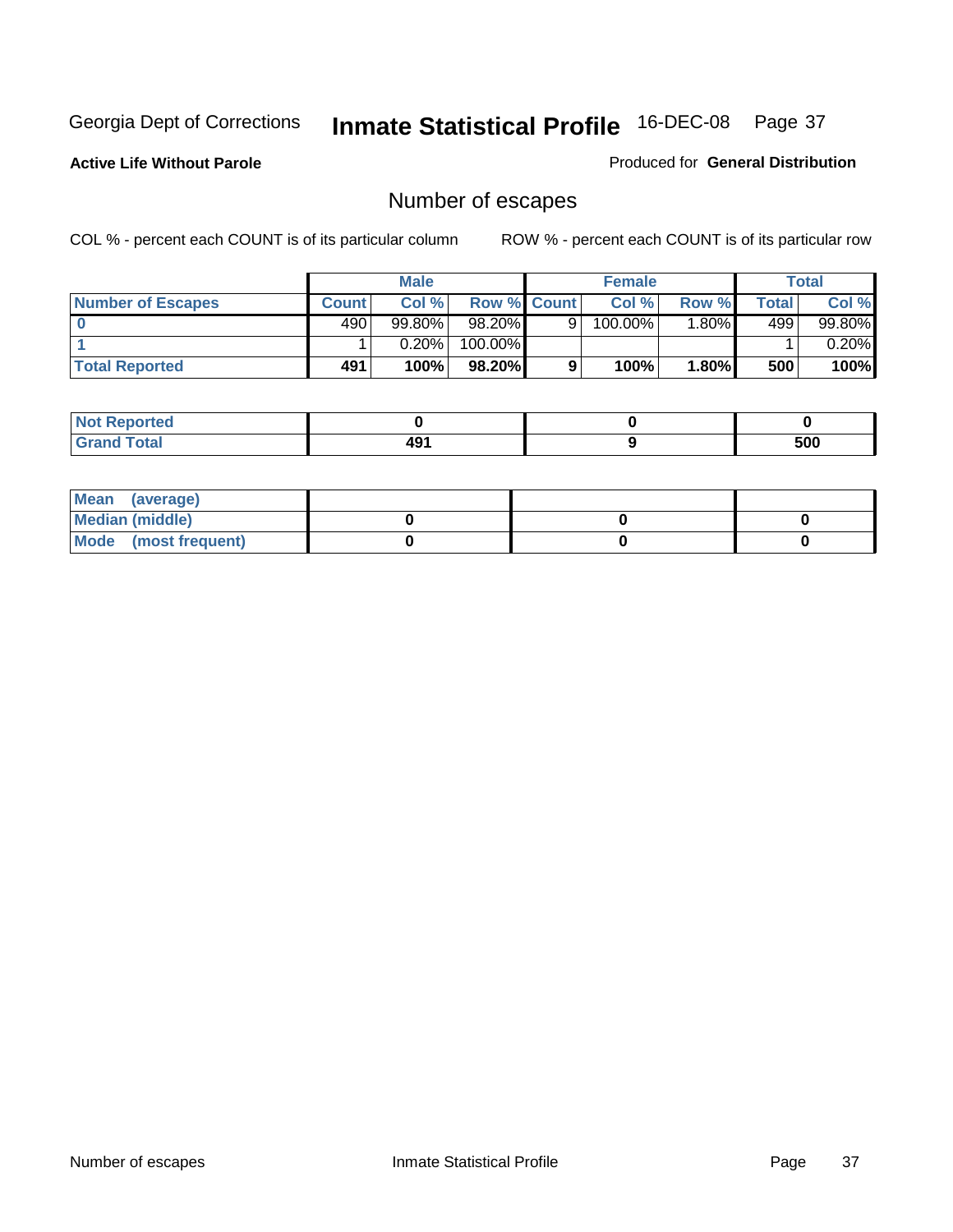Georgia Dept of Corrections **Inmate Statistical Profile** 16-DEC-08

**Active Life Without Parole**

Produced for **General Distribution**

## Number of escapes

COL % - percent each COUNT is of its particular column

ROW % - percent each COUNT is of its particular row

| | Male | | | Female | | | Total | |
|---|---|---|---|---|---|---|---|---|
| **Number of Escapes** | **Count** | **Col %** | **Row %** | **Count** | **Col %** | **Row %** | **Total** | **Col %** |
| **0** | 490 | 99.80% | 98.20% | 9 | 100.00% | 1.80% | 499 | 99.80% |
| **1** | 1 | 0.20% | 100.00% | | | | 1 | 0.20% |
| **Total Reported** | **491** | **100%** | **98.20%** | **9** | **100%** | **1.80%** | **500** | **100%** |

| | Male | Female | Total |
|---|---|---|---|
| **Not Reported** | **0** | **0** | **0** |
| **Grand Total** | **491** | **9** | **500** |

| | Male | Female | Total |
|---|---|---|---|
| **Mean (average)** | | | |
| **Median (middle)** | **0** | **0** | **0** |
| **Mode (most frequent)** | **0** | **0** | **0** |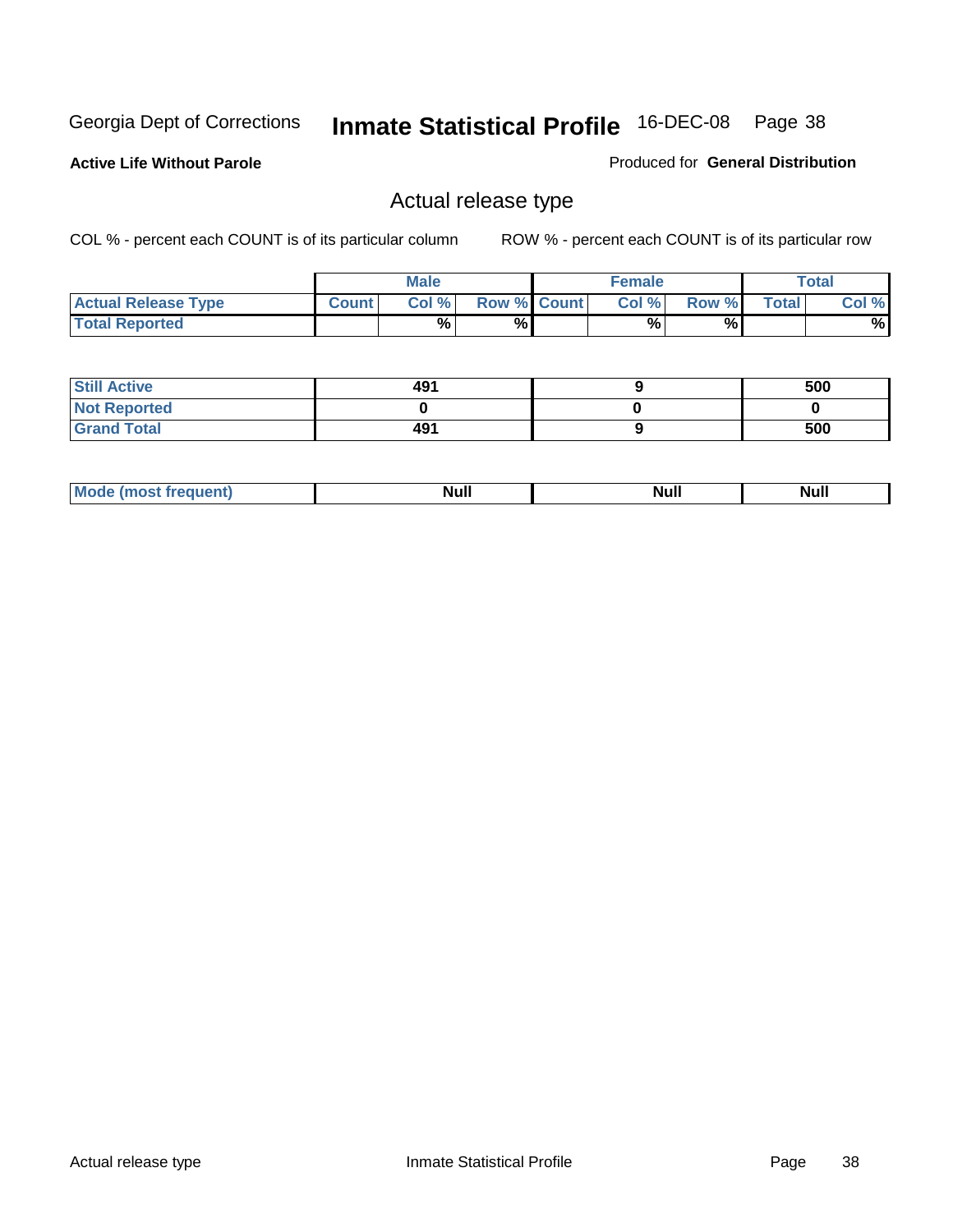Georgia Dept of Corrections **Inmate Statistical Profile** 16-DEC-08

**Active Life Without Parole**

Produced for **General Distribution**

## Actual release type

COL % - percent each COUNT is of its particular column

ROW % - percent each COUNT is of its particular row

| | Male | | | Female | | | Total | |
|---|---|---|---|---|---|---|---|---|
| Actual Release Type | Count | Col % | Row % | Count | Col % | Row % | Total | Col % |
| Total Reported | | % | % | | % | % | | % |
| Still Active | 491 | | | 9 | | | 500 | |
| Not Reported | 0 | | | 0 | | | 0 | |
| Grand Total | 491 | | | 9 | | | 500 | |
| Mode (most frequent) | Null | | | Null | | | Null | |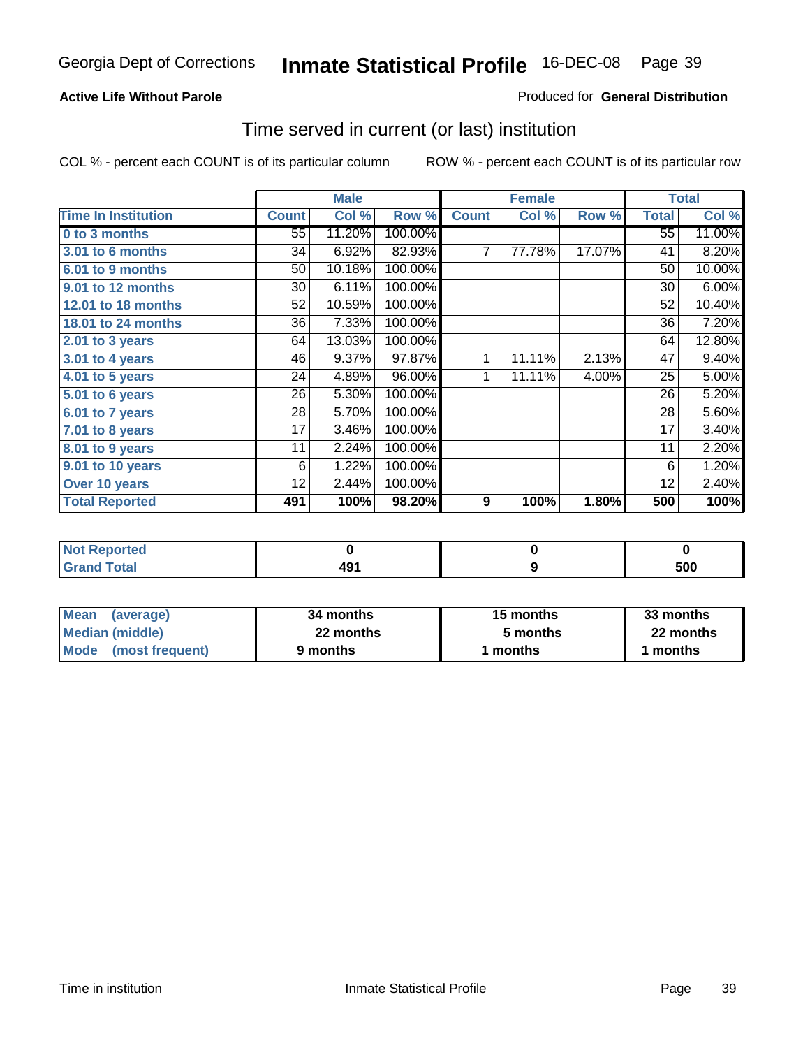Georgia Dept of Corrections **Inmate Statistical Profile** 16-DEC-08

**Active Life Without Parole**

Produced for **General Distribution**

## Time served in current (or last) institution

COL % - percent each COUNT is of its particular column

ROW % - percent each COUNT is of its particular row

| | Male | | | Female | | | Total | |
|---|---|---|---|---|---|---|---|---|
| **Time In Institution** | **Count** | **Col %** | **Row %** | **Count** | **Col %** | **Row %** | **Total** | **Col %** |
| 0 to 3 months | 55 | 11.20% | 100.00% | | | | 55 | 11.00% |
| 3.01 to 6 months | 34 | 6.92% | 82.93% | 7 | 77.78% | 17.07% | 41 | 8.20% |
| 6.01 to 9 months | 50 | 10.18% | 100.00% | | | | 50 | 10.00% |
| 9.01 to 12 months | 30 | 6.11% | 100.00% | | | | 30 | 6.00% |
| 12.01 to 18 months | 52 | 10.59% | 100.00% | | | | 52 | 10.40% |
| 18.01 to 24 months | 36 | 7.33% | 100.00% | | | | 36 | 7.20% |
| 2.01 to 3 years | 64 | 13.03% | 100.00% | | | | 64 | 12.80% |
| 3.01 to 4 years | 46 | 9.37% | 97.87% | 1 | 11.11% | 2.13% | 47 | 9.40% |
| 4.01 to 5 years | 24 | 4.89% | 96.00% | 1 | 11.11% | 4.00% | 25 | 5.00% |
| 5.01 to 6 years | 26 | 5.30% | 100.00% | | | | 26 | 5.20% |
| 6.01 to 7 years | 28 | 5.70% | 100.00% | | | | 28 | 5.60% |
| 7.01 to 8 years | 17 | 3.46% | 100.00% | | | | 17 | 3.40% |
| 8.01 to 9 years | 11 | 2.24% | 100.00% | | | | 11 | 2.20% |
| 9.01 to 10 years | 6 | 1.22% | 100.00% | | | | 6 | 1.20% |
| Over 10 years | 12 | 2.44% | 100.00% | | | | 12 | 2.40% |
| **Total Reported** | **491** | **100%** | **98.20%** | **9** | **100%** | **1.80%** | **500** | **100%** |

| | Male | Female | Total |
|---|---|---|---|
| Not Reported | **0** | **0** | **0** |
| Grand Total | **491** | **9** | **500** |

| | Male | Female | Total |
|---|---|---|---|
| Mean (average) | **34 months** | **15 months** | **33 months** |
| Median (middle) | **22 months** | **5 months** | **22 months** |
| Mode (most frequent) | **9 months** | **1 months** | **1 months** |

Time in institution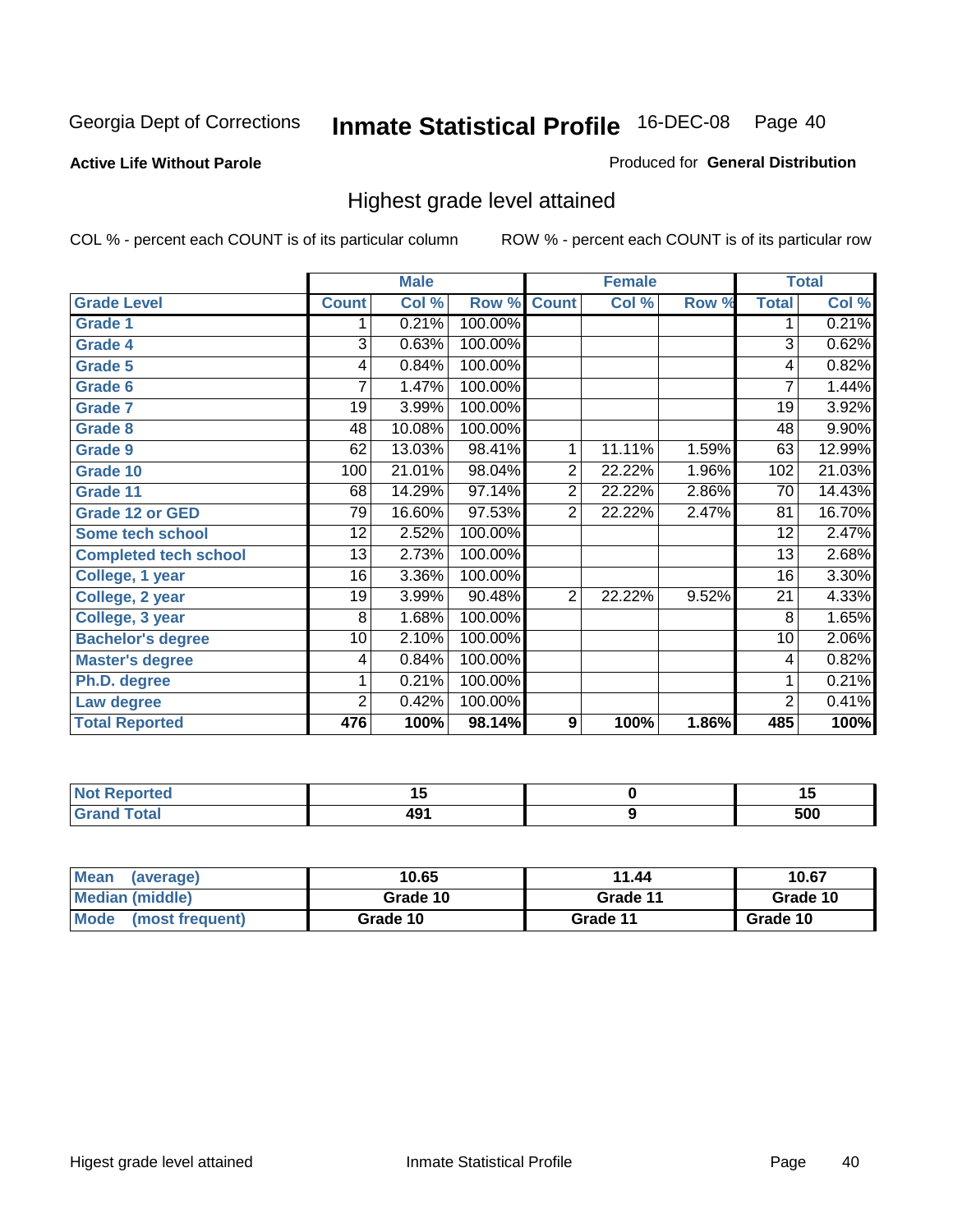Georgia Dept of Corrections

# Inmate Statistical Profile 16-DEC-08

**Active Life Without Parole**

Produced for **General Distribution**

## Highest grade level attained

COL % - percent each COUNT is of its particular column

ROW % - percent each COUNT is of its particular row

| | Male | | | Female | | | Total | |
|---|---|---|---|---|---|---|---|---|
| **Grade Level** | **Count** | **Col %** | **Row %** | **Count** | **Col %** | **Row %** | **Total** | **Col %** |
| Grade 1 | 1 | 0.21% | 100.00% | | | | 1 | 0.21% |
| Grade 4 | 3 | 0.63% | 100.00% | | | | 3 | 0.62% |
| Grade 5 | 4 | 0.84% | 100.00% | | | | 4 | 0.82% |
| Grade 6 | 7 | 1.47% | 100.00% | | | | 7 | 1.44% |
| Grade 7 | 19 | 3.99% | 100.00% | | | | 19 | 3.92% |
| Grade 8 | 48 | 10.08% | 100.00% | | | | 48 | 9.90% |
| Grade 9 | 62 | 13.03% | 98.41% | 1 | 11.11% | 1.59% | 63 | 12.99% |
| Grade 10 | 100 | 21.01% | 98.04% | 2 | 22.22% | 1.96% | 102 | 21.03% |
| Grade 11 | 68 | 14.29% | 97.14% | 2 | 22.22% | 2.86% | 70 | 14.43% |
| Grade 12 or GED | 79 | 16.60% | 97.53% | 2 | 22.22% | 2.47% | 81 | 16.70% |
| Some tech school | 12 | 2.52% | 100.00% | | | | 12 | 2.47% |
| Completed tech school | 13 | 2.73% | 100.00% | | | | 13 | 2.68% |
| College, 1 year | 16 | 3.36% | 100.00% | | | | 16 | 3.30% |
| College, 2 year | 19 | 3.99% | 90.48% | 2 | 22.22% | 9.52% | 21 | 4.33% |
| College, 3 year | 8 | 1.68% | 100.00% | | | | 8 | 1.65% |
| Bachelor's degree | 10 | 2.10% | 100.00% | | | | 10 | 2.06% |
| Master's degree | 4 | 0.84% | 100.00% | | | | 4 | 0.82% |
| Ph.D. degree | 1 | 0.21% | 100.00% | | | | 1 | 0.21% |
| Law degree | 2 | 0.42% | 100.00% | | | | 2 | 0.41% |
| **Total Reported** | **476** | **100%** | **98.14%** | **9** | **100%** | **1.86%** | **485** | **100%** |

| | Male | Female | Total |
|---|---|---|---|
| Not Reported | 15 | 0 | 15 |
| Grand Total | 491 | 9 | 500 |

| | Male | Female | Total |
|---|---|---|---|
| Mean (average) | 10.65 | 11.44 | 10.67 |
| Median (middle) | Grade 10 | Grade 11 | Grade 10 |
| Mode (most frequent) | Grade 10 | Grade 11 | Grade 10 |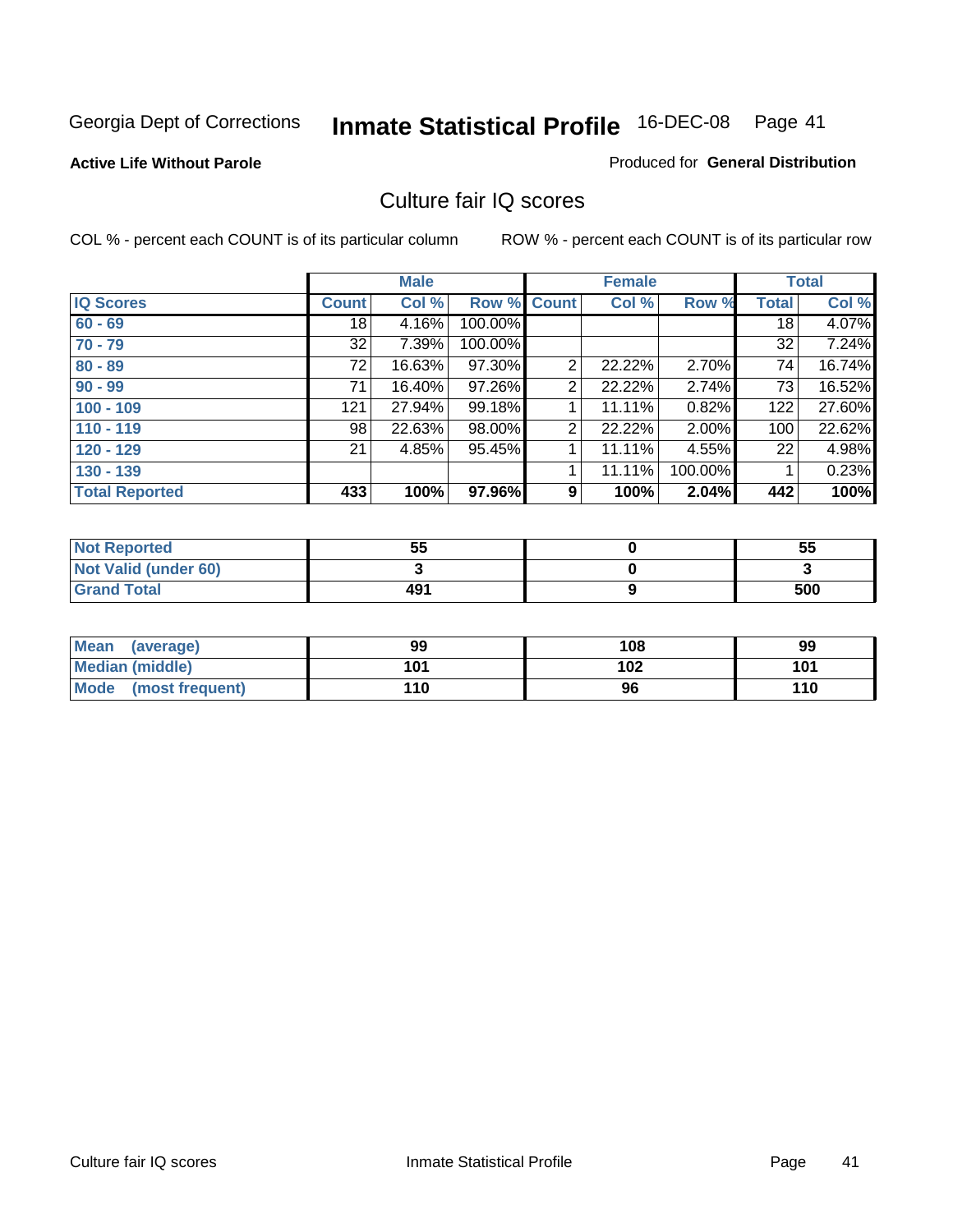Georgia Dept of Corrections **Inmate Statistical Profile** 16-DEC-08

**Active Life Without Parole**

Produced for **General Distribution**

## Culture fair IQ scores

COL % - percent each COUNT is of its particular column

ROW % - percent each COUNT is of its particular row

| | Male | | | Female | | | Total | |
|---|---|---|---|---|---|---|---|---|
| **IQ Scores** | **Count** | **Col %** | **Row %** | **Count** | **Col %** | **Row %** | **Total** | **Col %** |
| **60 - 69** | 18 | 4.16% | 100.00% | | | | 18 | 4.07% |
| **70 - 79** | 32 | 7.39% | 100.00% | | | | 32 | 7.24% |
| **80 - 89** | 72 | 16.63% | 97.30% | 2 | 22.22% | 2.70% | 74 | 16.74% |
| **90 - 99** | 71 | 16.40% | 97.26% | 2 | 22.22% | 2.74% | 73 | 16.52% |
| **100 - 109** | 121 | 27.94% | 99.18% | 1 | 11.11% | 0.82% | 122 | 27.60% |
| **110 - 119** | 98 | 22.63% | 98.00% | 2 | 22.22% | 2.00% | 100 | 22.62% |
| **120 - 129** | 21 | 4.85% | 95.45% | 1 | 11.11% | 4.55% | 22 | 4.98% |
| **130 - 139** | | | | 1 | 11.11% | 100.00% | 1 | 0.23% |
| **Total Reported** | **433** | **100%** | **97.96%** | **9** | **100%** | **2.04%** | **442** | **100%** |

| | Male | Female | Total |
|---|---|---|---|
| **Not Reported** | **55** | **0** | **55** |
| **Not Valid (under 60)** | **3** | **0** | **3** |
| **Grand Total** | **491** | **9** | **500** |

| | Male | Female | Total |
|---|---|---|---|
| **Mean (average)** | **99** | **108** | **99** |
| **Median (middle)** | **101** | **102** | **101** |
| **Mode (most frequent)** | **110** | **96** | **110** |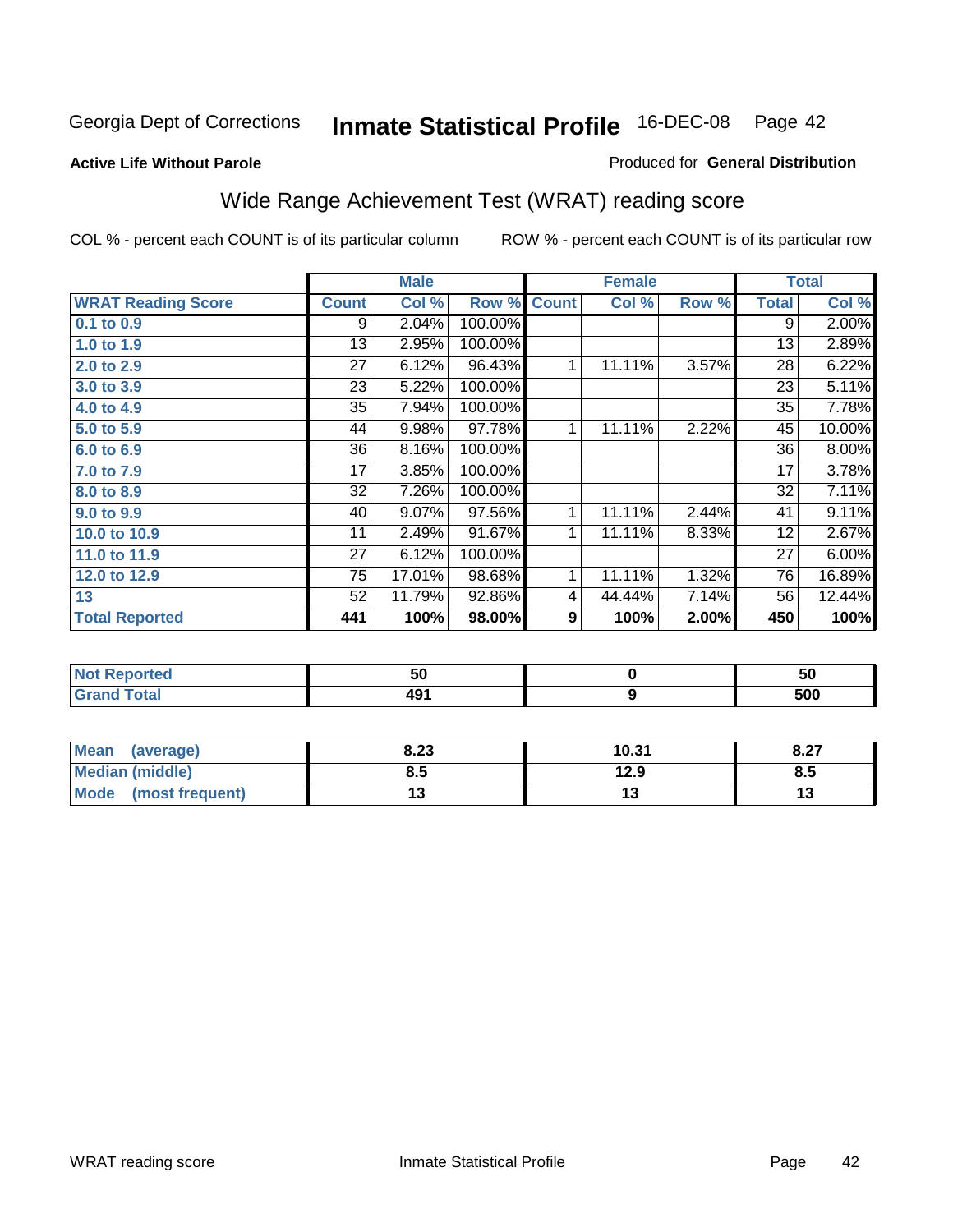Georgia Dept of Corrections **Inmate Statistical Profile** 16-DEC-08

**Active Life Without Parole**

Produced for **General Distribution**

## Wide Range Achievement Test (WRAT) reading score

COL % - percent each COUNT is of its particular column ROW % - percent each COUNT is of its particular row

| | Male | | | Female | | | Total | |
|---|---|---|---|---|---|---|---|---|
| **WRAT Reading Score** | **Count** | **Col %** | **Row %** | **Count** | **Col %** | **Row %** | **Total** | **Col %** |
| **0.1 to 0.9** | 9 | 2.04% | 100.00% | | | | 9 | 2.00% |
| **1.0 to 1.9** | 13 | 2.95% | 100.00% | | | | 13 | 2.89% |
| **2.0 to 2.9** | 27 | 6.12% | 96.43% | 1 | 11.11% | 3.57% | 28 | 6.22% |
| **3.0 to 3.9** | 23 | 5.22% | 100.00% | | | | 23 | 5.11% |
| **4.0 to 4.9** | 35 | 7.94% | 100.00% | | | | 35 | 7.78% |
| **5.0 to 5.9** | 44 | 9.98% | 97.78% | 1 | 11.11% | 2.22% | 45 | 10.00% |
| **6.0 to 6.9** | 36 | 8.16% | 100.00% | | | | 36 | 8.00% |
| **7.0 to 7.9** | 17 | 3.85% | 100.00% | | | | 17 | 3.78% |
| **8.0 to 8.9** | 32 | 7.26% | 100.00% | | | | 32 | 7.11% |
| **9.0 to 9.9** | 40 | 9.07% | 97.56% | 1 | 11.11% | 2.44% | 41 | 9.11% |
| **10.0 to 10.9** | 11 | 2.49% | 91.67% | 1 | 11.11% | 8.33% | 12 | 2.67% |
| **11.0 to 11.9** | 27 | 6.12% | 100.00% | | | | 27 | 6.00% |
| **12.0 to 12.9** | 75 | 17.01% | 98.68% | 1 | 11.11% | 1.32% | 76 | 16.89% |
| **13** | 52 | 11.79% | 92.86% | 4 | 44.44% | 7.14% | 56 | 12.44% |
| **Total Reported** | **441** | **100%** | **98.00%** | **9** | **100%** | **2.00%** | **450** | **100%** |

| | Male | Female | Total |
|---|---|---|---|
| **Not Reported** | **50** | **0** | **50** |
| **Grand Total** | **491** | **9** | **500** |

| | Male | Female | Total |
|---|---|---|---|
| **Mean (average)** | **8.23** | **10.31** | **8.27** |
| **Median (middle)** | **8.5** | **12.9** | **8.5** |
| **Mode (most frequent)** | **13** | **13** | **13** |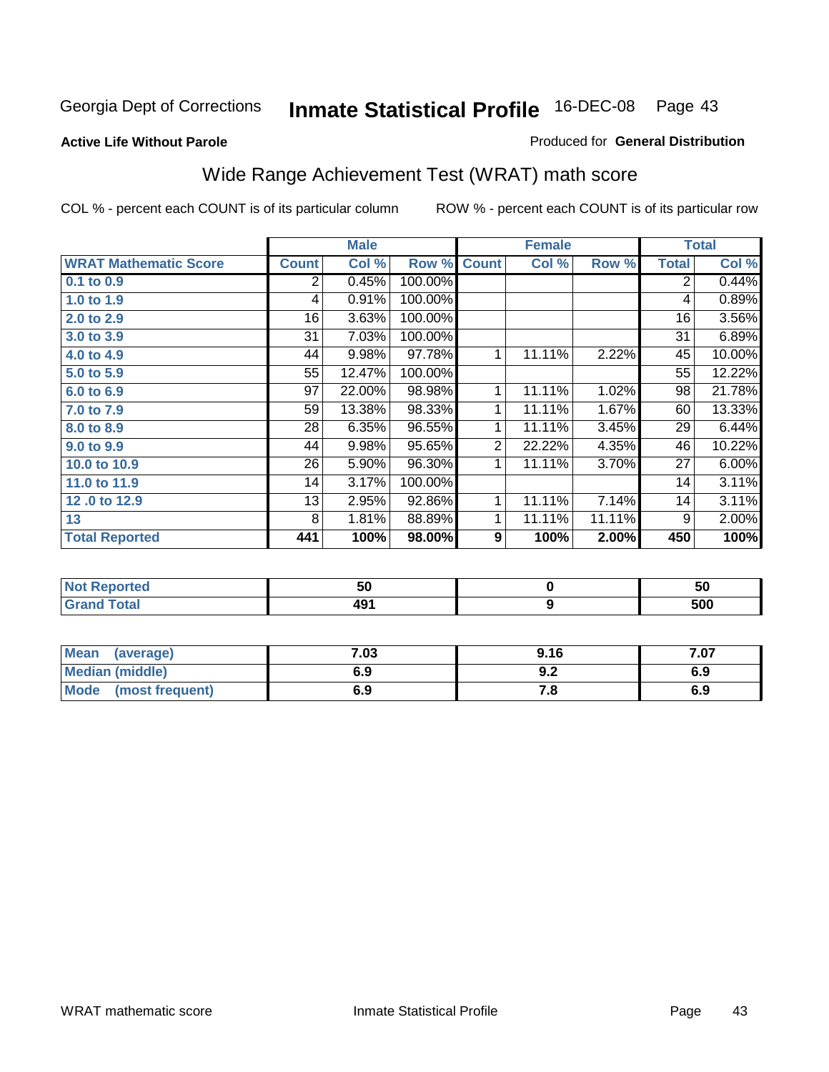Georgia Dept of Corrections **Inmate Statistical Profile** 16-DEC-08

**Active Life Without Parole**

Produced for **General Distribution**

## Wide Range Achievement Test (WRAT) math score

COL % - percent each COUNT is of its particular column

ROW % - percent each COUNT is of its particular row

| | Male | | | Female | | | Total | |
|---|---|---|---|---|---|---|---|---|
| **WRAT Mathematic Score** | **Count** | **Col %** | **Row %** | **Count** | **Col %** | **Row %** | **Total** | **Col %** |
| 0.1 to 0.9 | 2 | 0.45% | 100.00% | | | | 2 | 0.44% |
| 1.0 to 1.9 | 4 | 0.91% | 100.00% | | | | 4 | 0.89% |
| 2.0 to 2.9 | 16 | 3.63% | 100.00% | | | | 16 | 3.56% |
| 3.0 to 3.9 | 31 | 7.03% | 100.00% | | | | 31 | 6.89% |
| 4.0 to 4.9 | 44 | 9.98% | 97.78% | 1 | 11.11% | 2.22% | 45 | 10.00% |
| 5.0 to 5.9 | 55 | 12.47% | 100.00% | | | | 55 | 12.22% |
| 6.0 to 6.9 | 97 | 22.00% | 98.98% | 1 | 11.11% | 1.02% | 98 | 21.78% |
| 7.0 to 7.9 | 59 | 13.38% | 98.33% | 1 | 11.11% | 1.67% | 60 | 13.33% |
| 8.0 to 8.9 | 28 | 6.35% | 96.55% | 1 | 11.11% | 3.45% | 29 | 6.44% |
| 9.0 to 9.9 | 44 | 9.98% | 95.65% | 2 | 22.22% | 4.35% | 46 | 10.22% |
| 10.0 to 10.9 | 26 | 5.90% | 96.30% | 1 | 11.11% | 3.70% | 27 | 6.00% |
| 11.0 to 11.9 | 14 | 3.17% | 100.00% | | | | 14 | 3.11% |
| 12 .0 to 12.9 | 13 | 2.95% | 92.86% | 1 | 11.11% | 7.14% | 14 | 3.11% |
| 13 | 8 | 1.81% | 88.89% | 1 | 11.11% | 11.11% | 9 | 2.00% |
| **Total Reported** | **441** | **100%** | **98.00%** | **9** | **100%** | **2.00%** | **450** | **100%** |

| | Male | Female | Total |
|---|---|---|---|
| Not Reported | 50 | 0 | 50 |
| Grand Total | 491 | 9 | 500 |

| | Male | Female | Total |
|---|---|---|---|
| Mean (average) | 7.03 | 9.16 | 7.07 |
| Median (middle) | 6.9 | 9.2 | 6.9 |
| Mode (most frequent) | 6.9 | 7.8 | 6.9 |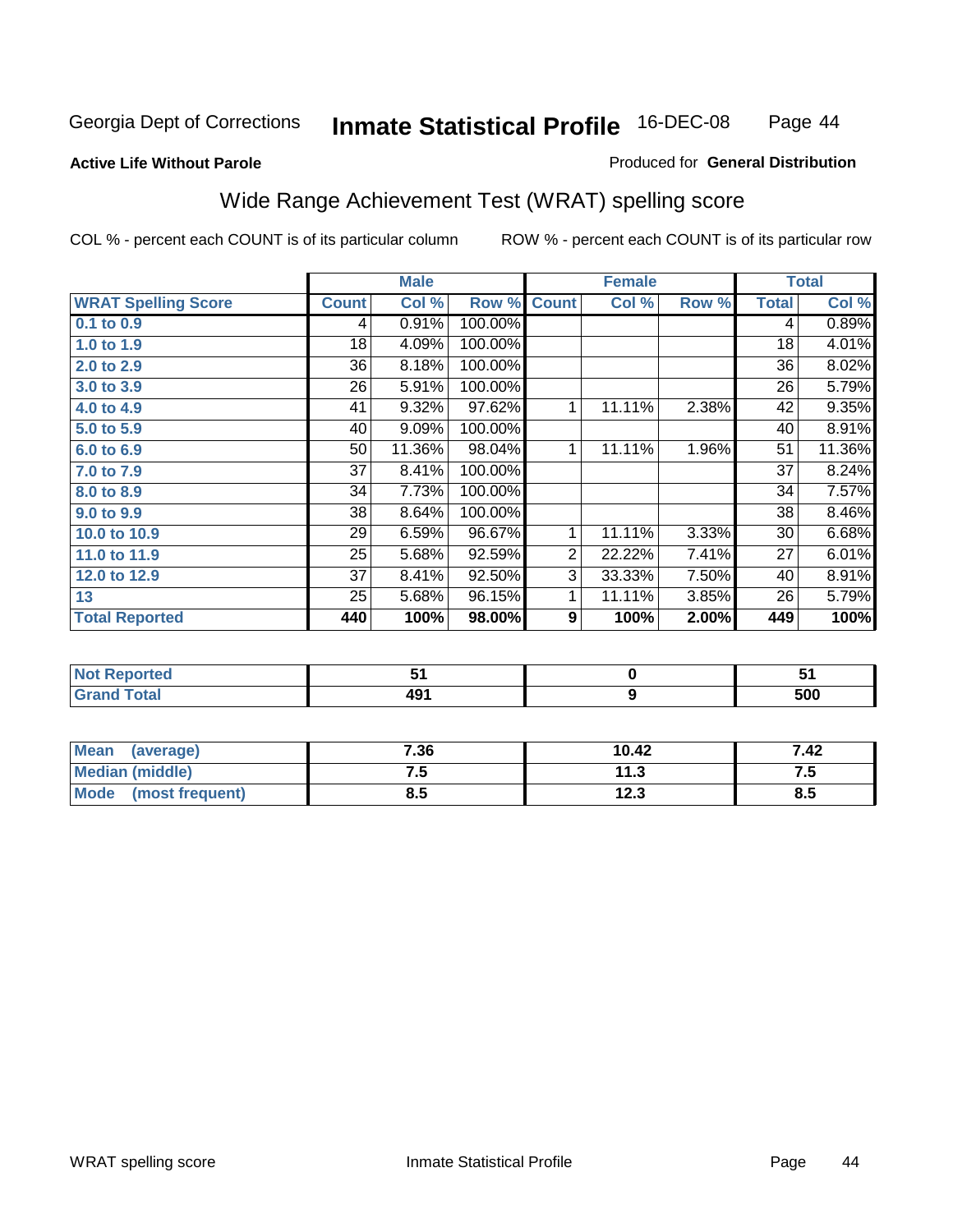Georgia Dept of Corrections **Inmate Statistical Profile** 16-DEC-08

**Active Life Without Parole**

Produced for **General Distribution**

## Wide Range Achievement Test (WRAT) spelling score

COL % - percent each COUNT is of its particular column

ROW % - percent each COUNT is of its particular row

| | Male | | | Female | | | Total | |
|---|---|---|---|---|---|---|---|---|
| **WRAT Spelling Score** | **Count** | **Col %** | **Row %** | **Count** | **Col %** | **Row %** | **Total** | **Col %** |
| 0.1 to 0.9 | 4 | 0.91% | 100.00% | | | | 4 | 0.89% |
| 1.0 to 1.9 | 18 | 4.09% | 100.00% | | | | 18 | 4.01% |
| 2.0 to 2.9 | 36 | 8.18% | 100.00% | | | | 36 | 8.02% |
| 3.0 to 3.9 | 26 | 5.91% | 100.00% | | | | 26 | 5.79% |
| 4.0 to 4.9 | 41 | 9.32% | 97.62% | 1 | 11.11% | 2.38% | 42 | 9.35% |
| 5.0 to 5.9 | 40 | 9.09% | 100.00% | | | | 40 | 8.91% |
| 6.0 to 6.9 | 50 | 11.36% | 98.04% | 1 | 11.11% | 1.96% | 51 | 11.36% |
| 7.0 to 7.9 | 37 | 8.41% | 100.00% | | | | 37 | 8.24% |
| 8.0 to 8.9 | 34 | 7.73% | 100.00% | | | | 34 | 7.57% |
| 9.0 to 9.9 | 38 | 8.64% | 100.00% | | | | 38 | 8.46% |
| 10.0 to 10.9 | 29 | 6.59% | 96.67% | 1 | 11.11% | 3.33% | 30 | 6.68% |
| 11.0 to 11.9 | 25 | 5.68% | 92.59% | 2 | 22.22% | 7.41% | 27 | 6.01% |
| 12.0 to 12.9 | 37 | 8.41% | 92.50% | 3 | 33.33% | 7.50% | 40 | 8.91% |
| 13 | 25 | 5.68% | 96.15% | 1 | 11.11% | 3.85% | 26 | 5.79% |
| **Total Reported** | **440** | **100%** | **98.00%** | **9** | **100%** | **2.00%** | **449** | **100%** |

| | Male | Female | Total |
|---|---|---|---|
| Not Reported | 51 | 0 | 51 |
| Grand Total | 491 | 9 | 500 |

| | Male | Female | Total |
|---|---|---|---|
| Mean (average) | 7.36 | 10.42 | 7.42 |
| Median (middle) | 7.5 | 11.3 | 7.5 |
| Mode (most frequent) | 8.5 | 12.3 | 8.5 |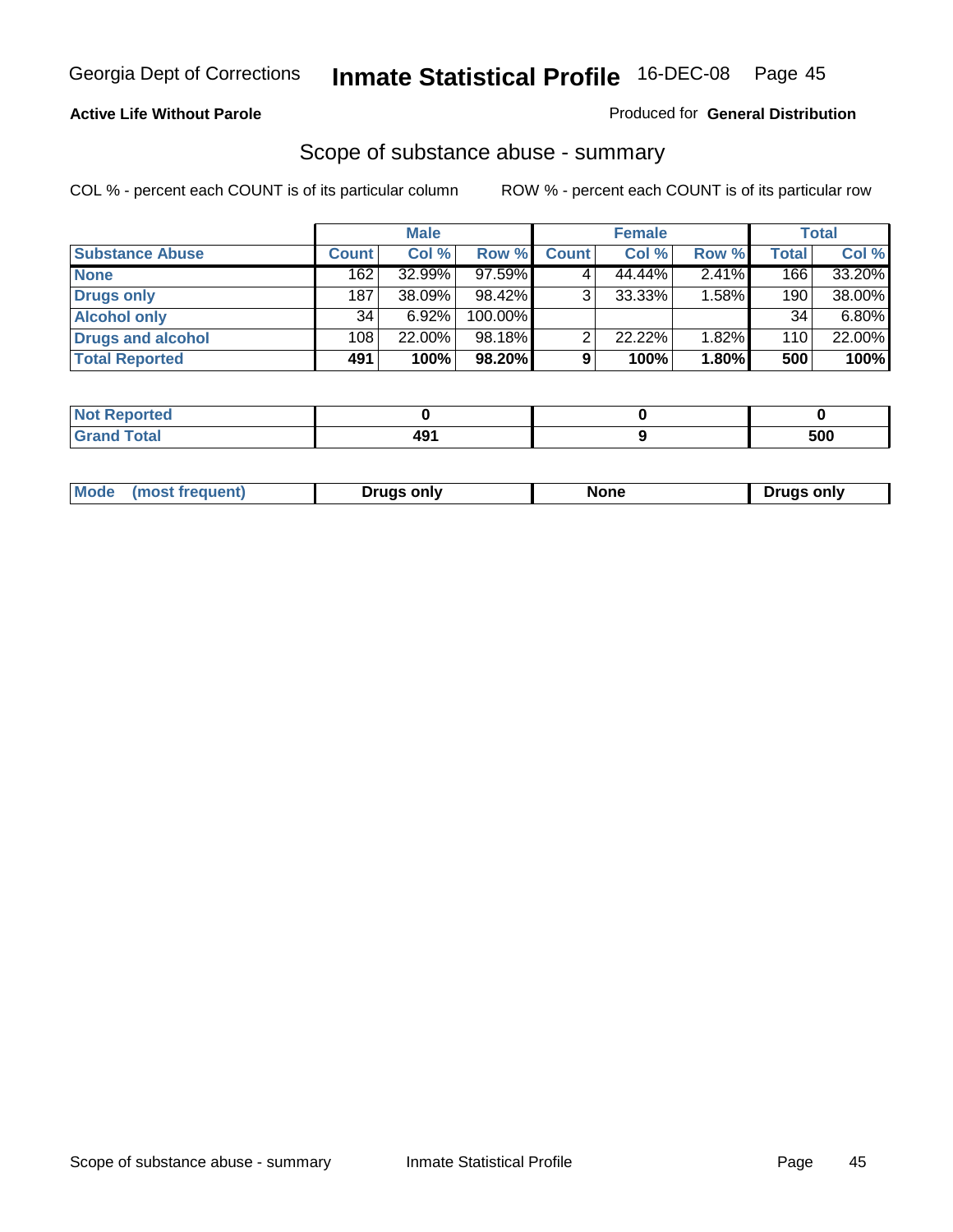Georgia Dept of Corrections **Inmate Statistical Profile** 16-DEC-08

**Active Life Without Parole**

Produced for **General Distribution**

## Scope of substance abuse - summary

COL % - percent each COUNT is of its particular column     ROW % - percent each COUNT is of its particular row

| | Male | | | Female | | | Total | |
|---|---|---|---|---|---|---|---|---|
| **Substance Abuse** | **Count** | **Col %** | **Row %** | **Count** | **Col %** | **Row %** | **Total** | **Col %** |
| **None** | 162 | 32.99% | 97.59% | 4 | 44.44% | 2.41% | 166 | 33.20% |
| **Drugs only** | 187 | 38.09% | 98.42% | 3 | 33.33% | 1.58% | 190 | 38.00% |
| **Alcohol only** | 34 | 6.92% | 100.00% | | | | 34 | 6.80% |
| **Drugs and alcohol** | 108 | 22.00% | 98.18% | 2 | 22.22% | 1.82% | 110 | 22.00% |
| **Total Reported** | **491** | **100%** | **98.20%** | **9** | **100%** | **1.80%** | **500** | **100%** |

| | Male | Female | Total |
|---|---|---|---|
| **Not Reported** | **0** | **0** | **0** |
| **Grand Total** | **491** | **9** | **500** |

| | Male | Female | Total |
|---|---|---|---|
| **Mode (most frequent)** | **Drugs only** | **None** | **Drugs only** |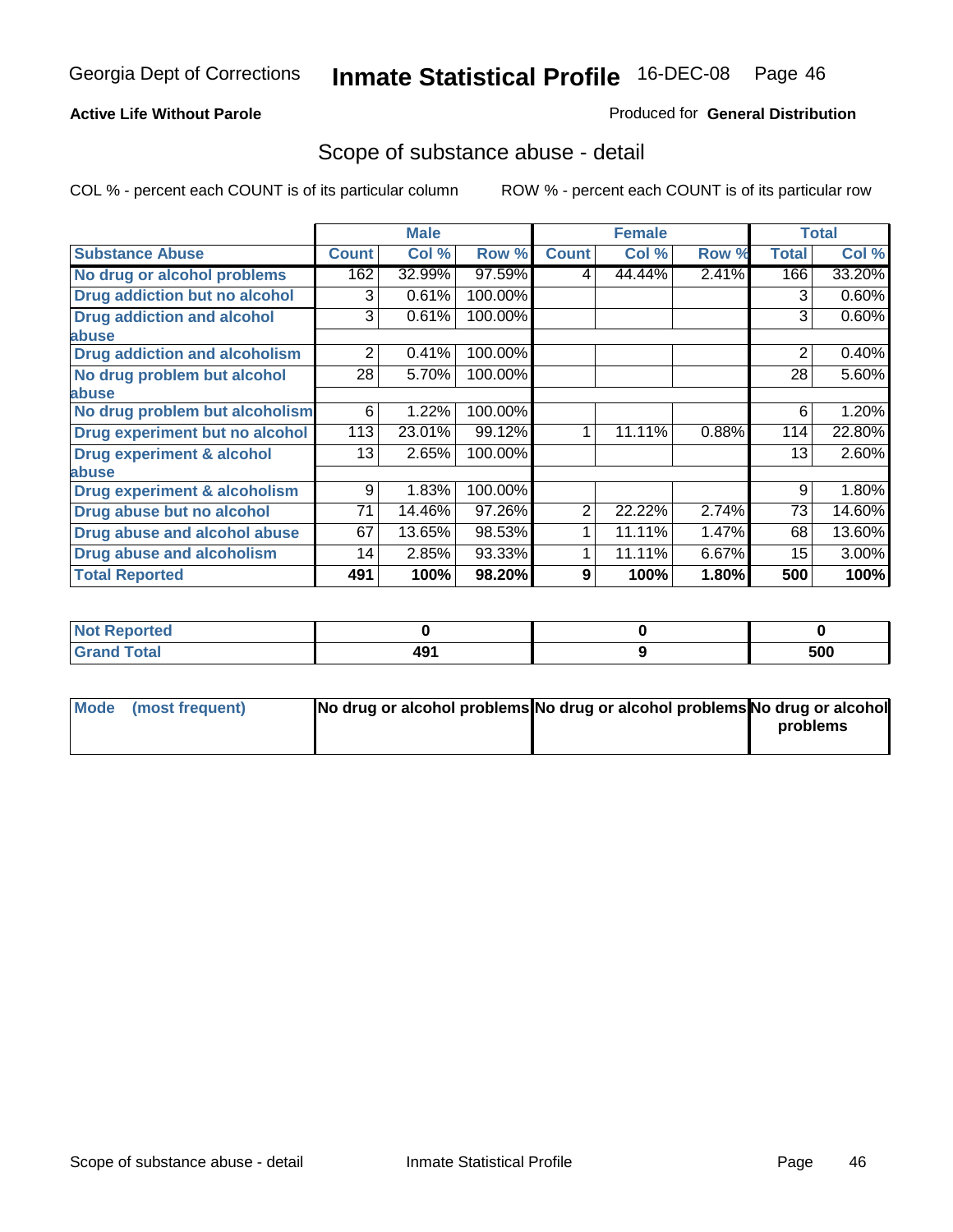Georgia Dept of Corrections **Inmate Statistical Profile** 16-DEC-08

**Active Life Without Parole**

Produced for **General Distribution**

## Scope of substance abuse - detail

COL % - percent each COUNT is of its particular column ROW % - percent each COUNT is of its particular row

| | Male | | | Female | | | Total | |
|---|---|---|---|---|---|---|---|---|
| **Substance Abuse** | **Count** | **Col %** | **Row %** | **Count** | **Col %** | **Row %** | **Total** | **Col %** |
| **No drug or alcohol problems** | 162 | 32.99% | 97.59% | 4 | 44.44% | 2.41% | 166 | 33.20% |
| **Drug addiction but no alcohol** | 3 | 0.61% | 100.00% | | | | 3 | 0.60% |
| **Drug addiction and alcohol abuse** | 3 | 0.61% | 100.00% | | | | 3 | 0.60% |
| **Drug addiction and alcoholism** | 2 | 0.41% | 100.00% | | | | 2 | 0.40% |
| **No drug problem but alcohol abuse** | 28 | 5.70% | 100.00% | | | | 28 | 5.60% |
| **No drug problem but alcoholism** | 6 | 1.22% | 100.00% | | | | 6 | 1.20% |
| **Drug experiment but no alcohol** | 113 | 23.01% | 99.12% | 1 | 11.11% | 0.88% | 114 | 22.80% |
| **Drug experiment & alcohol abuse** | 13 | 2.65% | 100.00% | | | | 13 | 2.60% |
| **Drug experiment & alcoholism** | 9 | 1.83% | 100.00% | | | | 9 | 1.80% |
| **Drug abuse but no alcohol** | 71 | 14.46% | 97.26% | 2 | 22.22% | 2.74% | 73 | 14.60% |
| **Drug abuse and alcohol abuse** | 67 | 13.65% | 98.53% | 1 | 11.11% | 1.47% | 68 | 13.60% |
| **Drug abuse and alcoholism** | 14 | 2.85% | 93.33% | 1 | 11.11% | 6.67% | 15 | 3.00% |
| **Total Reported** | **491** | **100%** | **98.20%** | **9** | **100%** | **1.80%** | **500** | **100%** |

| | Male | Female | Total |
|---|---|---|---|
| **Not Reported** | **0** | **0** | **0** |
| **Grand Total** | **491** | **9** | **500** |

| | Male | Female | Total |
|---|---|---|---|
| **Mode (most frequent)** | **No drug or alcohol problems** | **No drug or alcohol problems** | **No drug or alcohol problems** |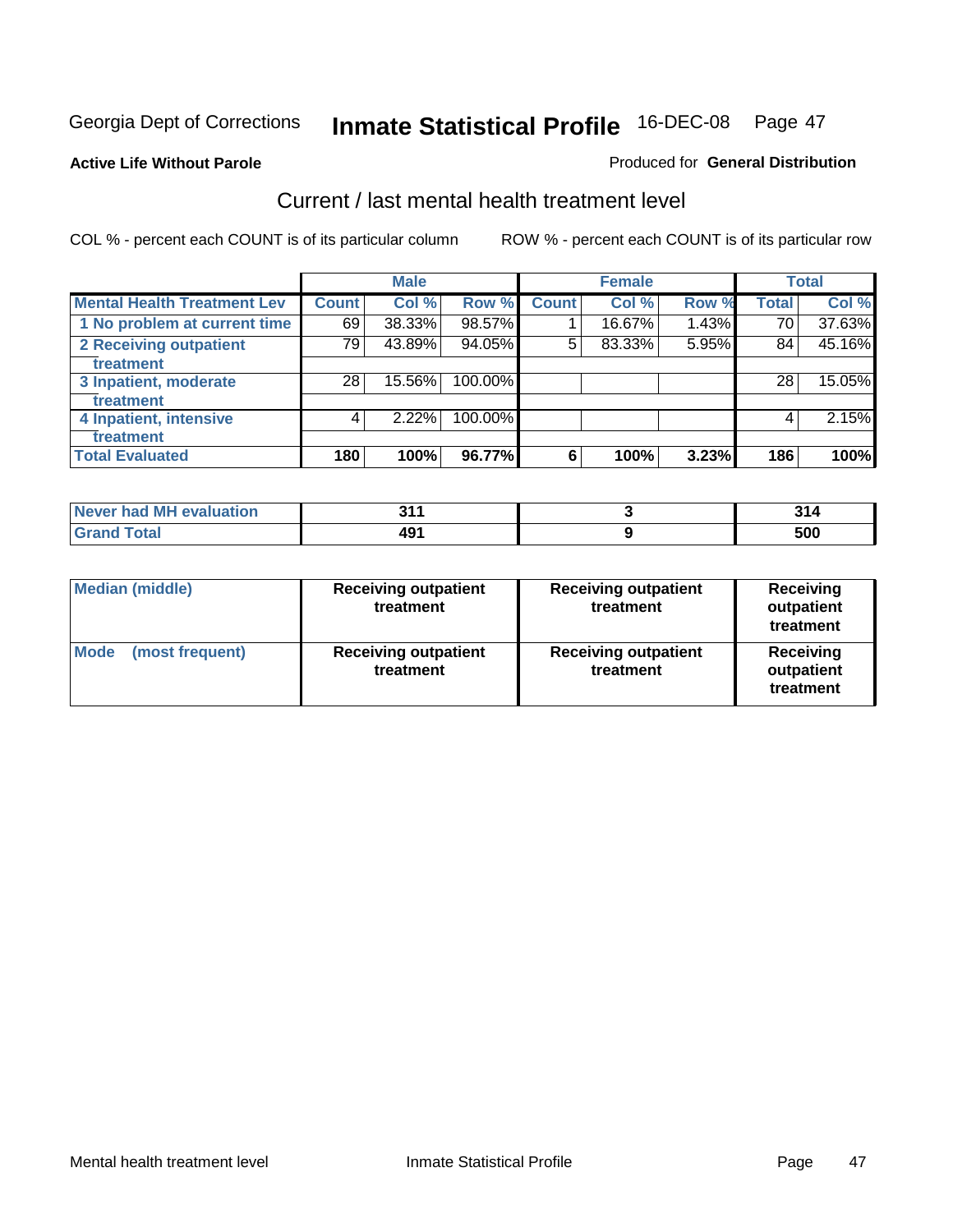Georgia Dept of Corrections **Inmate Statistical Profile** 16-DEC-08

**Active Life Without Parole**

Produced for **General Distribution**

## Current / last mental health treatment level

COL % - percent each COUNT is of its particular column

ROW % - percent each COUNT is of its particular row

| | Male | | | Female | | | Total | |
|---|---|---|---|---|---|---|---|---|
| **Mental Health Treatment Lev** | **Count** | **Col %** | **Row %** | **Count** | **Col %** | **Row %** | **Total** | **Col %** |
| 1 No problem at current time | 69 | 38.33% | 98.57% | 1 | 16.67% | 1.43% | 70 | 37.63% |
| 2 Receiving outpatient treatment | 79 | 43.89% | 94.05% | 5 | 83.33% | 5.95% | 84 | 45.16% |
| 3 Inpatient, moderate treatment | 28 | 15.56% | 100.00% | | | | 28 | 15.05% |
| 4 Inpatient, intensive treatment | 4 | 2.22% | 100.00% | | | | 4 | 2.15% |
| **Total Evaluated** | **180** | **100%** | **96.77%** | **6** | **100%** | **3.23%** | **186** | **100%** |

| | Male | Female | Total |
|---|---|---|---|
| Never had MH evaluation | 311 | 3 | 314 |
| Grand Total | 491 | 9 | 500 |

| | Male | Female | Total |
|---|---|---|---|
| Median (middle) | Receiving outpatient treatment | Receiving outpatient treatment | Receiving outpatient treatment |
| Mode (most frequent) | Receiving outpatient treatment | Receiving outpatient treatment | Receiving outpatient treatment |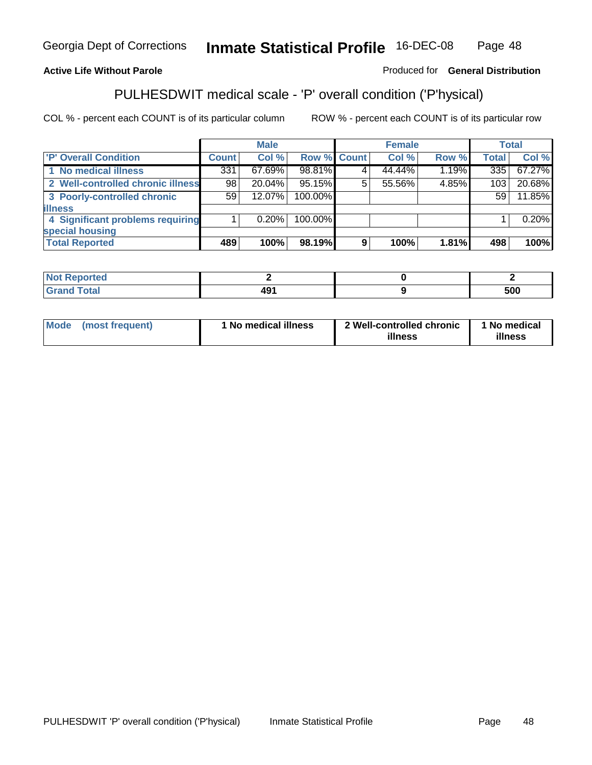**Active Life Without Parole**

Produced for **General Distribution**

## PULHESDWIT medical scale - 'P' overall condition ('P'hysical)

COL % - percent each COUNT is of its particular column

ROW % - percent each COUNT is of its particular row

| | Male | | | Female | | | Total | |
|---|---|---|---|---|---|---|---|---|
| 'P' Overall Condition | Count | Col % | Row % | Count | Col % | Row % | Total | Col % |
| 1 No medical illness | 331 | 67.69% | 98.81% | 4 | 44.44% | 1.19% | 335 | 67.27% |
| 2 Well-controlled chronic illness | 98 | 20.04% | 95.15% | 5 | 55.56% | 4.85% | 103 | 20.68% |
| 3 Poorly-controlled chronic illness | 59 | 12.07% | 100.00% | | | | 59 | 11.85% |
| 4 Significant problems requiring special housing | 1 | 0.20% | 100.00% | | | | 1 | 0.20% |
| **Total Reported** | **489** | **100%** | **98.19%** | **9** | **100%** | **1.81%** | **498** | **100%** |

| | Male | Female | Total |
|---|---|---|---|
| Not Reported | 2 | 0 | 2 |
| Grand Total | 491 | 9 | 500 |

| | Male | Female | Total |
|---|---|---|---|
| Mode (most frequent) | 1 No medical illness | 2 Well-controlled chronic illness | 1 No medical illness |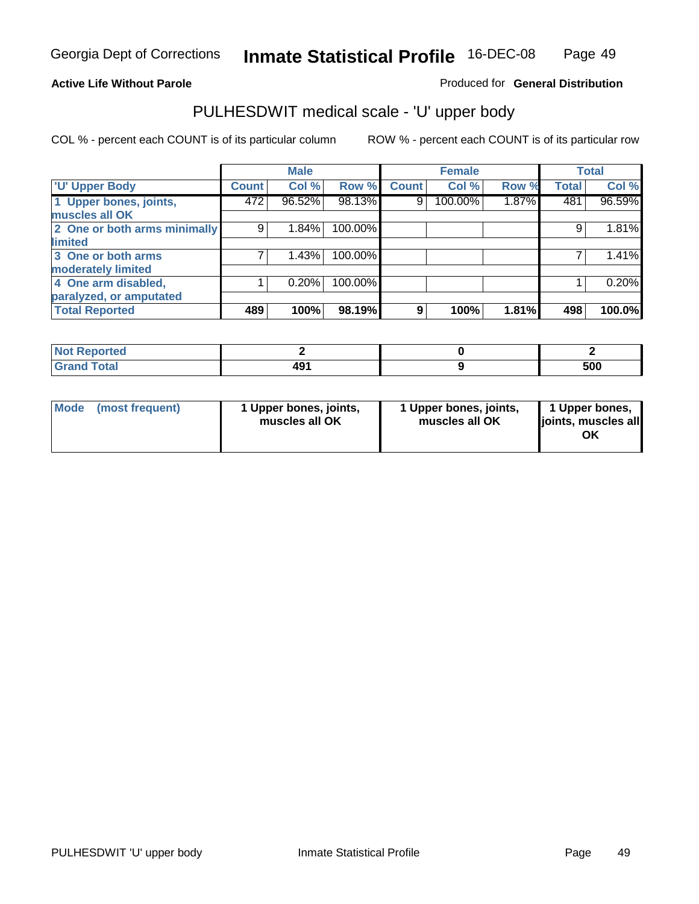Georgia Dept of Corrections **Inmate Statistical Profile** 16-DEC-08

**Active Life Without Parole**

Produced for **General Distribution**

## PULHESDWIT medical scale - 'U' upper body

COL % - percent each COUNT is of its particular column

ROW % - percent each COUNT is of its particular row

| | Male | | | Female | | | Total | |
|---|---|---|---|---|---|---|---|---|
| 'U' Upper Body | Count | Col % | Row % | Count | Col % | Row % | Total | Col % |
| 1 Upper bones, joints, muscles all OK | 472 | 96.52% | 98.13% | 9 | 100.00% | 1.87% | 481 | 96.59% |
| 2 One or both arms minimally limited | 9 | 1.84% | 100.00% | | | | 9 | 1.81% |
| 3 One or both arms moderately limited | 7 | 1.43% | 100.00% | | | | 7 | 1.41% |
| 4 One arm disabled, paralyzed, or amputated | 1 | 0.20% | 100.00% | | | | 1 | 0.20% |
| **Total Reported** | **489** | **100%** | **98.19%** | **9** | **100%** | **1.81%** | **498** | **100.0%** |

| | Male | Female | Total |
|---|---|---|---|
| Not Reported | 2 | 0 | 2 |
| Grand Total | 491 | 9 | 500 |

| | Male | Female | Total |
|---|---|---|---|
| Mode (most frequent) | 1 Upper bones, joints, muscles all OK | 1 Upper bones, joints, muscles all OK | 1 Upper bones, joints, muscles all OK |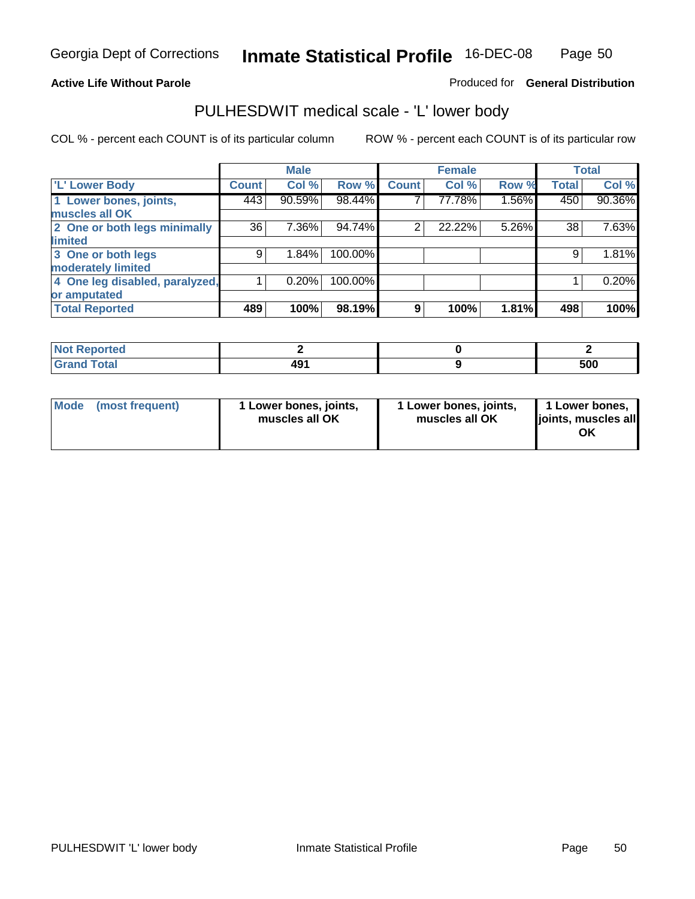**Active Life Without Parole** | Produced for **General Distribution**

# PULHESDWIT medical scale - 'L' lower body

COL % - percent each COUNT is of its particular column

ROW % - percent each COUNT is of its particular row

| | Male | | | Female | | | Total | |
|---|---|---|---|---|---|---|---|---|
| 'L' Lower Body | Count | Col % | Row % | Count | Col % | Row % | Total | Col % |
| 1 Lower bones, joints, muscles all OK | 443 | 90.59% | 98.44% | 7 | 77.78% | 1.56% | 450 | 90.36% |
| 2 One or both legs minimally limited | 36 | 7.36% | 94.74% | 2 | 22.22% | 5.26% | 38 | 7.63% |
| 3 One or both legs moderately limited | 9 | 1.84% | 100.00% | | | | 9 | 1.81% |
| 4 One leg disabled, paralyzed, or amputated | 1 | 0.20% | 100.00% | | | | 1 | 0.20% |
| **Total Reported** | **489** | **100%** | **98.19%** | **9** | **100%** | **1.81%** | **498** | **100%** |

| | Male | Female | Total |
|---|---|---|---|
| Not Reported | 2 | 0 | 2 |
| Grand Total | 491 | 9 | 500 |

| | Male | Female | Total |
|---|---|---|---|
| Mode (most frequent) | 1 Lower bones, joints, muscles all OK | 1 Lower bones, joints, muscles all OK | 1 Lower bones, joints, muscles all OK |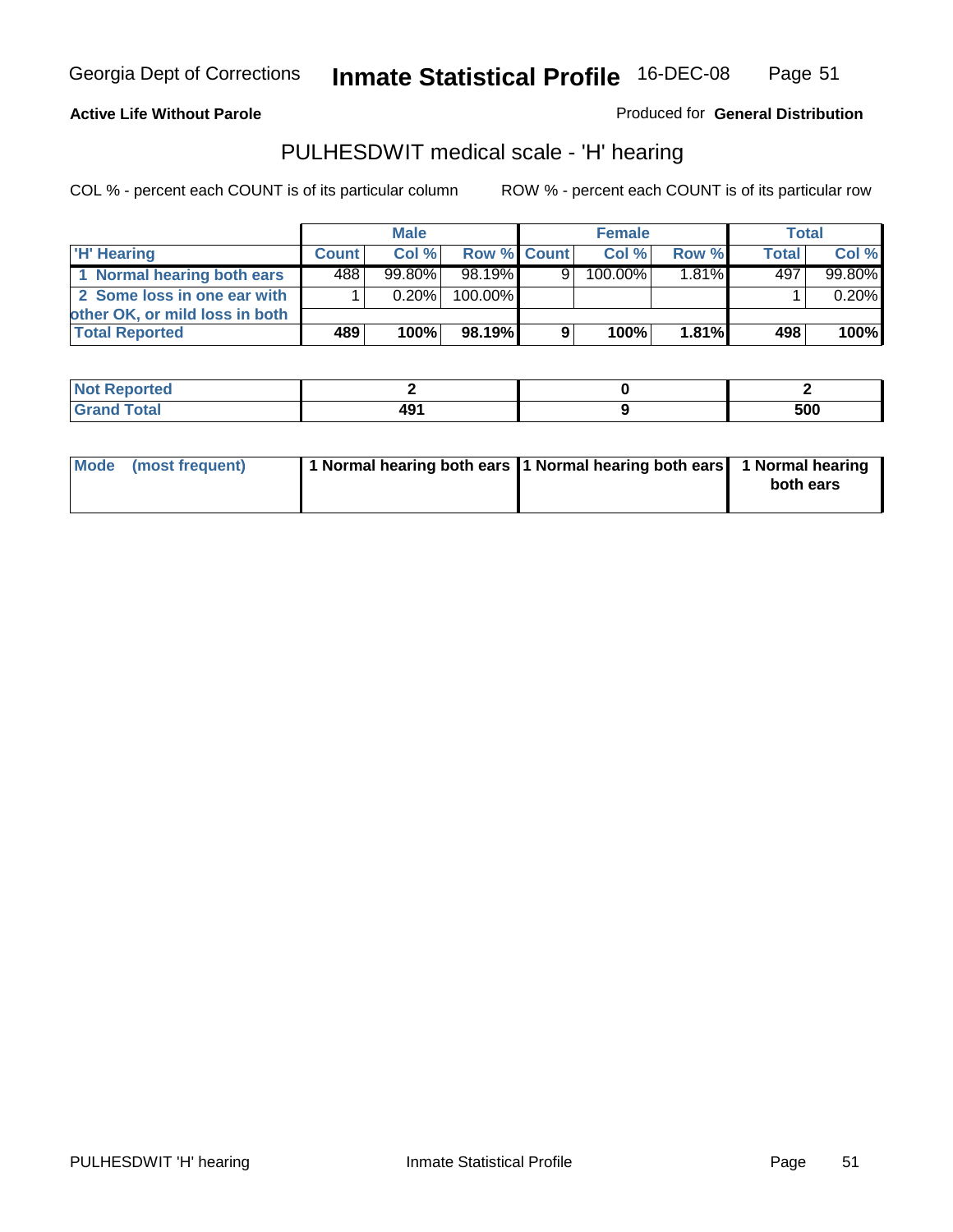**Active Life Without Parole**

Produced for **General Distribution**

## PULHESDWIT medical scale - 'H' hearing

COL % - percent each COUNT is of its particular column

ROW % - percent each COUNT is of its particular row

| | Male | | | Female | | | Total | |
|---|---|---|---|---|---|---|---|---|
| 'H' Hearing | Count | Col % | Row % | Count | Col % | Row % | Total | Col % |
| 1 Normal hearing both ears | 488 | 99.80% | 98.19% | 9 | 100.00% | 1.81% | 497 | 99.80% |
| 2 Some loss in one ear with other OK, or mild loss in both | 1 | 0.20% | 100.00% | | | | 1 | 0.20% |
| **Total Reported** | **489** | **100%** | **98.19%** | **9** | **100%** | **1.81%** | **498** | **100%** |

| | Male | Female | Total |
|---|---|---|---|
| Not Reported | 2 | 0 | 2 |
| Grand Total | 491 | 9 | 500 |

| | Male | Female | Total |
|---|---|---|---|
| Mode (most frequent) | 1 Normal hearing both ears | 1 Normal hearing both ears | 1 Normal hearing both ears |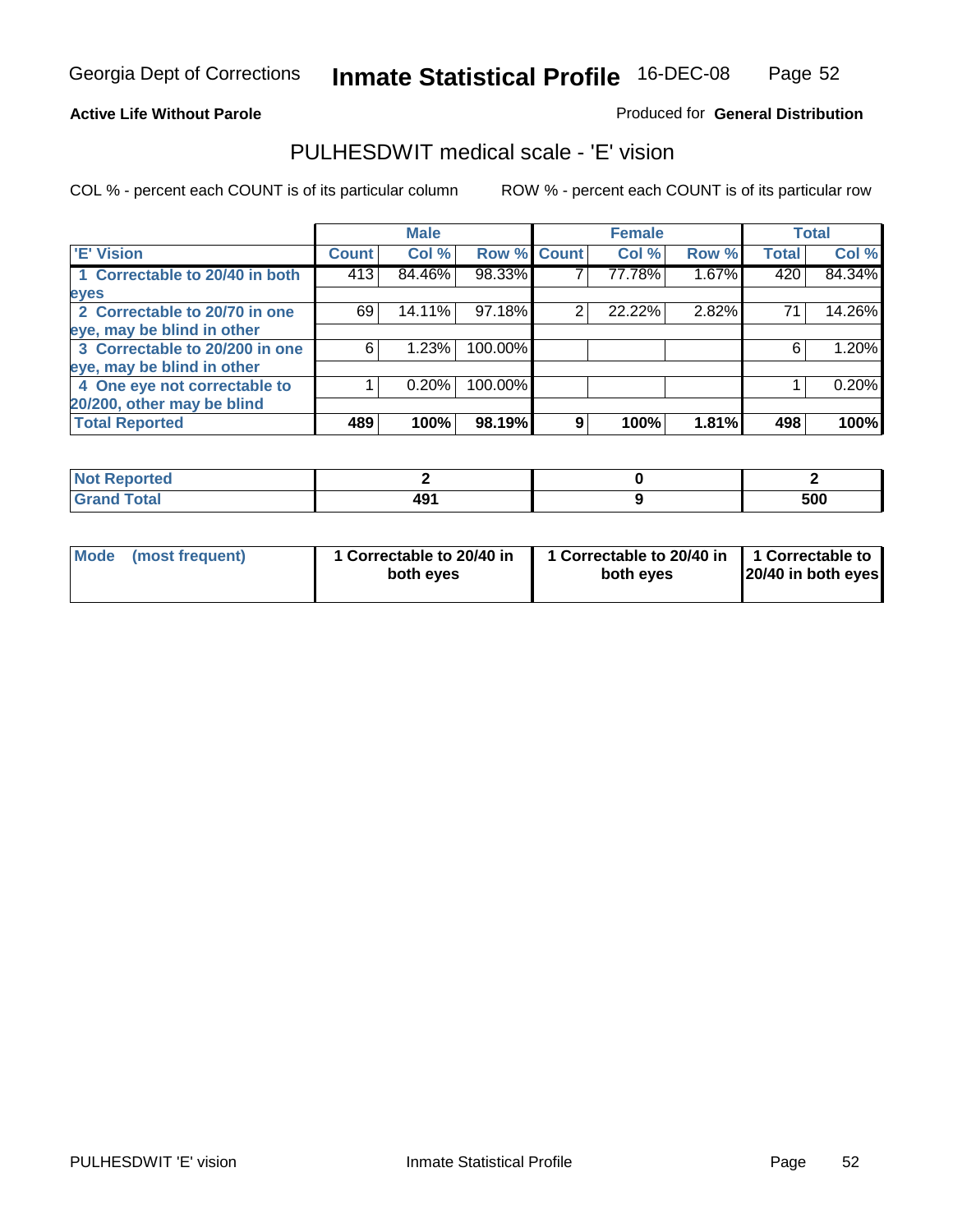Georgia Dept of Corrections **Inmate Statistical Profile** 16-DEC-08

**Active Life Without Parole** Produced for **General Distribution**

## PULHESDWIT medical scale - 'E' vision

COL % - percent each COUNT is of its particular column ROW % - percent each COUNT is of its particular row

| | Male | | | Female | | | Total | |
|---|---|---|---|---|---|---|---|---|
| 'E' Vision | Count | Col % | Row % | Count | Col % | Row % | Total | Col % |
| 1 Correctable to 20/40 in both eyes | 413 | 84.46% | 98.33% | 7 | 77.78% | 1.67% | 420 | 84.34% |
| 2 Correctable to 20/70 in one eye, may be blind in other | 69 | 14.11% | 97.18% | 2 | 22.22% | 2.82% | 71 | 14.26% |
| 3 Correctable to 20/200 in one eye, may be blind in other | 6 | 1.23% | 100.00% | | | | 6 | 1.20% |
| 4 One eye not correctable to 20/200, other may be blind | 1 | 0.20% | 100.00% | | | | 1 | 0.20% |
| **Total Reported** | **489** | **100%** | **98.19%** | **9** | **100%** | **1.81%** | **498** | **100%** |

| | Male | Female | Total |
|---|---|---|---|
| Not Reported | 2 | 0 | 2 |
| Grand Total | 491 | 9 | 500 |

| | Male | Female | Total |
|---|---|---|---|
| Mode (most frequent) | 1 Correctable to 20/40 in both eyes | 1 Correctable to 20/40 in both eyes | 1 Correctable to 20/40 in both eyes |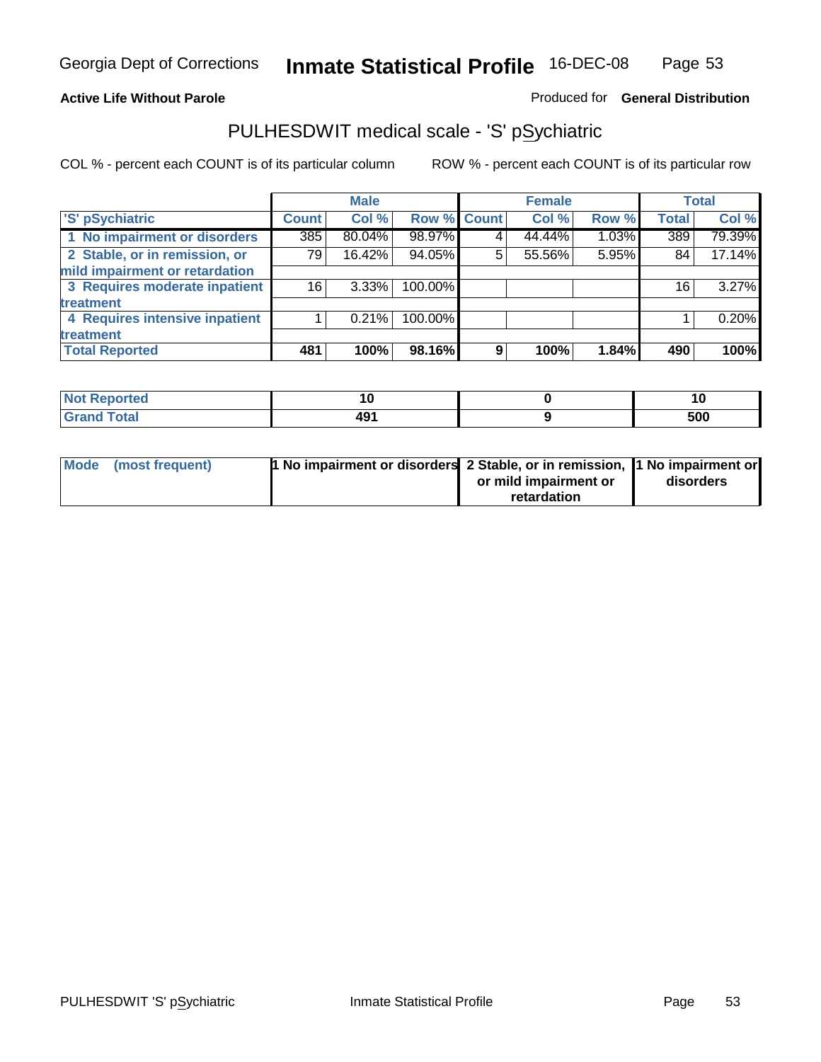**Active Life Without Parole**

Produced for **General Distribution**

## PULHESDWIT medical scale - 'S' pSychiatric

COL % - percent each COUNT is of its particular column

ROW % - percent each COUNT is of its particular row

| | Male | | | Female | | | Total | |
|---|---|---|---|---|---|---|---|---|
| 'S' pSychiatric | Count | Col % | Row % | Count | Col % | Row % | Total | Col % |
| 1 No impairment or disorders | 385 | 80.04% | 98.97% | 4 | 44.44% | 1.03% | 389 | 79.39% |
| 2 Stable, or in remission, or mild impairment or retardation | 79 | 16.42% | 94.05% | 5 | 55.56% | 5.95% | 84 | 17.14% |
| 3 Requires moderate inpatient treatment | 16 | 3.33% | 100.00% | | | | 16 | 3.27% |
| 4 Requires intensive inpatient treatment | 1 | 0.21% | 100.00% | | | | 1 | 0.20% |
| **Total Reported** | **481** | **100%** | **98.16%** | **9** | **100%** | **1.84%** | **490** | **100%** |

| | Male | Female | Total |
|---|---|---|---|
| Not Reported | 10 | 0 | 10 |
| Grand Total | 491 | 9 | 500 |

| | Male | Female | Total |
|---|---|---|---|
| Mode (most frequent) | 1 No impairment or disorders | 2 Stable, or in remission, or mild impairment or retardation | 1 No impairment or disorders |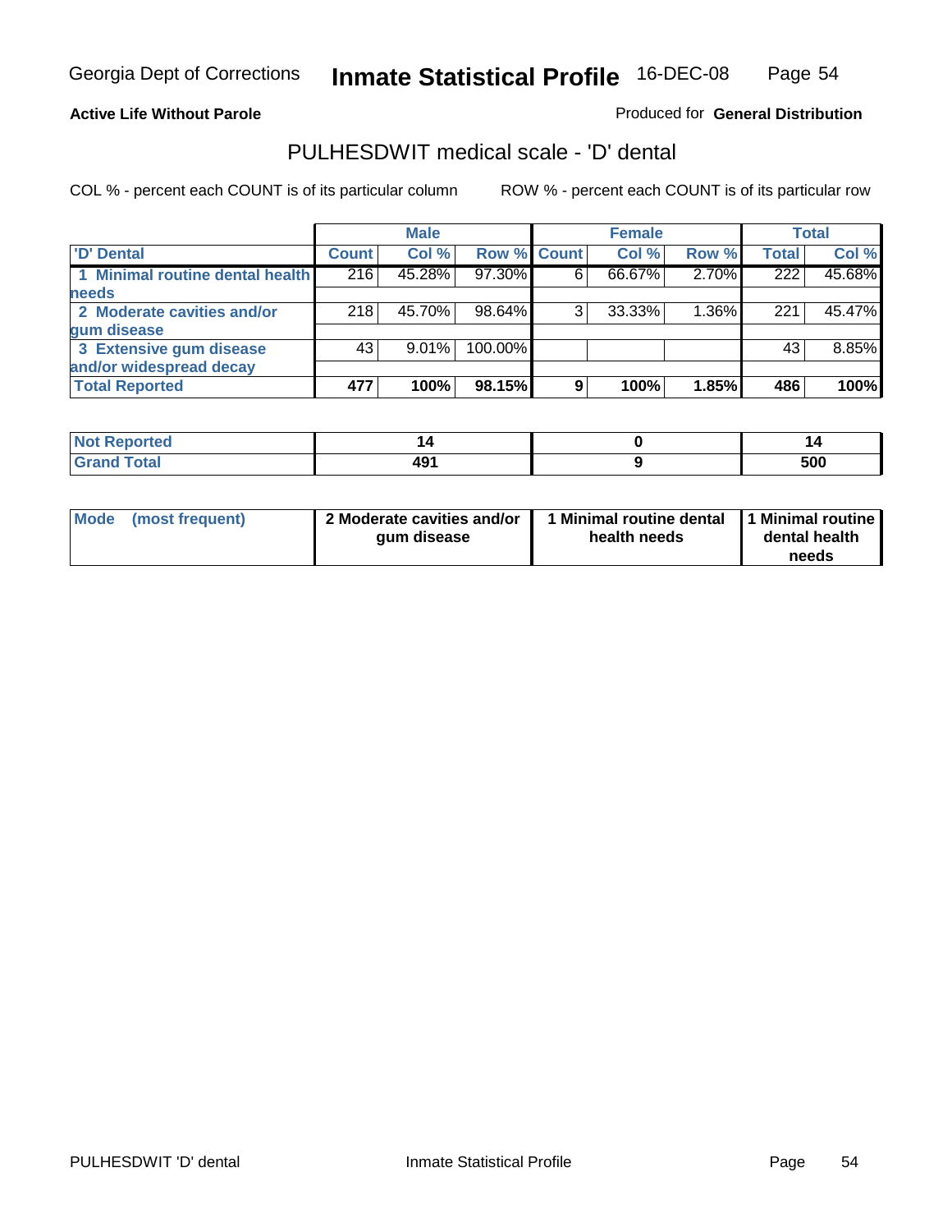Georgia Dept of Corrections **Inmate Statistical Profile** 16-DEC-08

**Active Life Without Parole**

Produced for **General Distribution**

## PULHESDWIT medical scale - 'D' dental

COL % - percent each COUNT is of its particular column

ROW % - percent each COUNT is of its particular row

| | Male | | | Female | | | Total | |
|---|---|---|---|---|---|---|---|---|
| 'D' Dental | Count | Col % | Row % | Count | Col % | Row % | Total | Col % |
| 1 Minimal routine dental health needs | 216 | 45.28% | 97.30% | 6 | 66.67% | 2.70% | 222 | 45.68% |
| 2 Moderate cavities and/or gum disease | 218 | 45.70% | 98.64% | 3 | 33.33% | 1.36% | 221 | 45.47% |
| 3 Extensive gum disease and/or widespread decay | 43 | 9.01% | 100.00% | | | | 43 | 8.85% |
| **Total Reported** | **477** | **100%** | **98.15%** | **9** | **100%** | **1.85%** | **486** | **100%** |

| | Male | Female | Total |
|---|---|---|---|
| Not Reported | 14 | 0 | 14 |
| Grand Total | 491 | 9 | 500 |

| | Male | Female | Total |
|---|---|---|---|
| Mode (most frequent) | 2 Moderate cavities and/or gum disease | 1 Minimal routine dental health needs | 1 Minimal routine dental health needs |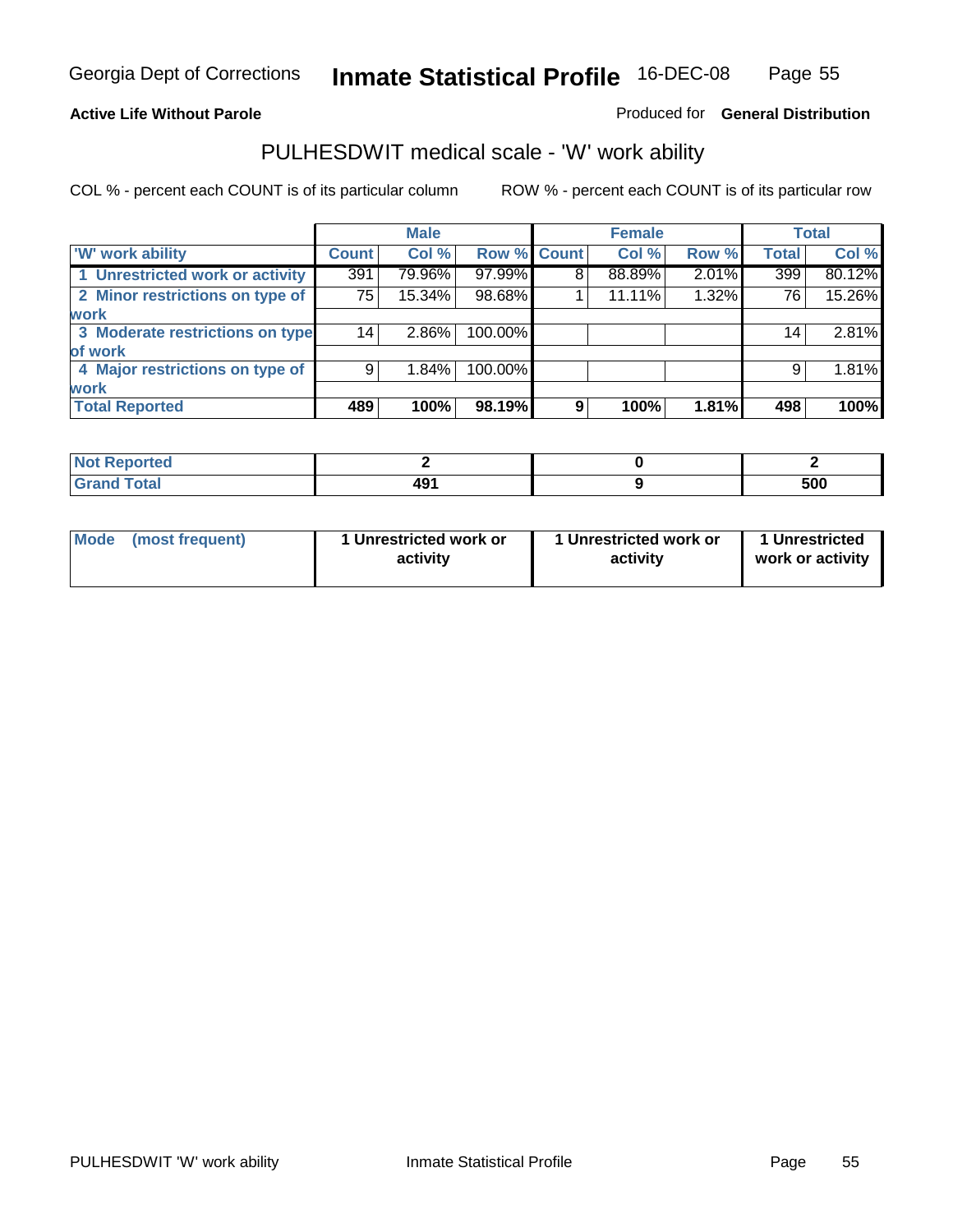Georgia Dept of Corrections **Inmate Statistical Profile** 16-DEC-08

**Active Life Without Parole**

Produced for **General Distribution**

## PULHESDWIT medical scale - 'W' work ability

COL % - percent each COUNT is of its particular column

ROW % - percent each COUNT is of its particular row

| | Male | | | Female | | | Total | |
|---|---|---|---|---|---|---|---|---|
| 'W' work ability | Count | Col % | Row % | Count | Col % | Row % | Total | Col % |
| 1 Unrestricted work or activity | 391 | 79.96% | 97.99% | 8 | 88.89% | 2.01% | 399 | 80.12% |
| 2 Minor restrictions on type of work | 75 | 15.34% | 98.68% | 1 | 11.11% | 1.32% | 76 | 15.26% |
| 3 Moderate restrictions on type of work | 14 | 2.86% | 100.00% | | | | 14 | 2.81% |
| 4 Major restrictions on type of work | 9 | 1.84% | 100.00% | | | | 9 | 1.81% |
| **Total Reported** | **489** | **100%** | **98.19%** | **9** | **100%** | **1.81%** | **498** | **100%** |

| | Male | Female | Total |
|---|---|---|---|
| **Not Reported** | **2** | **0** | **2** |
| **Grand Total** | **491** | **9** | **500** |

| | Male | Female | Total |
|---|---|---|---|
| **Mode (most frequent)** | **1 Unrestricted work or activity** | **1 Unrestricted work or activity** | **1 Unrestricted work or activity** |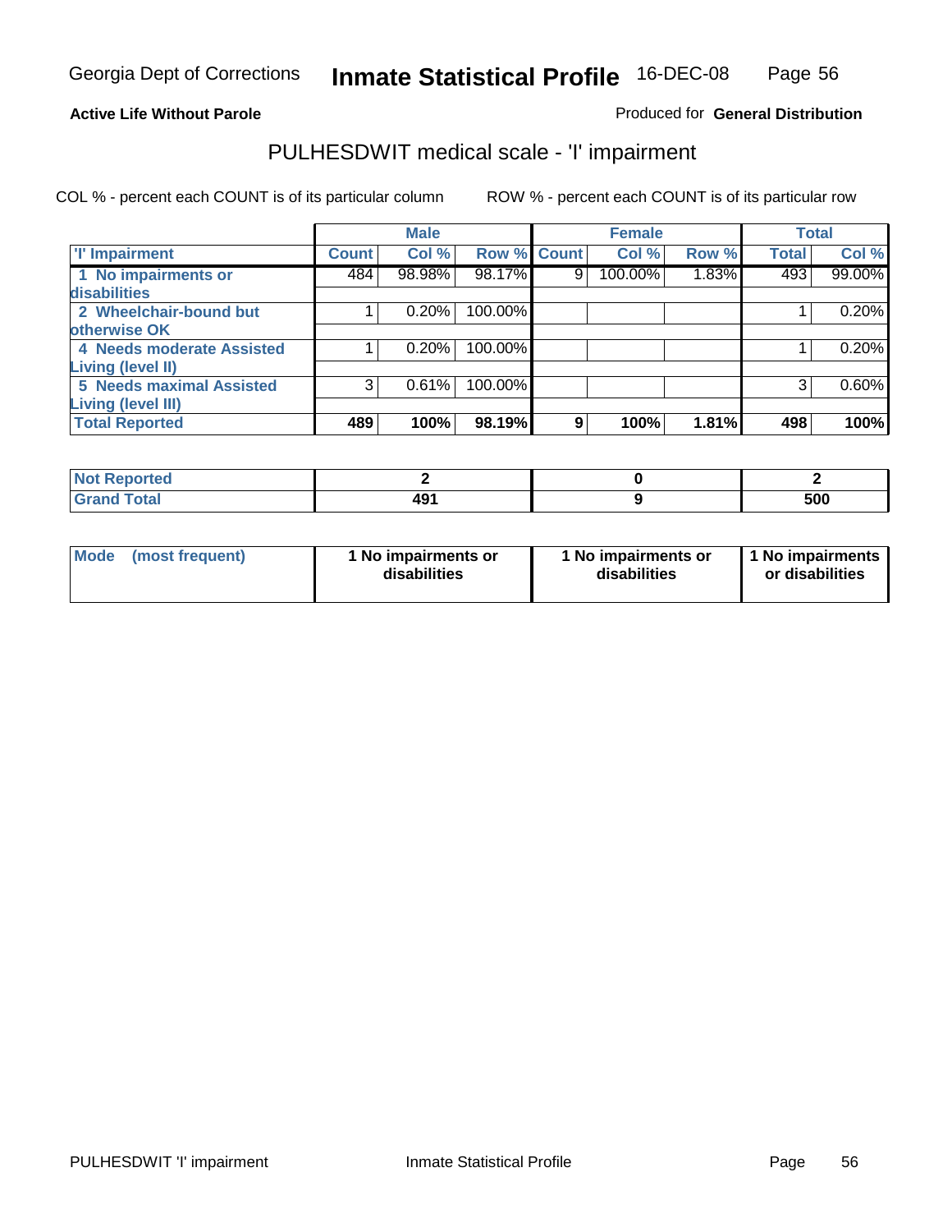Georgia Dept of Corrections **Inmate Statistical Profile** 16-DEC-08

**Active Life Without Parole**

Produced for **General Distribution**

## PULHESDWIT medical scale - 'I' impairment

COL % - percent each COUNT is of its particular column ROW % - percent each COUNT is of its particular row

| | Male | | | Female | | | Total | |
|---|---|---|---|---|---|---|---|---|
| 'I' Impairment | Count | Col % | Row % | Count | Col % | Row % | Total | Col % |
| 1 No impairments or disabilities | 484 | 98.98% | 98.17% | 9 | 100.00% | 1.83% | 493 | 99.00% |
| 2 Wheelchair-bound but otherwise OK | 1 | 0.20% | 100.00% | | | | 1 | 0.20% |
| 4 Needs moderate Assisted Living (level II) | 1 | 0.20% | 100.00% | | | | 1 | 0.20% |
| 5 Needs maximal Assisted Living (level III) | 3 | 0.61% | 100.00% | | | | 3 | 0.60% |
| **Total Reported** | **489** | **100%** | **98.19%** | **9** | **100%** | **1.81%** | **498** | **100%** |

| | Male | Female | Total |
|---|---|---|---|
| Not Reported | 2 | 0 | 2 |
| Grand Total | 491 | 9 | 500 |

| | Male | Female | Total |
|---|---|---|---|
| Mode (most frequent) | 1 No impairments or disabilities | 1 No impairments or disabilities | 1 No impairments or disabilities |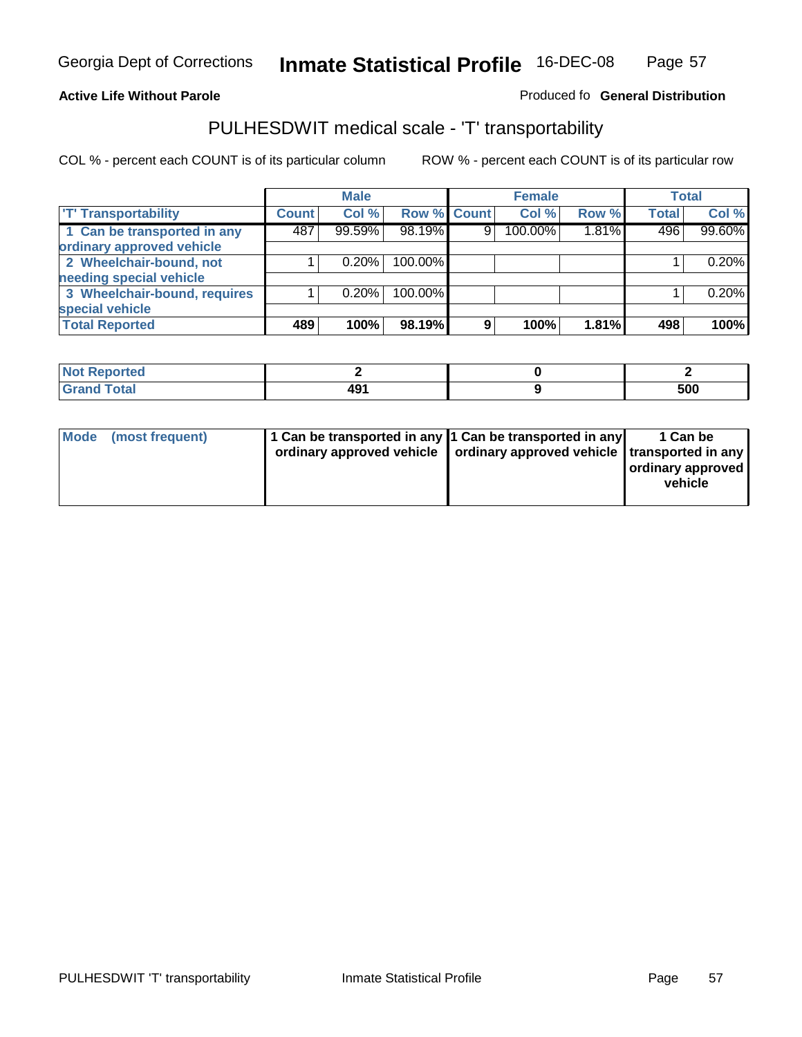Georgia Dept of Corrections **Inmate Statistical Profile** 16-DEC-08

**Active Life Without Parole**

Produced fo **General Distribution**

## PULHESDWIT medical scale - 'T' transportability

COL % - percent each COUNT is of its particular column ROW % - percent each COUNT is of its particular row

| | Male | | | Female | | | Total | |
|---|---|---|---|---|---|---|---|---|
| 'T' Transportability | Count | Col % | Row % | Count | Col % | Row % | Total | Col % |
| 1 Can be transported in any ordinary approved vehicle | 487 | 99.59% | 98.19% | 9 | 100.00% | 1.81% | 496 | 99.60% |
| 2 Wheelchair-bound, not needing special vehicle | 1 | 0.20% | 100.00% | | | | 1 | 0.20% |
| 3 Wheelchair-bound, requires special vehicle | 1 | 0.20% | 100.00% | | | | 1 | 0.20% |
| **Total Reported** | **489** | **100%** | **98.19%** | **9** | **100%** | **1.81%** | **498** | **100%** |

| | Male | Female | Total |
|---|---|---|---|
| Not Reported | 2 | 0 | 2 |
| Grand Total | 491 | 9 | 500 |

| | Male | Female | Total |
|---|---|---|---|
| Mode (most frequent) | 1 Can be transported in any ordinary approved vehicle | 1 Can be transported in any ordinary approved vehicle | 1 Can be transported in any ordinary approved vehicle |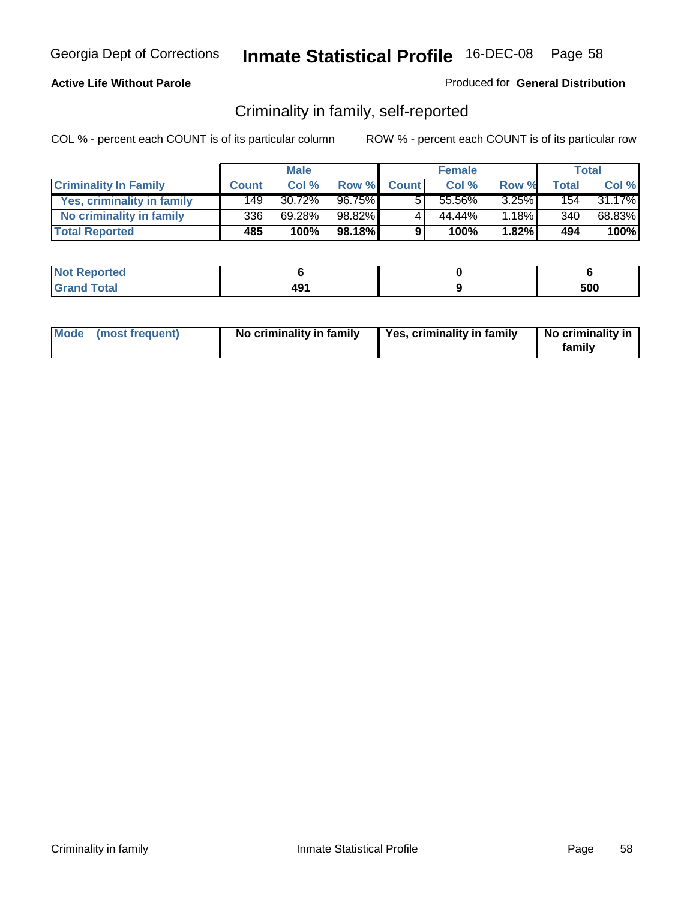**Active Life Without Parole**

Produced for **General Distribution**

## Criminality in family, self-reported

COL % - percent each COUNT is of its particular column

ROW % - percent each COUNT is of its particular row

| | Male | | | Female | | | Total | |
|---|---|---|---|---|---|---|---|---|
| **Criminality In Family** | **Count** | **Col %** | **Row %** | **Count** | **Col %** | **Row %** | **Total** | **Col %** |
| Yes, criminality in family | 149 | 30.72% | 96.75% | 5 | 55.56% | 3.25% | 154 | 31.17% |
| No criminality in family | 336 | 69.28% | 98.82% | 4 | 44.44% | 1.18% | 340 | 68.83% |
| **Total Reported** | **485** | **100%** | **98.18%** | **9** | **100%** | **1.82%** | **494** | **100%** |

| | Male | Female | Total |
|---|---|---|---|
| **Not Reported** | **6** | **0** | **6** |
| **Grand Total** | **491** | **9** | **500** |

| | Male | Female | Total |
|---|---|---|---|
| **Mode (most frequent)** | **No criminality in family** | **Yes, criminality in family** | **No criminality in family** |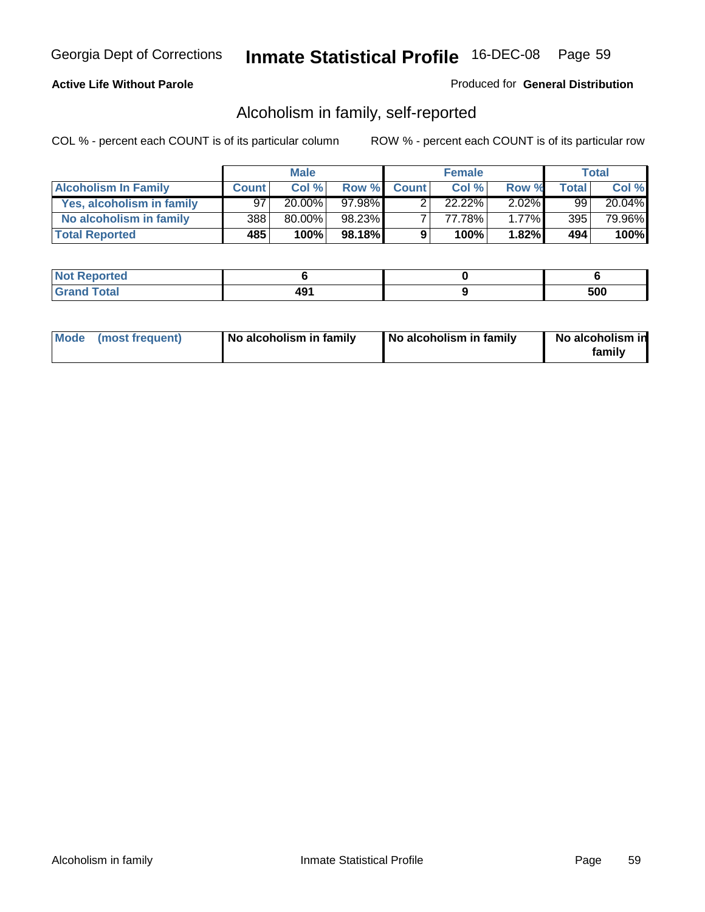Georgia Dept of Corrections **Inmate Statistical Profile** 16-DEC-08

**Active Life Without Parole**

Produced for **General Distribution**

## Alcoholism in family, self-reported

COL % - percent each COUNT is of its particular column        ROW % - percent each COUNT is of its particular row

| | Male | | | Female | | | Total | |
|---|---|---|---|---|---|---|---|---|
| **Alcoholism In Family** | **Count** | **Col %** | **Row %** | **Count** | **Col %** | **Row %** | **Total** | **Col %** |
| **Yes, alcoholism in family** | 97 | 20.00% | 97.98% | 2 | 22.22% | 2.02% | 99 | 20.04% |
| **No alcoholism in family** | 388 | 80.00% | 98.23% | 7 | 77.78% | 1.77% | 395 | 79.96% |
| **Total Reported** | **485** | **100%** | **98.18%** | **9** | **100%** | **1.82%** | **494** | **100%** |

| | Male | Female | Total |
|---|---|---|---|
| **Not Reported** | **6** | **0** | **6** |
| **Grand Total** | **491** | **9** | **500** |

| | Male | Female | Total |
|---|---|---|---|
| **Mode (most frequent)** | **No alcoholism in family** | **No alcoholism in family** | **No alcoholism in family** |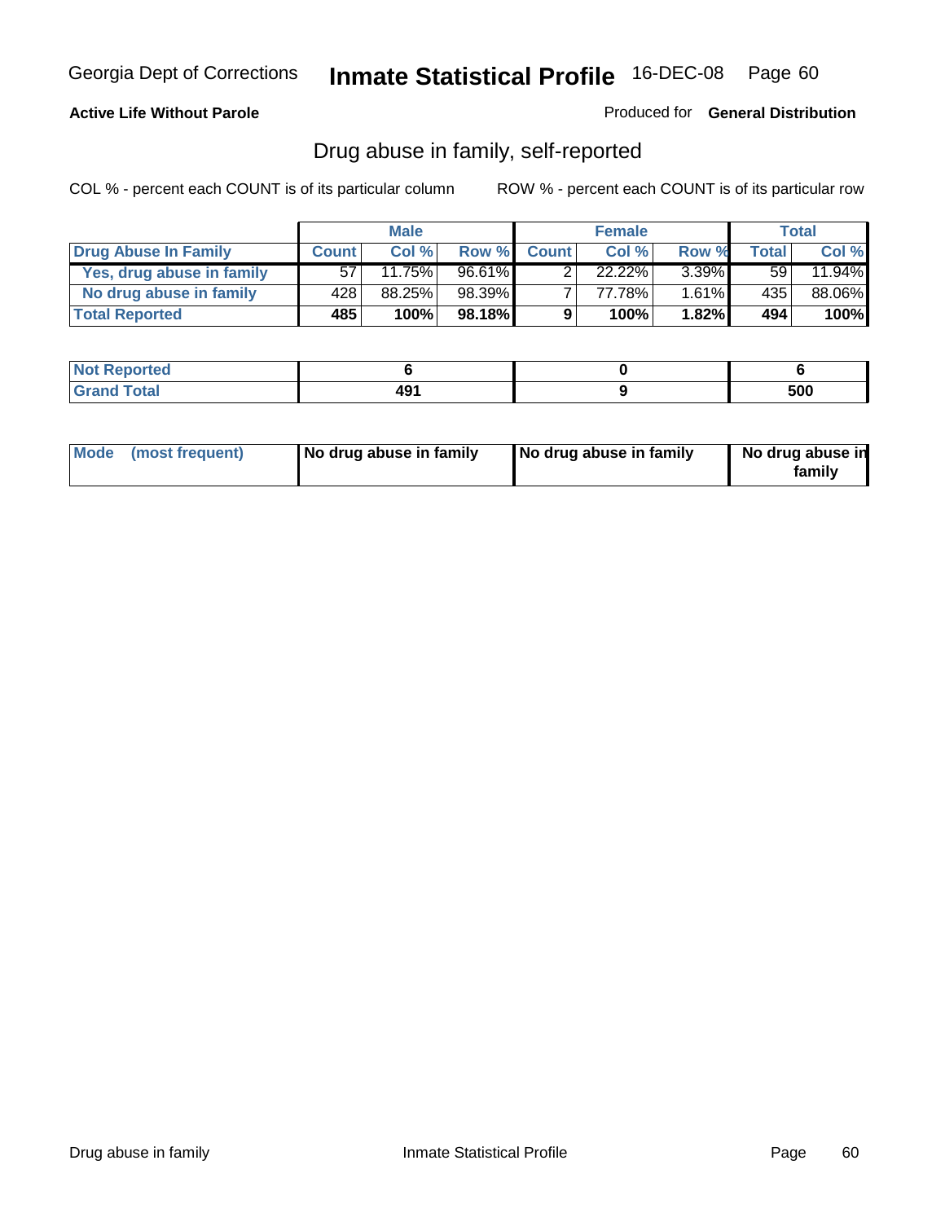**Active Life Without Parole**

Produced for **General Distribution**

## Drug abuse in family, self-reported

COL % - percent each COUNT is of its particular column

ROW % - percent each COUNT is of its particular row

| | Male | | | Female | | | Total | |
|---|---|---|---|---|---|---|---|---|
| **Drug Abuse In Family** | **Count** | **Col %** | **Row %** | **Count** | **Col %** | **Row %** | **Total** | **Col %** |
| Yes, drug abuse in family | 57 | 11.75% | 96.61% | 2 | 22.22% | 3.39% | 59 | 11.94% |
| No drug abuse in family | 428 | 88.25% | 98.39% | 7 | 77.78% | 1.61% | 435 | 88.06% |
| **Total Reported** | **485** | **100%** | **98.18%** | **9** | **100%** | **1.82%** | **494** | **100%** |

| | Male | Female | Total |
|---|---|---|---|
| **Not Reported** | **6** | **0** | **6** |
| **Grand Total** | **491** | **9** | **500** |

| | Male | Female | Total |
|---|---|---|---|
| **Mode (most frequent)** | **No drug abuse in family** | **No drug abuse in family** | **No drug abuse in family** |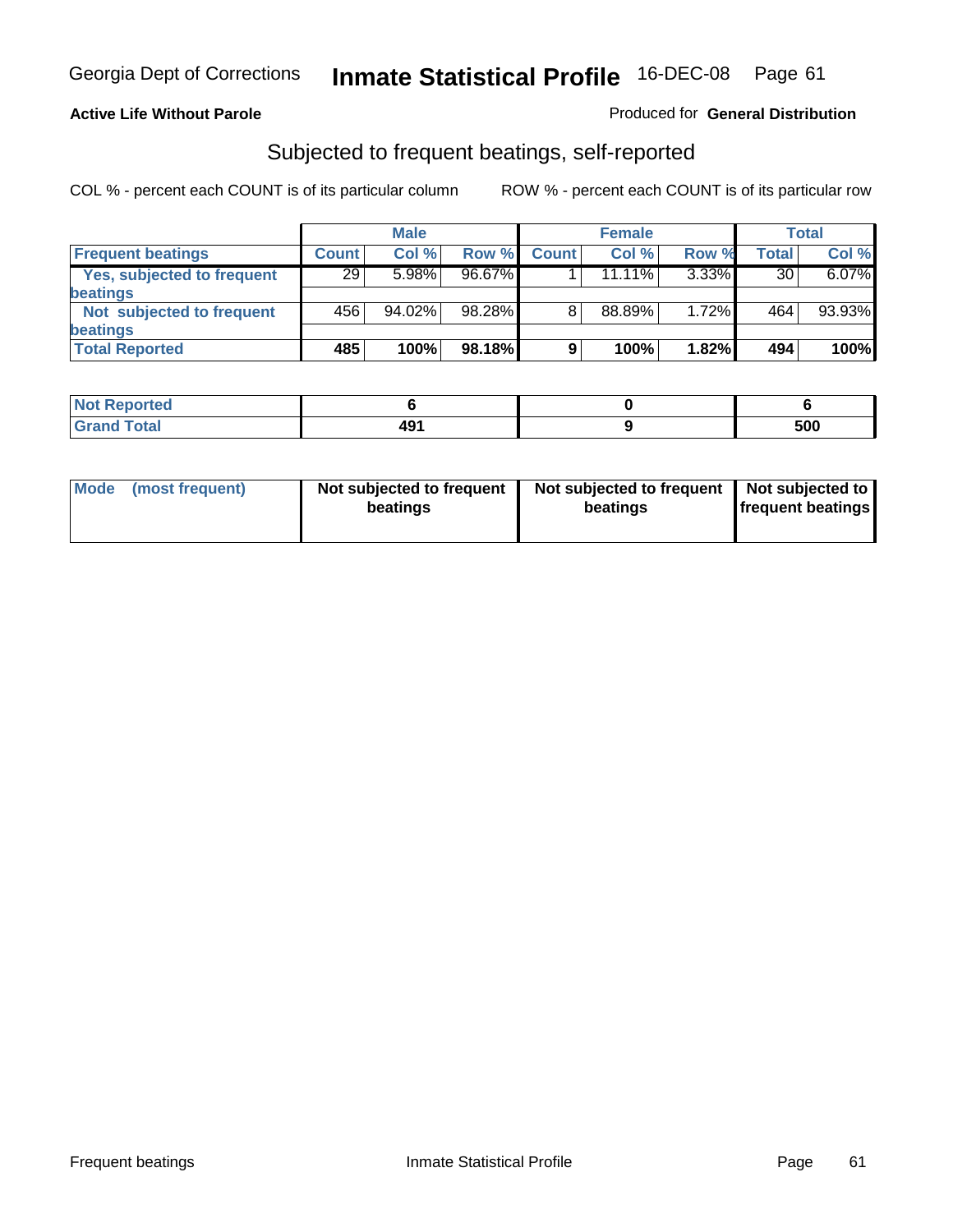Georgia Dept of Corrections **Inmate Statistical Profile** 16-DEC-08

**Active Life Without Parole**

Produced for **General Distribution**

## Subjected to frequent beatings, self-reported

COL % - percent each COUNT is of its particular column     ROW % - percent each COUNT is of its particular row

| | Male | | | Female | | | Total | |
|---|---|---|---|---|---|---|---|---|
| **Frequent beatings** | **Count** | **Col %** | **Row %** | **Count** | **Col %** | **Row %** | **Total** | **Col %** |
| **Yes, subjected to frequent beatings** | 29 | 5.98% | 96.67% | 1 | 11.11% | 3.33% | 30 | 6.07% |
| **Not subjected to frequent beatings** | 456 | 94.02% | 98.28% | 8 | 88.89% | 1.72% | 464 | 93.93% |
| **Total Reported** | **485** | **100%** | **98.18%** | **9** | **100%** | **1.82%** | **494** | **100%** |

| | Male | Female | Total |
|---|---|---|---|
| **Not Reported** | **6** | **0** | **6** |
| **Grand Total** | **491** | **9** | **500** |

| | Male | Female | Total |
|---|---|---|---|
| **Mode (most frequent)** | **Not subjected to frequent beatings** | **Not subjected to frequent beatings** | **Not subjected to frequent beatings** |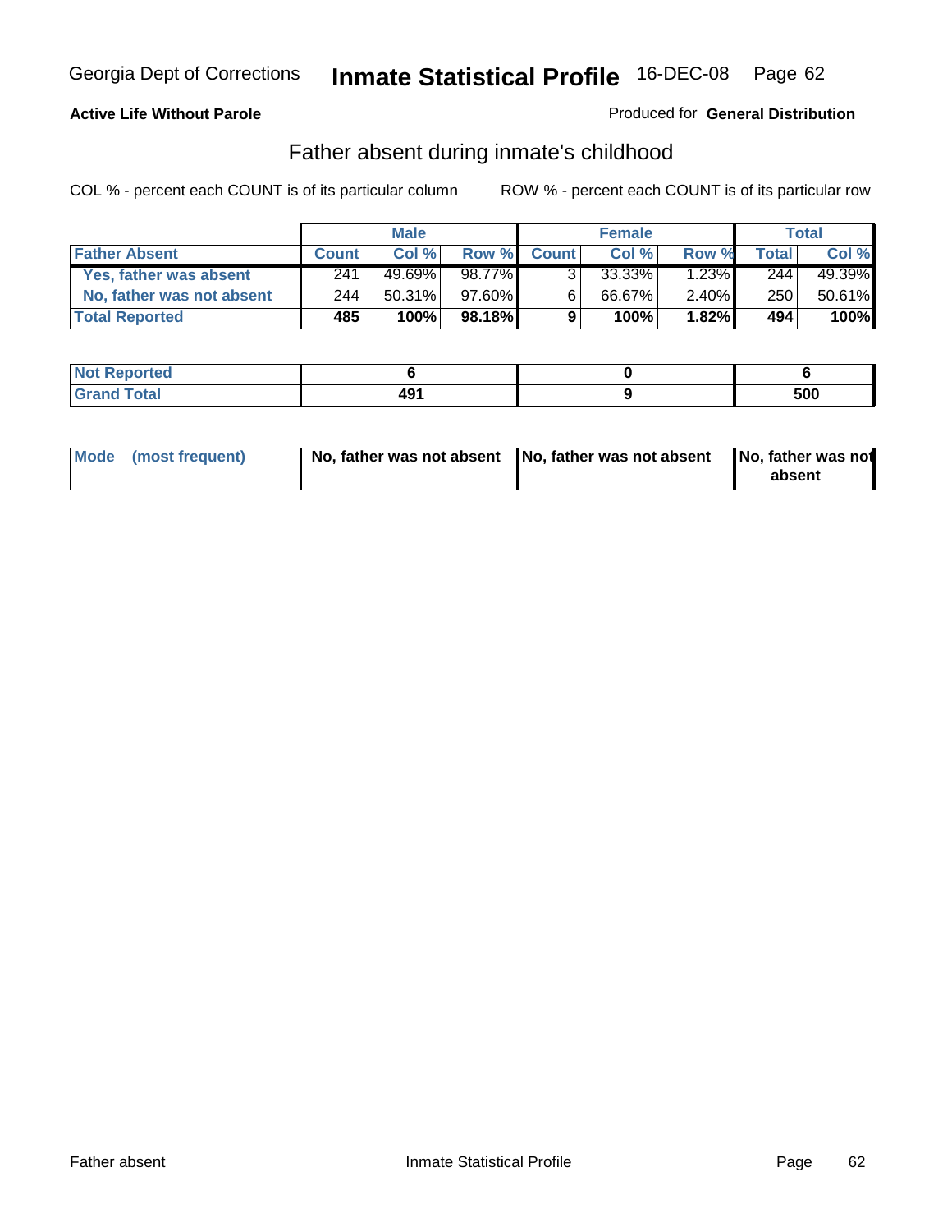Georgia Dept of Corrections **Inmate Statistical Profile** 16-DEC-08 Page 62

**Active Life Without Parole**

Produced for **General Distribution**

## Father absent during inmate's childhood

COL % - percent each COUNT is of its particular column

ROW % - percent each COUNT is of its particular row

| | Male | | | Female | | | Total | |
|---|---|---|---|---|---|---|---|---|
| **Father Absent** | **Count** | **Col %** | **Row %** | **Count** | **Col %** | **Row %** | **Total** | **Col %** |
| **Yes, father was absent** | 241 | 49.69% | 98.77% | 3 | 33.33% | 1.23% | 244 | 49.39% |
| **No, father was not absent** | 244 | 50.31% | 97.60% | 6 | 66.67% | 2.40% | 250 | 50.61% |
| **Total Reported** | **485** | **100%** | **98.18%** | **9** | **100%** | **1.82%** | **494** | **100%** |

| | Male | Female | Total |
|---|---|---|---|
| **Not Reported** | **6** | **0** | **6** |
| **Grand Total** | **491** | **9** | **500** |

| | Male | Female | Total |
|---|---|---|---|
| **Mode (most frequent)** | **No, father was not absent** | **No, father was not absent** | **No, father was not absent** |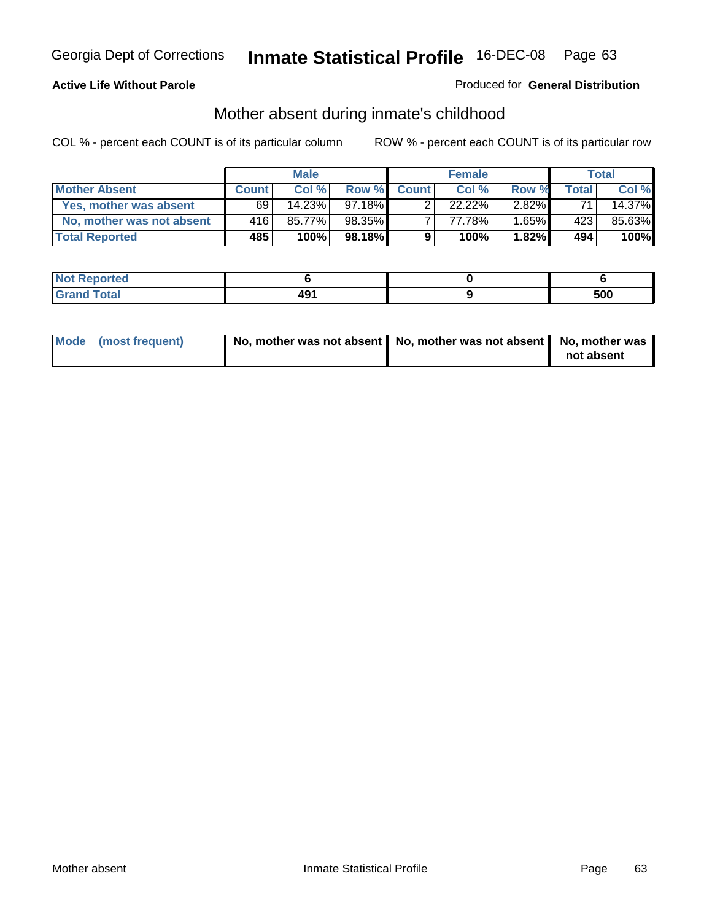**Active Life Without Parole**

Produced for **General Distribution**

## Mother absent during inmate's childhood

COL % - percent each COUNT is of its particular column

ROW % - percent each COUNT is of its particular row

| | Male | | | Female | | | Total | |
|---|---|---|---|---|---|---|---|---|
| **Mother Absent** | **Count** | **Col %** | **Row %** | **Count** | **Col %** | **Row %** | **Total** | **Col %** |
| **Yes, mother was absent** | 69 | 14.23% | 97.18% | 2 | 22.22% | 2.82% | 71 | 14.37% |
| **No, mother was not absent** | 416 | 85.77% | 98.35% | 7 | 77.78% | 1.65% | 423 | 85.63% |
| **Total Reported** | **485** | **100%** | **98.18%** | **9** | **100%** | **1.82%** | **494** | **100%** |

| | Male | Female | Total |
|---|---|---|---|
| **Not Reported** | **6** | **0** | **6** |
| **Grand Total** | **491** | **9** | **500** |

| | Male | Female | Total |
|---|---|---|---|
| **Mode (most frequent)** | **No, mother was not absent** | **No, mother was not absent** | **No, mother was not absent** |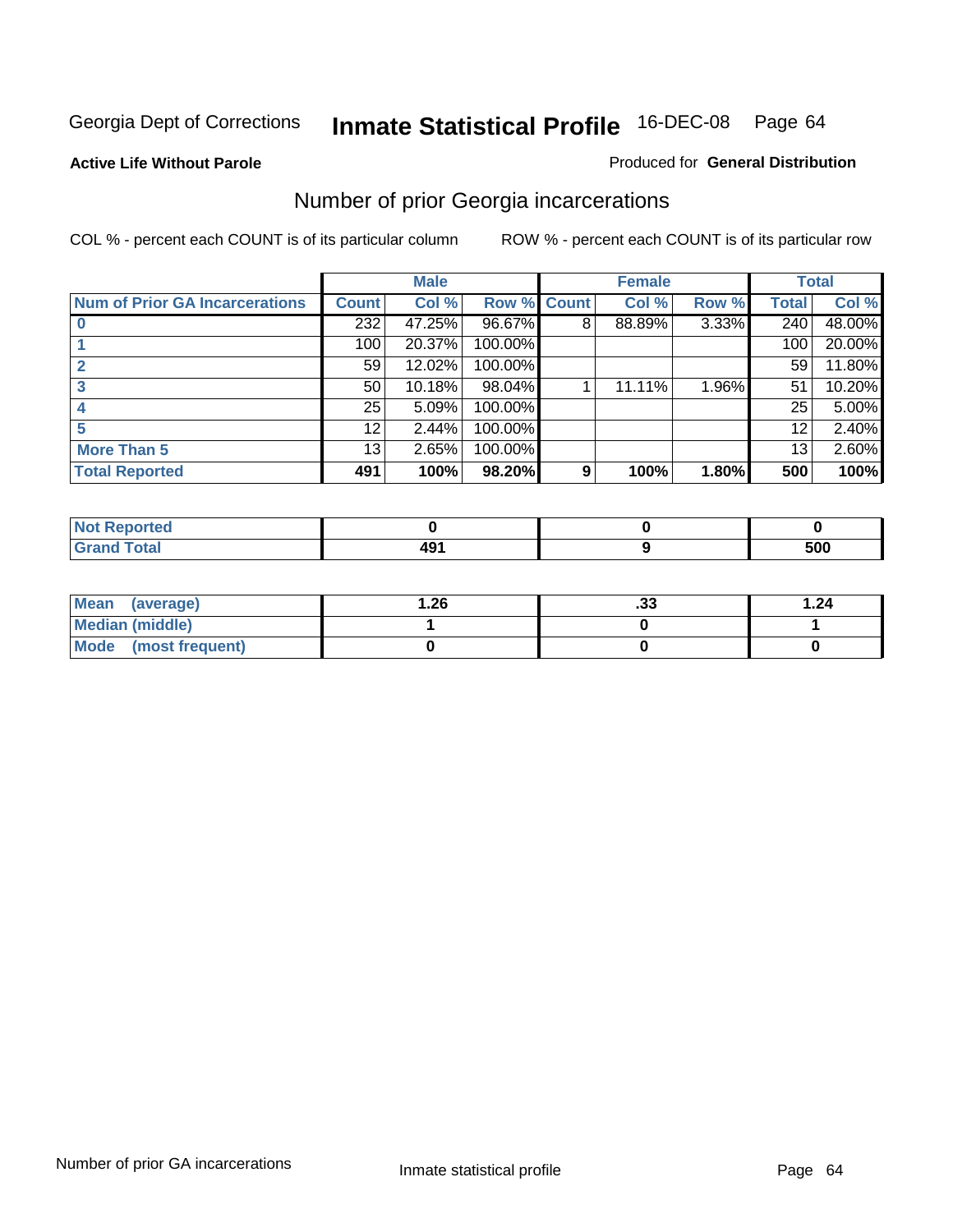Georgia Dept of Corrections **Inmate Statistical Profile** 16-DEC-08

**Active Life Without Parole**

Produced for **General Distribution**

## Number of prior Georgia incarcerations

COL % - percent each COUNT is of its particular column

ROW % - percent each COUNT is of its particular row

| | Male | | | Female | | | Total | |
|---|---|---|---|---|---|---|---|---|
| **Num of Prior GA Incarcerations** | **Count** | **Col %** | **Row %** | **Count** | **Col %** | **Row %** | **Total** | **Col %** |
| **0** | 232 | 47.25% | 96.67% | 8 | 88.89% | 3.33% | 240 | 48.00% |
| **1** | 100 | 20.37% | 100.00% | | | | 100 | 20.00% |
| **2** | 59 | 12.02% | 100.00% | | | | 59 | 11.80% |
| **3** | 50 | 10.18% | 98.04% | 1 | 11.11% | 1.96% | 51 | 10.20% |
| **4** | 25 | 5.09% | 100.00% | | | | 25 | 5.00% |
| **5** | 12 | 2.44% | 100.00% | | | | 12 | 2.40% |
| **More Than 5** | 13 | 2.65% | 100.00% | | | | 13 | 2.60% |
| **Total Reported** | **491** | **100%** | **98.20%** | **9** | **100%** | **1.80%** | **500** | **100%** |

| | Male | Female | Total |
|---|---|---|---|
| **Not Reported** | **0** | **0** | **0** |
| **Grand Total** | **491** | **9** | **500** |

| | Male | Female | Total |
|---|---|---|---|
| **Mean (average)** | **1.26** | **.33** | **1.24** |
| **Median (middle)** | **1** | **0** | **1** |
| **Mode (most frequent)** | **0** | **0** | **0** |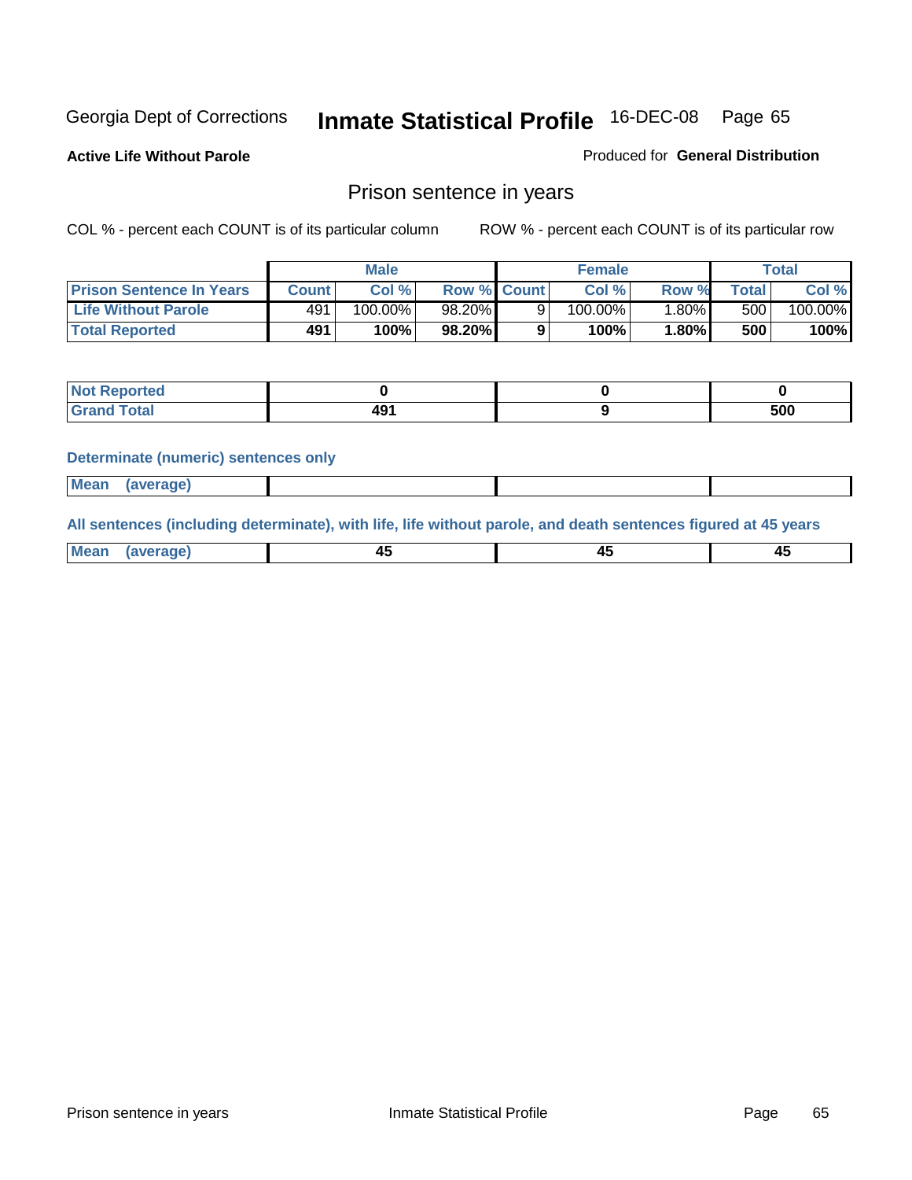Georgia Dept of Corrections **Inmate Statistical Profile** 16-DEC-08 Page 65

**Active Life Without Parole**

Produced for **General Distribution**

## Prison sentence in years

COL % - percent each COUNT is of its particular column

ROW % - percent each COUNT is of its particular row

| | Male | | | Female | | | Total | |
|---|---|---|---|---|---|---|---|---|
| **Prison Sentence In Years** | **Count** | **Col %** | **Row %** | **Count** | **Col %** | **Row %** | **Total** | **Col %** |
| **Life Without Parole** | 491 | 100.00% | 98.20% | 9 | 100.00% | 1.80% | 500 | 100.00% |
| **Total Reported** | **491** | **100%** | **98.20%** | **9** | **100%** | **1.80%** | **500** | **100%** |

| | Male | Female | Total |
|---|---|---|---|
| **Not Reported** | **0** | **0** | **0** |
| **Grand Total** | **491** | **9** | **500** |

**Determinate (numeric) sentences only**

| | Male | Female | Total |
|---|---|---|---|
| **Mean (average)** | | | |

**All sentences (including determinate), with life, life without parole, and death sentences figured at 45 years**

| | Male | Female | Total |
|---|---|---|---|
| **Mean (average)** | **45** | **45** | **45** |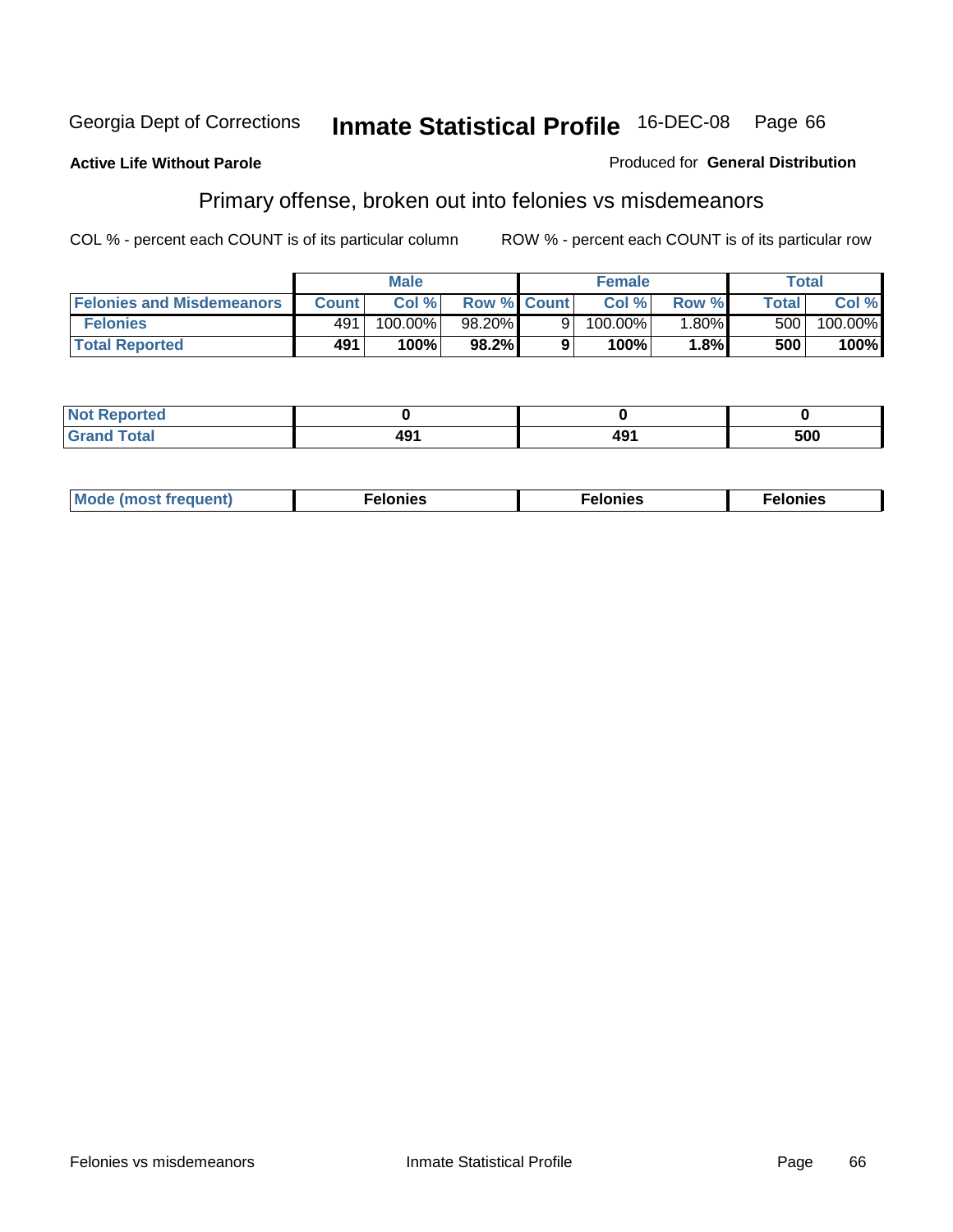Georgia Dept of Corrections **Inmate Statistical Profile** 16-DEC-08 Page 66

**Active Life Without Parole**

Produced for **General Distribution**

## Primary offense, broken out into felonies vs misdemeanors

COL % - percent each COUNT is of its particular column    ROW % - percent each COUNT is of its particular row

| | Male | | | Female | | | Total | |
|---|---|---|---|---|---|---|---|---|
| **Felonies and Misdemeanors** | **Count** | **Col %** | **Row %** | **Count** | **Col %** | **Row %** | **Total** | **Col %** |
| **Felonies** | 491 | 100.00% | 98.20% | 9 | 100.00% | 1.80% | 500 | 100.00% |
| **Total Reported** | **491** | **100%** | **98.2%** | **9** | **100%** | **1.8%** | **500** | **100%** |

| | Male | Female | Total |
|---|---|---|---|
| **Not Reported** | **0** | **0** | **0** |
| **Grand Total** | **491** | **491** | **500** |

| | Male | Female | Total |
|---|---|---|---|
| **Mode (most frequent)** | **Felonies** | **Felonies** | **Felonies** |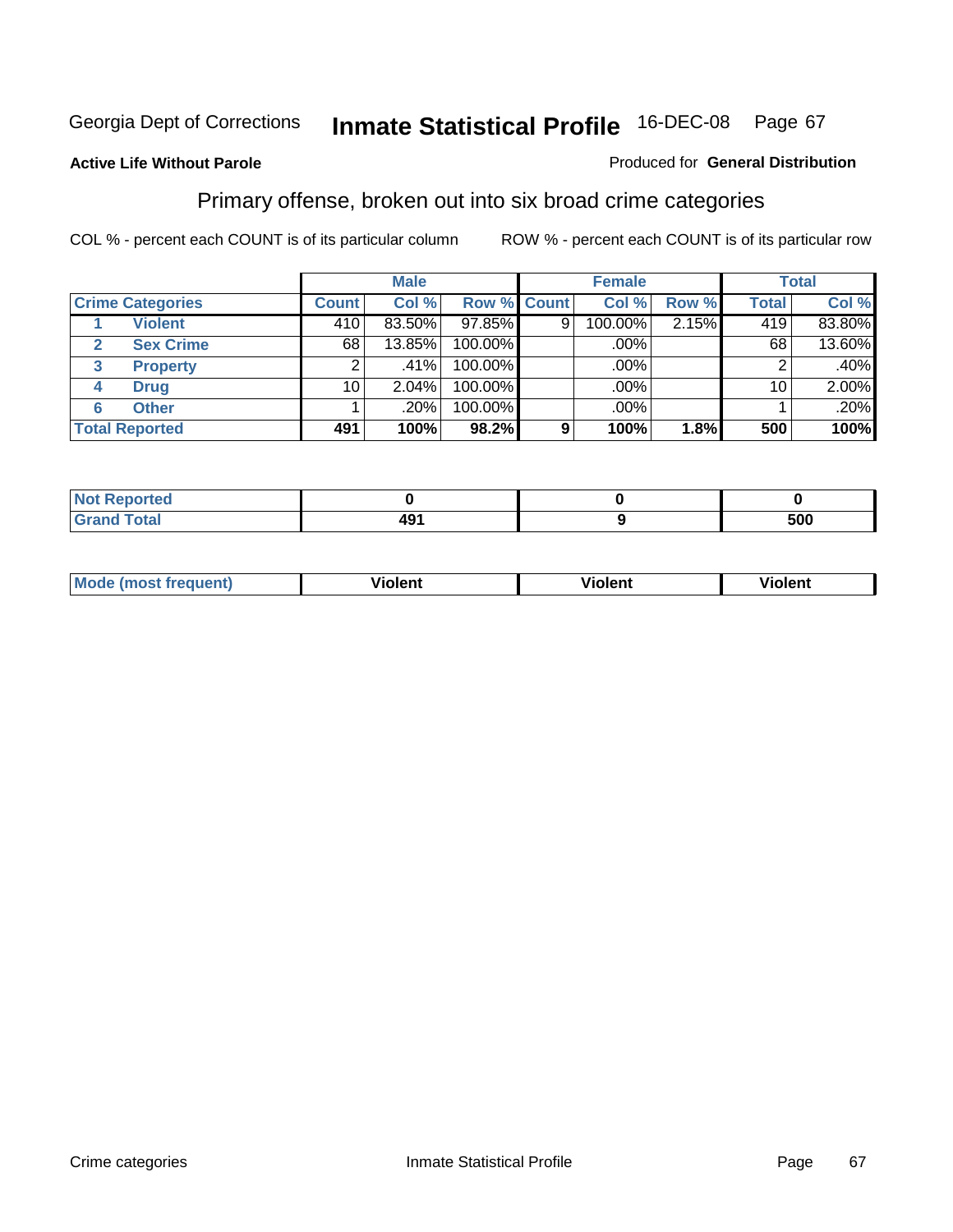Georgia Dept of Corrections **Inmate Statistical Profile** 16-DEC-08

**Active Life Without Parole**

Produced for **General Distribution**

## Primary offense, broken out into six broad crime categories

COL % - percent each COUNT is of its particular column

ROW % - percent each COUNT is of its particular row

| | | Male | | | Female | | | Total | |
|---|---|---|---|---|---|---|---|---|---|
| Crime Categories | | Count | Col % | Row % | Count | Col % | Row % | Total | Col % |
| 1 | Violent | 410 | 83.50% | 97.85% | 9 | 100.00% | 2.15% | 419 | 83.80% |
| 2 | Sex Crime | 68 | 13.85% | 100.00% | | .00% | | 68 | 13.60% |
| 3 | Property | 2 | .41% | 100.00% | | .00% | | 2 | .40% |
| 4 | Drug | 10 | 2.04% | 100.00% | | .00% | | 10 | 2.00% |
| 6 | Other | 1 | .20% | 100.00% | | .00% | | 1 | .20% |
| Total Reported | | **491** | **100%** | **98.2%** | **9** | **100%** | **1.8%** | **500** | **100%** |

| | Male | Female | Total |
|---|---|---|---|
| Not Reported | 0 | 0 | 0 |
| Grand Total | 491 | 9 | 500 |

| | Male | Female | Total |
|---|---|---|---|
| Mode (most frequent) | Violent | Violent | Violent |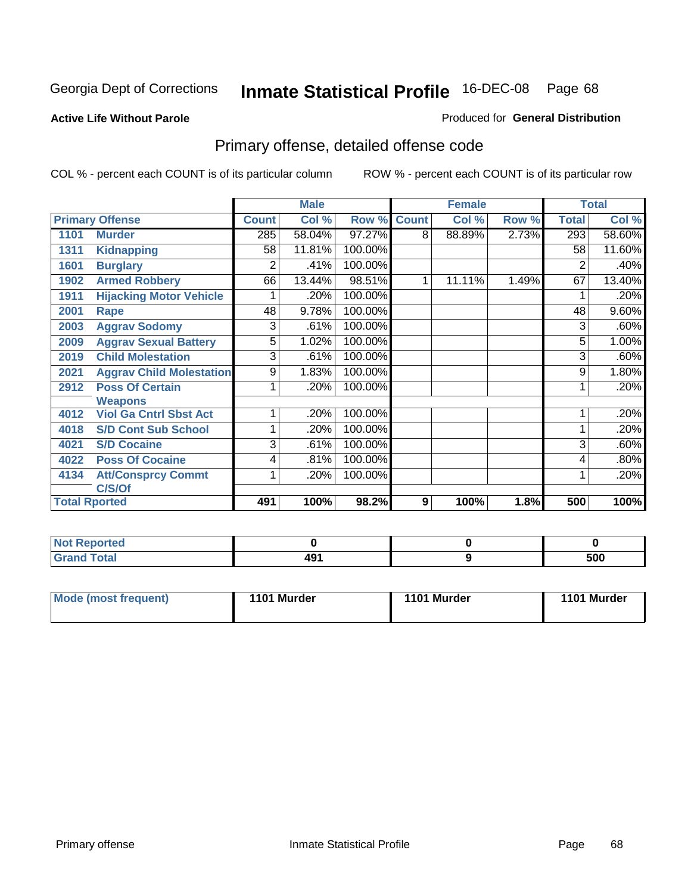Georgia Dept of Corrections **Inmate Statistical Profile** 16-DEC-08 Page 68

**Active Life Without Parole**

Produced for **General Distribution**

## Primary offense, detailed offense code

COL % - percent each COUNT is of its particular column

ROW % - percent each COUNT is of its particular row

| Primary Offense | | Male | | | Female | | | Total | |
|---|---|---|---|---|---|---|---|---|---|
| | | Count | Col % | Row % | Count | Col % | Row % | Total | Col % |
| 1101 | Murder | 285 | 58.04% | 97.27% | 8 | 88.89% | 2.73% | 293 | 58.60% |
| 1311 | Kidnapping | 58 | 11.81% | 100.00% | | | | 58 | 11.60% |
| 1601 | Burglary | 2 | .41% | 100.00% | | | | 2 | .40% |
| 1902 | Armed Robbery | 66 | 13.44% | 98.51% | 1 | 11.11% | 1.49% | 67 | 13.40% |
| 1911 | Hijacking Motor Vehicle | 1 | .20% | 100.00% | | | | 1 | .20% |
| 2001 | Rape | 48 | 9.78% | 100.00% | | | | 48 | 9.60% |
| 2003 | Aggrav Sodomy | 3 | .61% | 100.00% | | | | 3 | .60% |
| 2009 | Aggrav Sexual Battery | 5 | 1.02% | 100.00% | | | | 5 | 1.00% |
| 2019 | Child Molestation | 3 | .61% | 100.00% | | | | 3 | .60% |
| 2021 | Aggrav Child Molestation | 9 | 1.83% | 100.00% | | | | 9 | 1.80% |
| 2912 | Poss Of Certain Weapons | 1 | .20% | 100.00% | | | | 1 | .20% |
| 4012 | Viol Ga Cntrl Sbst Act | 1 | .20% | 100.00% | | | | 1 | .20% |
| 4018 | S/D Cont Sub School | 1 | .20% | 100.00% | | | | 1 | .20% |
| 4021 | S/D Cocaine | 3 | .61% | 100.00% | | | | 3 | .60% |
| 4022 | Poss Of Cocaine | 4 | .81% | 100.00% | | | | 4 | .80% |
| 4134 | Att/Consprcy Commt C/S/Of | 1 | .20% | 100.00% | | | | 1 | .20% |
| **Total Rported** | | **491** | **100%** | **98.2%** | **9** | **100%** | **1.8%** | **500** | **100%** |

| | Male | Female | Total |
|---|---|---|---|
| Not Reported | 0 | 0 | 0 |
| Grand Total | 491 | 9 | 500 |

| | Male | Female | Total |
|---|---|---|---|
| Mode (most frequent) | 1101 Murder | 1101 Murder | 1101 Murder |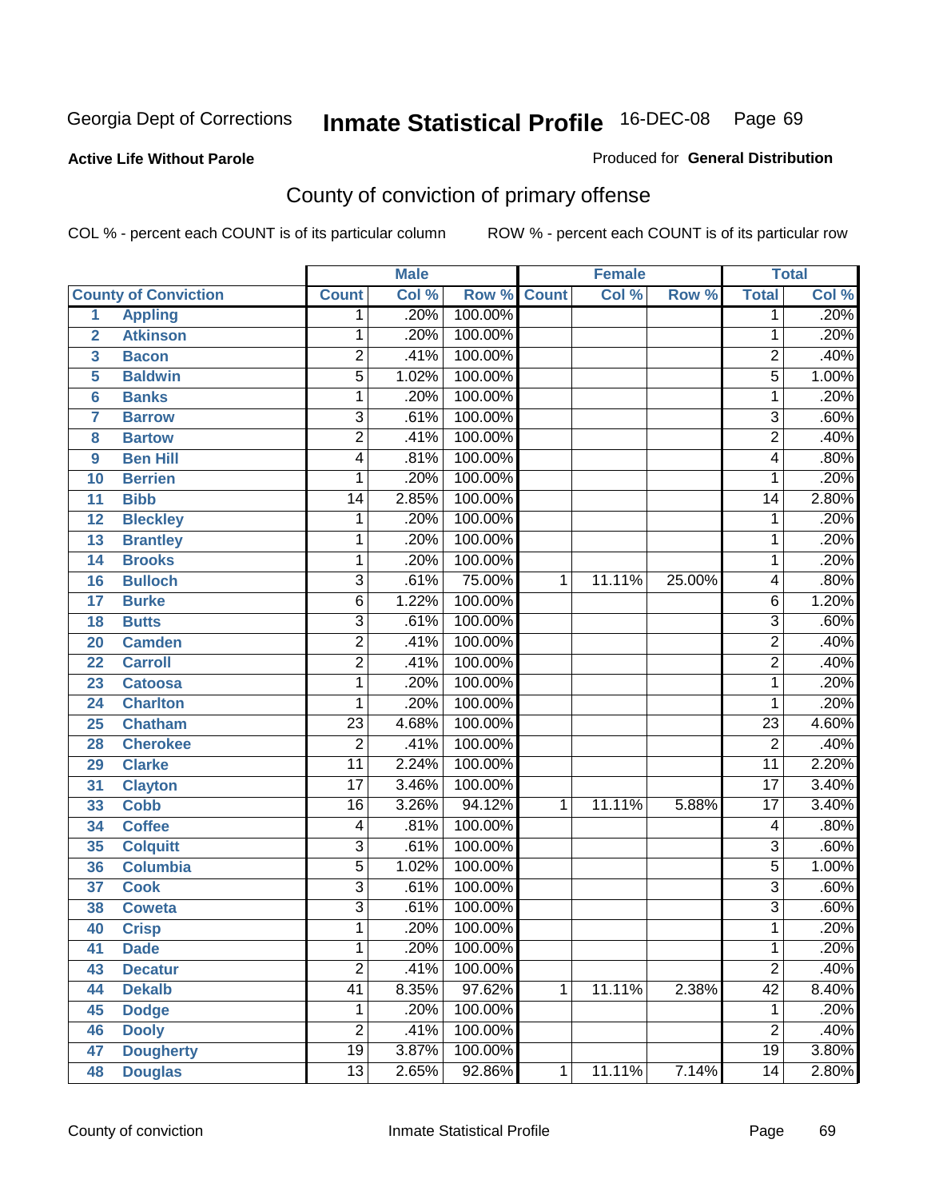Georgia Dept of Corrections **Inmate Statistical Profile** 16-DEC-08

**Active Life Without Parole**

Produced for **General Distribution**

## County of conviction of primary offense

COL % - percent each COUNT is of its particular column ROW % - percent each COUNT is of its particular row

| | | Male | | | Female | | | Total | |
|---|---|---|---|---|---|---|---|---|---|
| **County of Conviction** | | **Count** | **Col %** | **Row %** | **Count** | **Col %** | **Row %** | **Total** | **Col %** |
| 1 | Appling | 1 | .20% | 100.00% | | | | 1 | .20% |
| 2 | Atkinson | 1 | .20% | 100.00% | | | | 1 | .20% |
| 3 | Bacon | 2 | .41% | 100.00% | | | | 2 | .40% |
| 5 | Baldwin | 5 | 1.02% | 100.00% | | | | 5 | 1.00% |
| 6 | Banks | 1 | .20% | 100.00% | | | | 1 | .20% |
| 7 | Barrow | 3 | .61% | 100.00% | | | | 3 | .60% |
| 8 | Bartow | 2 | .41% | 100.00% | | | | 2 | .40% |
| 9 | Ben Hill | 4 | .81% | 100.00% | | | | 4 | .80% |
| 10 | Berrien | 1 | .20% | 100.00% | | | | 1 | .20% |
| 11 | Bibb | 14 | 2.85% | 100.00% | | | | 14 | 2.80% |
| 12 | Bleckley | 1 | .20% | 100.00% | | | | 1 | .20% |
| 13 | Brantley | 1 | .20% | 100.00% | | | | 1 | .20% |
| 14 | Brooks | 1 | .20% | 100.00% | | | | 1 | .20% |
| 16 | Bulloch | 3 | .61% | 75.00% | 1 | 11.11% | 25.00% | 4 | .80% |
| 17 | Burke | 6 | 1.22% | 100.00% | | | | 6 | 1.20% |
| 18 | Butts | 3 | .61% | 100.00% | | | | 3 | .60% |
| 20 | Camden | 2 | .41% | 100.00% | | | | 2 | .40% |
| 22 | Carroll | 2 | .41% | 100.00% | | | | 2 | .40% |
| 23 | Catoosa | 1 | .20% | 100.00% | | | | 1 | .20% |
| 24 | Charlton | 1 | .20% | 100.00% | | | | 1 | .20% |
| 25 | Chatham | 23 | 4.68% | 100.00% | | | | 23 | 4.60% |
| 28 | Cherokee | 2 | .41% | 100.00% | | | | 2 | .40% |
| 29 | Clarke | 11 | 2.24% | 100.00% | | | | 11 | 2.20% |
| 31 | Clayton | 17 | 3.46% | 100.00% | | | | 17 | 3.40% |
| 33 | Cobb | 16 | 3.26% | 94.12% | 1 | 11.11% | 5.88% | 17 | 3.40% |
| 34 | Coffee | 4 | .81% | 100.00% | | | | 4 | .80% |
| 35 | Colquitt | 3 | .61% | 100.00% | | | | 3 | .60% |
| 36 | Columbia | 5 | 1.02% | 100.00% | | | | 5 | 1.00% |
| 37 | Cook | 3 | .61% | 100.00% | | | | 3 | .60% |
| 38 | Coweta | 3 | .61% | 100.00% | | | | 3 | .60% |
| 40 | Crisp | 1 | .20% | 100.00% | | | | 1 | .20% |
| 41 | Dade | 1 | .20% | 100.00% | | | | 1 | .20% |
| 43 | Decatur | 2 | .41% | 100.00% | | | | 2 | .40% |
| 44 | Dekalb | 41 | 8.35% | 97.62% | 1 | 11.11% | 2.38% | 42 | 8.40% |
| 45 | Dodge | 1 | .20% | 100.00% | | | | 1 | .20% |
| 46 | Dooly | 2 | .41% | 100.00% | | | | 2 | .40% |
| 47 | Dougherty | 19 | 3.87% | 100.00% | | | | 19 | 3.80% |
| 48 | Douglas | 13 | 2.65% | 92.86% | 1 | 11.11% | 7.14% | 14 | 2.80% |

County of conviction Inmate Statistical Profile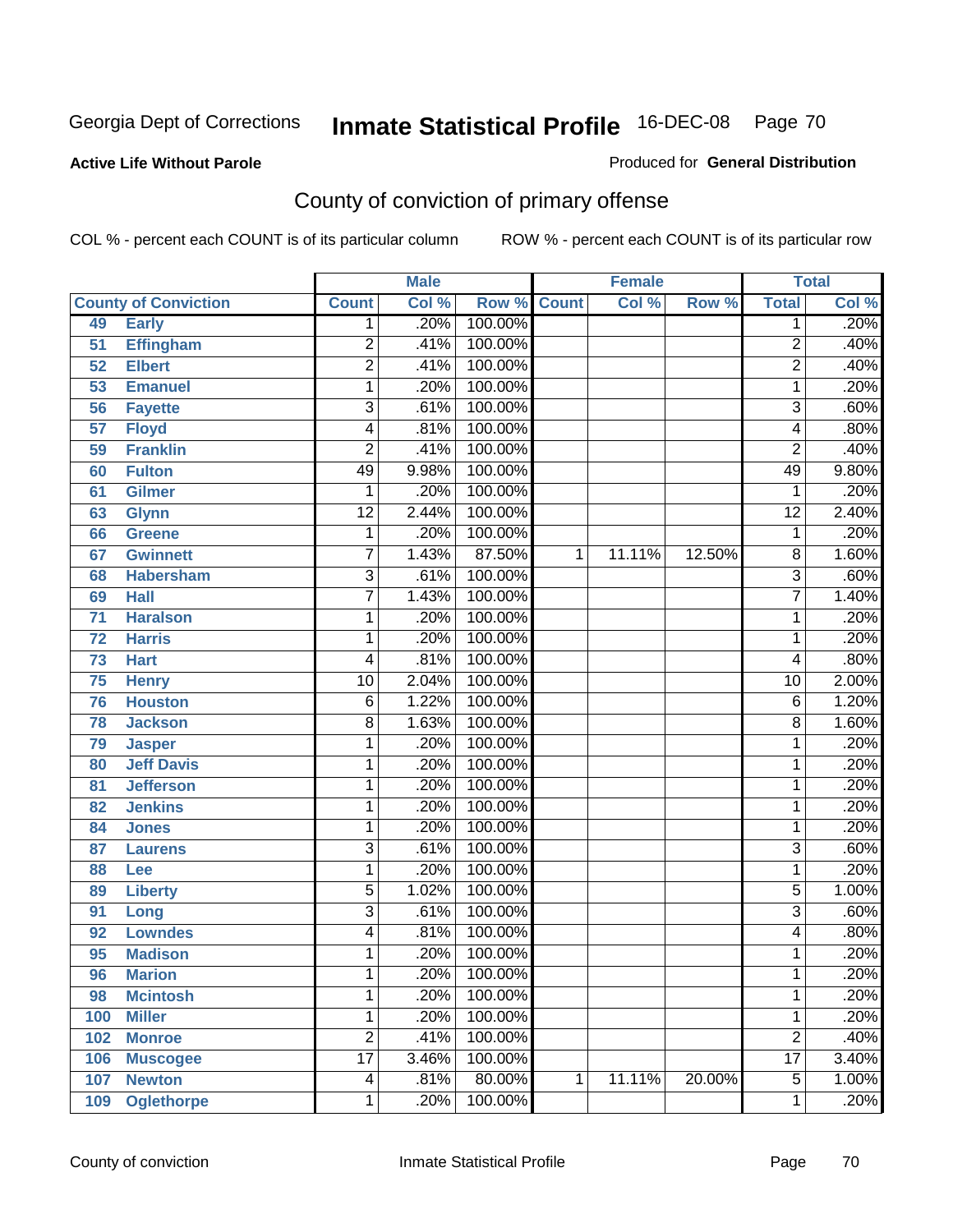Georgia Dept of Corrections **Inmate Statistical Profile** 16-DEC-08 Page 70

**Active Life Without Parole**

Produced for **General Distribution**

## County of conviction of primary offense

COL % - percent each COUNT is of its particular column

ROW % - percent each COUNT is of its particular row

| County of Conviction | | Male | | | Female | | | Total | |
|---|---|---|---|---|---|---|---|---|---|
| | | Count | Col % | Row % | Count | Col % | Row % | Total | Col % |
| 49 | Early | 1 | .20% | 100.00% | | | | 1 | .20% |
| 51 | Effingham | 2 | .41% | 100.00% | | | | 2 | .40% |
| 52 | Elbert | 2 | .41% | 100.00% | | | | 2 | .40% |
| 53 | Emanuel | 1 | .20% | 100.00% | | | | 1 | .20% |
| 56 | Fayette | 3 | .61% | 100.00% | | | | 3 | .60% |
| 57 | Floyd | 4 | .81% | 100.00% | | | | 4 | .80% |
| 59 | Franklin | 2 | .41% | 100.00% | | | | 2 | .40% |
| 60 | Fulton | 49 | 9.98% | 100.00% | | | | 49 | 9.80% |
| 61 | Gilmer | 1 | .20% | 100.00% | | | | 1 | .20% |
| 63 | Glynn | 12 | 2.44% | 100.00% | | | | 12 | 2.40% |
| 66 | Greene | 1 | .20% | 100.00% | | | | 1 | .20% |
| 67 | Gwinnett | 7 | 1.43% | 87.50% | 1 | 11.11% | 12.50% | 8 | 1.60% |
| 68 | Habersham | 3 | .61% | 100.00% | | | | 3 | .60% |
| 69 | Hall | 7 | 1.43% | 100.00% | | | | 7 | 1.40% |
| 71 | Haralson | 1 | .20% | 100.00% | | | | 1 | .20% |
| 72 | Harris | 1 | .20% | 100.00% | | | | 1 | .20% |
| 73 | Hart | 4 | .81% | 100.00% | | | | 4 | .80% |
| 75 | Henry | 10 | 2.04% | 100.00% | | | | 10 | 2.00% |
| 76 | Houston | 6 | 1.22% | 100.00% | | | | 6 | 1.20% |
| 78 | Jackson | 8 | 1.63% | 100.00% | | | | 8 | 1.60% |
| 79 | Jasper | 1 | .20% | 100.00% | | | | 1 | .20% |
| 80 | Jeff Davis | 1 | .20% | 100.00% | | | | 1 | .20% |
| 81 | Jefferson | 1 | .20% | 100.00% | | | | 1 | .20% |
| 82 | Jenkins | 1 | .20% | 100.00% | | | | 1 | .20% |
| 84 | Jones | 1 | .20% | 100.00% | | | | 1 | .20% |
| 87 | Laurens | 3 | .61% | 100.00% | | | | 3 | .60% |
| 88 | Lee | 1 | .20% | 100.00% | | | | 1 | .20% |
| 89 | Liberty | 5 | 1.02% | 100.00% | | | | 5 | 1.00% |
| 91 | Long | 3 | .61% | 100.00% | | | | 3 | .60% |
| 92 | Lowndes | 4 | .81% | 100.00% | | | | 4 | .80% |
| 95 | Madison | 1 | .20% | 100.00% | | | | 1 | .20% |
| 96 | Marion | 1 | .20% | 100.00% | | | | 1 | .20% |
| 98 | Mcintosh | 1 | .20% | 100.00% | | | | 1 | .20% |
| 100 | Miller | 1 | .20% | 100.00% | | | | 1 | .20% |
| 102 | Monroe | 2 | .41% | 100.00% | | | | 2 | .40% |
| 106 | Muscogee | 17 | 3.46% | 100.00% | | | | 17 | 3.40% |
| 107 | Newton | 4 | .81% | 80.00% | 1 | 11.11% | 20.00% | 5 | 1.00% |
| 109 | Oglethorpe | 1 | .20% | 100.00% | | | | 1 | .20% |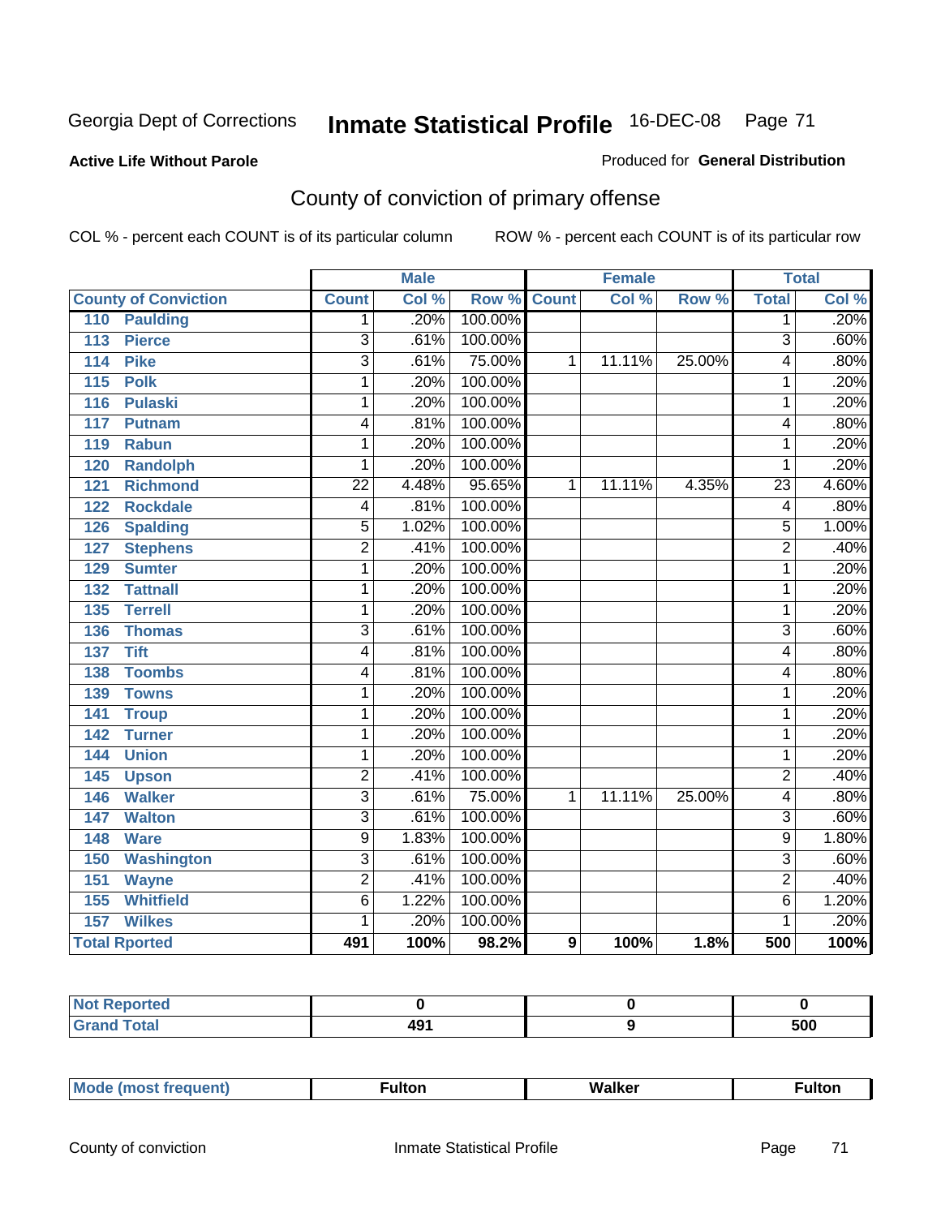Georgia Dept of Corrections **Inmate Statistical Profile** 16-DEC-08

**Active Life Without Parole**

Produced for **General Distribution**

## County of conviction of primary offense

COL % - percent each COUNT is of its particular column    ROW % - percent each COUNT is of its particular row

| | Male | | | Female | | | Total | |
|---|---|---|---|---|---|---|---|---|
| **County of Conviction** | **Count** | **Col %** | **Row %** | **Count** | **Col %** | **Row %** | **Total** | **Col %** |
| 110 Paulding | 1 | .20% | 100.00% | | | | 1 | .20% |
| 113 Pierce | 3 | .61% | 100.00% | | | | 3 | .60% |
| 114 Pike | 3 | .61% | 75.00% | 1 | 11.11% | 25.00% | 4 | .80% |
| 115 Polk | 1 | .20% | 100.00% | | | | 1 | .20% |
| 116 Pulaski | 1 | .20% | 100.00% | | | | 1 | .20% |
| 117 Putnam | 4 | .81% | 100.00% | | | | 4 | .80% |
| 119 Rabun | 1 | .20% | 100.00% | | | | 1 | .20% |
| 120 Randolph | 1 | .20% | 100.00% | | | | 1 | .20% |
| 121 Richmond | 22 | 4.48% | 95.65% | 1 | 11.11% | 4.35% | 23 | 4.60% |
| 122 Rockdale | 4 | .81% | 100.00% | | | | 4 | .80% |
| 126 Spalding | 5 | 1.02% | 100.00% | | | | 5 | 1.00% |
| 127 Stephens | 2 | .41% | 100.00% | | | | 2 | .40% |
| 129 Sumter | 1 | .20% | 100.00% | | | | 1 | .20% |
| 132 Tattnall | 1 | .20% | 100.00% | | | | 1 | .20% |
| 135 Terrell | 1 | .20% | 100.00% | | | | 1 | .20% |
| 136 Thomas | 3 | .61% | 100.00% | | | | 3 | .60% |
| 137 Tift | 4 | .81% | 100.00% | | | | 4 | .80% |
| 138 Toombs | 4 | .81% | 100.00% | | | | 4 | .80% |
| 139 Towns | 1 | .20% | 100.00% | | | | 1 | .20% |
| 141 Troup | 1 | .20% | 100.00% | | | | 1 | .20% |
| 142 Turner | 1 | .20% | 100.00% | | | | 1 | .20% |
| 144 Union | 1 | .20% | 100.00% | | | | 1 | .20% |
| 145 Upson | 2 | .41% | 100.00% | | | | 2 | .40% |
| 146 Walker | 3 | .61% | 75.00% | 1 | 11.11% | 25.00% | 4 | .80% |
| 147 Walton | 3 | .61% | 100.00% | | | | 3 | .60% |
| 148 Ware | 9 | 1.83% | 100.00% | | | | 9 | 1.80% |
| 150 Washington | 3 | .61% | 100.00% | | | | 3 | .60% |
| 151 Wayne | 2 | .41% | 100.00% | | | | 2 | .40% |
| 155 Whitfield | 6 | 1.22% | 100.00% | | | | 6 | 1.20% |
| 157 Wilkes | 1 | .20% | 100.00% | | | | 1 | .20% |
| **Total Rported** | **491** | **100%** | **98.2%** | **9** | **100%** | **1.8%** | **500** | **100%** |

| | Male | Female | Total |
|---|---|---|---|
| Not Reported | 0 | 0 | 0 |
| Grand Total | 491 | 9 | 500 |

| | Male | Female | Total |
|---|---|---|---|
| Mode (most frequent) | Fulton | Walker | Fulton |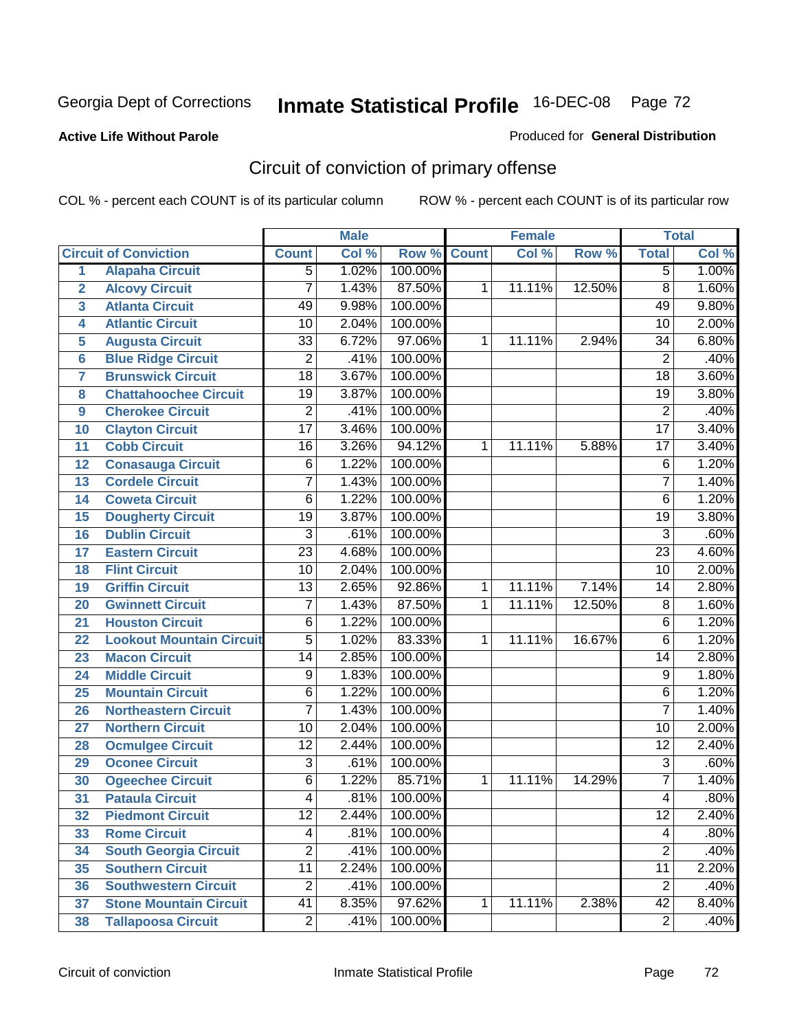Georgia Dept of Corrections **Inmate Statistical Profile** 16-DEC-08

**Active Life Without Parole**

Produced for **General Distribution**

## Circuit of conviction of primary offense

COL % - percent each COUNT is of its particular column ROW % - percent each COUNT is of its particular row

| | | Male | | | Female | | | Total | |
|---|---|---|---|---|---|---|---|---|---|
| **Circuit of Conviction** | | **Count** | **Col %** | **Row %** | **Count** | **Col %** | **Row %** | **Total** | **Col %** |
| 1 | Alapaha Circuit | 5 | 1.02% | 100.00% | | | | 5 | 1.00% |
| 2 | Alcovy Circuit | 7 | 1.43% | 87.50% | 1 | 11.11% | 12.50% | 8 | 1.60% |
| 3 | Atlanta Circuit | 49 | 9.98% | 100.00% | | | | 49 | 9.80% |
| 4 | Atlantic Circuit | 10 | 2.04% | 100.00% | | | | 10 | 2.00% |
| 5 | Augusta Circuit | 33 | 6.72% | 97.06% | 1 | 11.11% | 2.94% | 34 | 6.80% |
| 6 | Blue Ridge Circuit | 2 | .41% | 100.00% | | | | 2 | .40% |
| 7 | Brunswick Circuit | 18 | 3.67% | 100.00% | | | | 18 | 3.60% |
| 8 | Chattahoochee Circuit | 19 | 3.87% | 100.00% | | | | 19 | 3.80% |
| 9 | Cherokee Circuit | 2 | .41% | 100.00% | | | | 2 | .40% |
| 10 | Clayton Circuit | 17 | 3.46% | 100.00% | | | | 17 | 3.40% |
| 11 | Cobb Circuit | 16 | 3.26% | 94.12% | 1 | 11.11% | 5.88% | 17 | 3.40% |
| 12 | Conasauga Circuit | 6 | 1.22% | 100.00% | | | | 6 | 1.20% |
| 13 | Cordele Circuit | 7 | 1.43% | 100.00% | | | | 7 | 1.40% |
| 14 | Coweta Circuit | 6 | 1.22% | 100.00% | | | | 6 | 1.20% |
| 15 | Dougherty Circuit | 19 | 3.87% | 100.00% | | | | 19 | 3.80% |
| 16 | Dublin Circuit | 3 | .61% | 100.00% | | | | 3 | .60% |
| 17 | Eastern Circuit | 23 | 4.68% | 100.00% | | | | 23 | 4.60% |
| 18 | Flint Circuit | 10 | 2.04% | 100.00% | | | | 10 | 2.00% |
| 19 | Griffin Circuit | 13 | 2.65% | 92.86% | 1 | 11.11% | 7.14% | 14 | 2.80% |
| 20 | Gwinnett Circuit | 7 | 1.43% | 87.50% | 1 | 11.11% | 12.50% | 8 | 1.60% |
| 21 | Houston Circuit | 6 | 1.22% | 100.00% | | | | 6 | 1.20% |
| 22 | Lookout Mountain Circuit | 5 | 1.02% | 83.33% | 1 | 11.11% | 16.67% | 6 | 1.20% |
| 23 | Macon Circuit | 14 | 2.85% | 100.00% | | | | 14 | 2.80% |
| 24 | Middle Circuit | 9 | 1.83% | 100.00% | | | | 9 | 1.80% |
| 25 | Mountain Circuit | 6 | 1.22% | 100.00% | | | | 6 | 1.20% |
| 26 | Northeastern Circuit | 7 | 1.43% | 100.00% | | | | 7 | 1.40% |
| 27 | Northern Circuit | 10 | 2.04% | 100.00% | | | | 10 | 2.00% |
| 28 | Ocmulgee Circuit | 12 | 2.44% | 100.00% | | | | 12 | 2.40% |
| 29 | Oconee Circuit | 3 | .61% | 100.00% | | | | 3 | .60% |
| 30 | Ogeechee Circuit | 6 | 1.22% | 85.71% | 1 | 11.11% | 14.29% | 7 | 1.40% |
| 31 | Pataula Circuit | 4 | .81% | 100.00% | | | | 4 | .80% |
| 32 | Piedmont Circuit | 12 | 2.44% | 100.00% | | | | 12 | 2.40% |
| 33 | Rome Circuit | 4 | .81% | 100.00% | | | | 4 | .80% |
| 34 | South Georgia Circuit | 2 | .41% | 100.00% | | | | 2 | .40% |
| 35 | Southern Circuit | 11 | 2.24% | 100.00% | | | | 11 | 2.20% |
| 36 | Southwestern Circuit | 2 | .41% | 100.00% | | | | 2 | .40% |
| 37 | Stone Mountain Circuit | 41 | 8.35% | 97.62% | 1 | 11.11% | 2.38% | 42 | 8.40% |
| 38 | Tallapoosa Circuit | 2 | .41% | 100.00% | | | | 2 | .40% |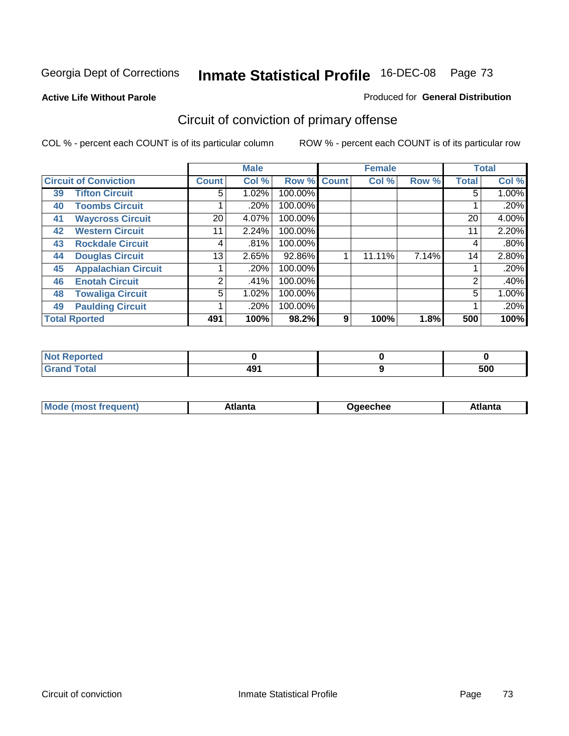Georgia Dept of Corrections **Inmate Statistical Profile** 16-DEC-08

**Active Life Without Parole**

Produced for **General Distribution**

## Circuit of conviction of primary offense

COL % - percent each COUNT is of its particular column ROW % - percent each COUNT is of its particular row

| Circuit of Conviction | | Male | | | Female | | | Total | |
|---|---|---|---|---|---|---|---|---|---|
| | | Count | Col % | Row % | Count | Col % | Row % | Total | Col % |
| 39 | Tifton Circuit | 5 | 1.02% | 100.00% | | | | 5 | 1.00% |
| 40 | Toombs Circuit | 1 | .20% | 100.00% | | | | 1 | .20% |
| 41 | Waycross Circuit | 20 | 4.07% | 100.00% | | | | 20 | 4.00% |
| 42 | Western Circuit | 11 | 2.24% | 100.00% | | | | 11 | 2.20% |
| 43 | Rockdale Circuit | 4 | .81% | 100.00% | | | | 4 | .80% |
| 44 | Douglas Circuit | 13 | 2.65% | 92.86% | 1 | 11.11% | 7.14% | 14 | 2.80% |
| 45 | Appalachian Circuit | 1 | .20% | 100.00% | | | | 1 | .20% |
| 46 | Enotah Circuit | 2 | .41% | 100.00% | | | | 2 | .40% |
| 48 | Towaliga Circuit | 5 | 1.02% | 100.00% | | | | 5 | 1.00% |
| 49 | Paulding Circuit | 1 | .20% | 100.00% | | | | 1 | .20% |
| Total Rported | | **491** | **100%** | **98.2%** | **9** | **100%** | **1.8%** | **500** | **100%** |

| | Male | Female | Total |
|---|---|---|---|
| Not Reported | **0** | **0** | **0** |
| Grand Total | **491** | **9** | **500** |

| | Male | Female | Total |
|---|---|---|---|
| Mode (most frequent) | **Atlanta** | **Ogeechee** | **Atlanta** |

Circuit of conviction Inmate Statistical Profile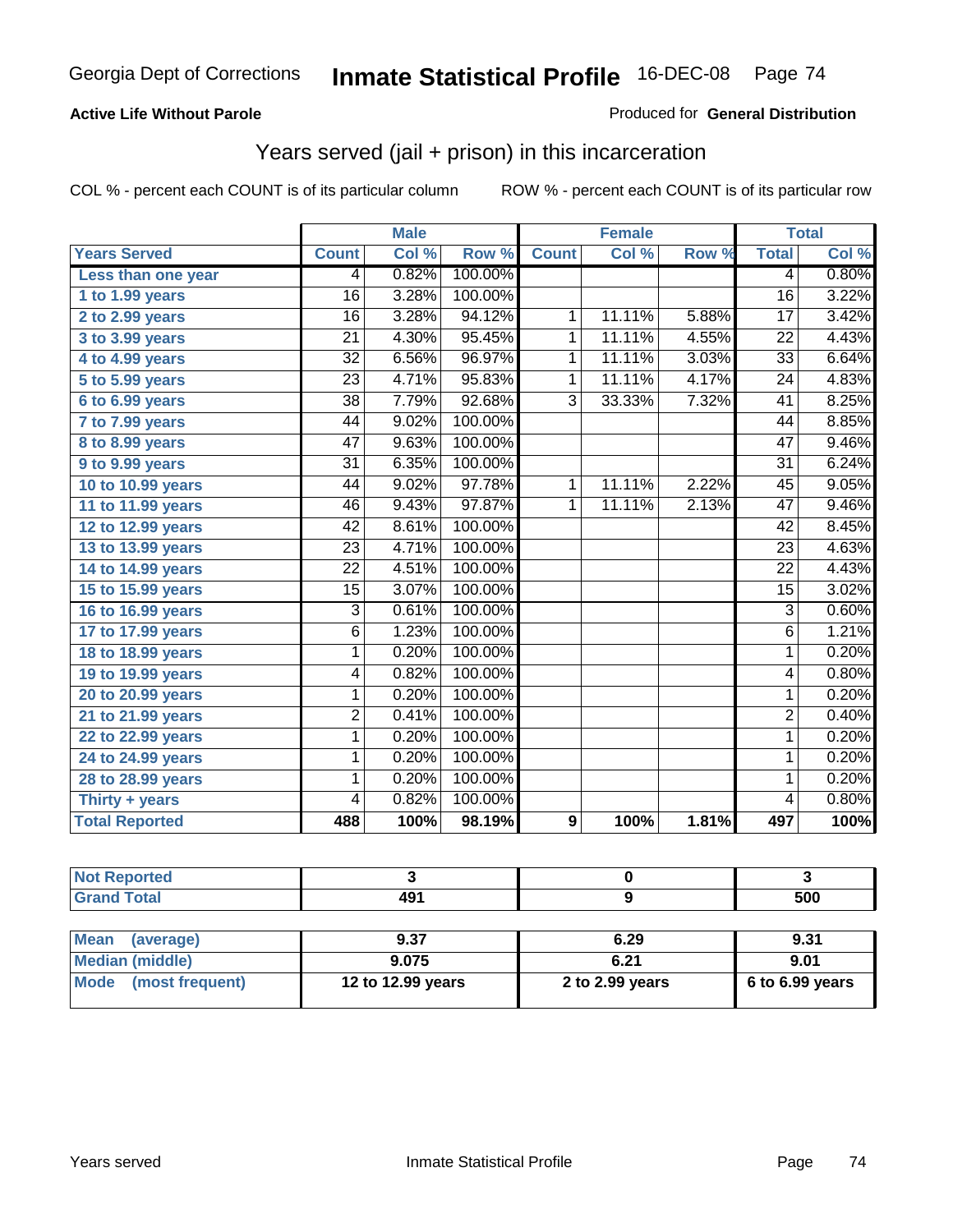Georgia Dept of Corrections **Inmate Statistical Profile** 16-DEC-08

**Active Life Without Parole**

Produced for **General Distribution**

## Years served (jail + prison) in this incarceration

COL % - percent each COUNT is of its particular column

ROW % - percent each COUNT is of its particular row

| | Male | | | Female | | | Total | |
|---|---|---|---|---|---|---|---|---|
| **Years Served** | **Count** | **Col %** | **Row %** | **Count** | **Col %** | **Row %** | **Total** | **Col %** |
| Less than one year | 4 | 0.82% | 100.00% | | | | 4 | 0.80% |
| 1 to 1.99 years | 16 | 3.28% | 100.00% | | | | 16 | 3.22% |
| 2 to 2.99 years | 16 | 3.28% | 94.12% | 1 | 11.11% | 5.88% | 17 | 3.42% |
| 3 to 3.99 years | 21 | 4.30% | 95.45% | 1 | 11.11% | 4.55% | 22 | 4.43% |
| 4 to 4.99 years | 32 | 6.56% | 96.97% | 1 | 11.11% | 3.03% | 33 | 6.64% |
| 5 to 5.99 years | 23 | 4.71% | 95.83% | 1 | 11.11% | 4.17% | 24 | 4.83% |
| 6 to 6.99 years | 38 | 7.79% | 92.68% | 3 | 33.33% | 7.32% | 41 | 8.25% |
| 7 to 7.99 years | 44 | 9.02% | 100.00% | | | | 44 | 8.85% |
| 8 to 8.99 years | 47 | 9.63% | 100.00% | | | | 47 | 9.46% |
| 9 to 9.99 years | 31 | 6.35% | 100.00% | | | | 31 | 6.24% |
| 10 to 10.99 years | 44 | 9.02% | 97.78% | 1 | 11.11% | 2.22% | 45 | 9.05% |
| 11 to 11.99 years | 46 | 9.43% | 97.87% | 1 | 11.11% | 2.13% | 47 | 9.46% |
| 12 to 12.99 years | 42 | 8.61% | 100.00% | | | | 42 | 8.45% |
| 13 to 13.99 years | 23 | 4.71% | 100.00% | | | | 23 | 4.63% |
| 14 to 14.99 years | 22 | 4.51% | 100.00% | | | | 22 | 4.43% |
| 15 to 15.99 years | 15 | 3.07% | 100.00% | | | | 15 | 3.02% |
| 16 to 16.99 years | 3 | 0.61% | 100.00% | | | | 3 | 0.60% |
| 17 to 17.99 years | 6 | 1.23% | 100.00% | | | | 6 | 1.21% |
| 18 to 18.99 years | 1 | 0.20% | 100.00% | | | | 1 | 0.20% |
| 19 to 19.99 years | 4 | 0.82% | 100.00% | | | | 4 | 0.80% |
| 20 to 20.99 years | 1 | 0.20% | 100.00% | | | | 1 | 0.20% |
| 21 to 21.99 years | 2 | 0.41% | 100.00% | | | | 2 | 0.40% |
| 22 to 22.99 years | 1 | 0.20% | 100.00% | | | | 1 | 0.20% |
| 24 to 24.99 years | 1 | 0.20% | 100.00% | | | | 1 | 0.20% |
| 28 to 28.99 years | 1 | 0.20% | 100.00% | | | | 1 | 0.20% |
| Thirty + years | 4 | 0.82% | 100.00% | | | | 4 | 0.80% |
| **Total Reported** | **488** | **100%** | **98.19%** | **9** | **100%** | **1.81%** | **497** | **100%** |

| | Male | Female | Total |
|---|---|---|---|
| Not Reported | 3 | 0 | 3 |
| Grand Total | 491 | 9 | 500 |

| | Male | Female | Total |
|---|---|---|---|
| Mean (average) | 9.37 | 6.29 | 9.31 |
| Median (middle) | 9.075 | 6.21 | 9.01 |
| Mode (most frequent) | 12 to 12.99 years | 2 to 2.99 years | 6 to 6.99 years |

Years served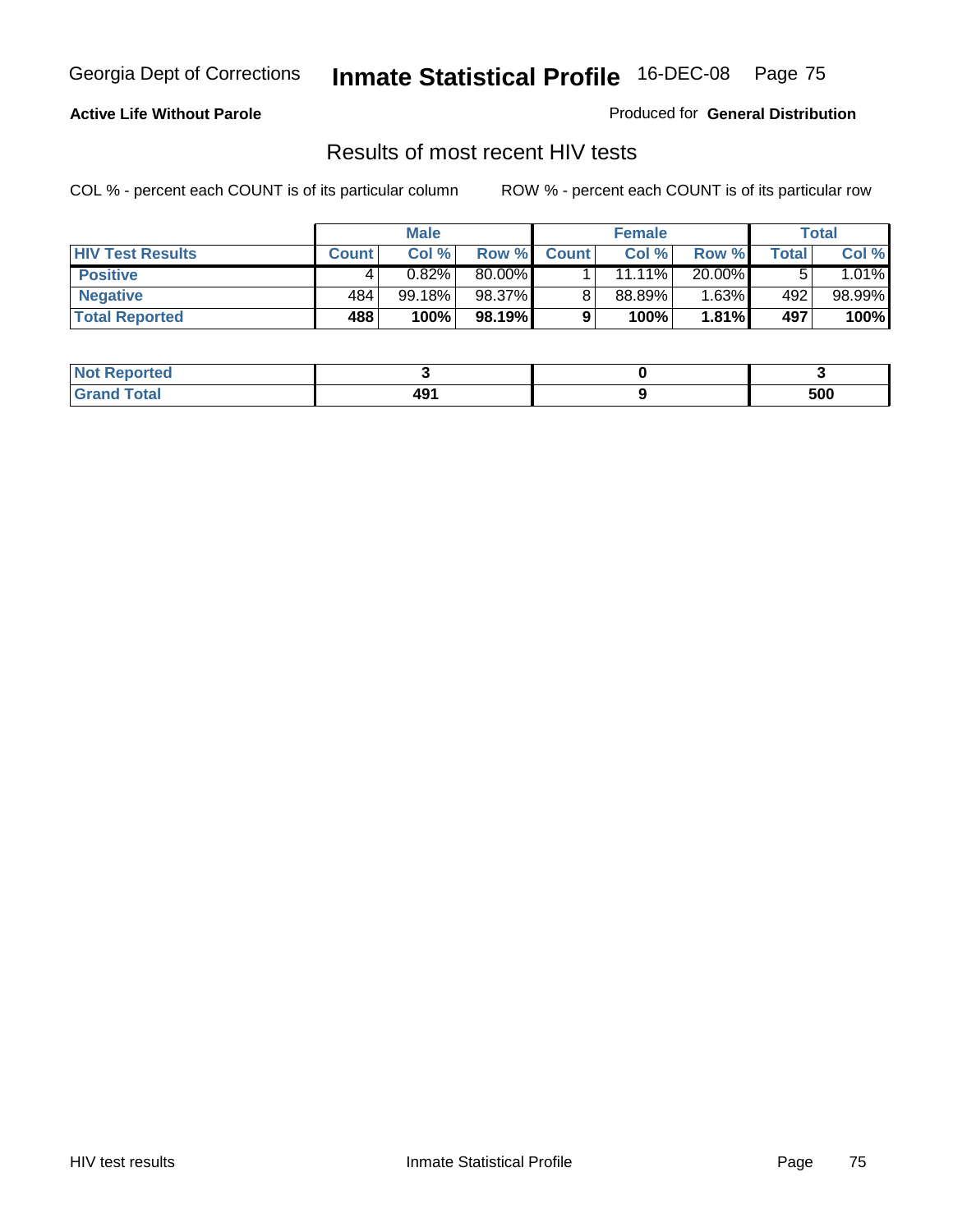Georgia Dept of Corrections **Inmate Statistical Profile** 16-DEC-08

**Active Life Without Parole**

Produced for **General Distribution**

## Results of most recent HIV tests

COL % - percent each COUNT is of its particular column    ROW % - percent each COUNT is of its particular row

| | Male | | | Female | | | Total | |
|---|---|---|---|---|---|---|---|---|
| **HIV Test Results** | **Count** | **Col %** | **Row %** | **Count** | **Col %** | **Row %** | **Total** | **Col %** |
| **Positive** | 4 | 0.82% | 80.00% | 1 | 11.11% | 20.00% | 5 | 1.01% |
| **Negative** | 484 | 99.18% | 98.37% | 8 | 88.89% | 1.63% | 492 | 98.99% |
| **Total Reported** | **488** | **100%** | **98.19%** | **9** | **100%** | **1.81%** | **497** | **100%** |

| | Male | Female | Total |
|---|---|---|---|
| **Not Reported** | **3** | **0** | **3** |
| **Grand Total** | **491** | **9** | **500** |

HIV test results    Inmate Statistical Profile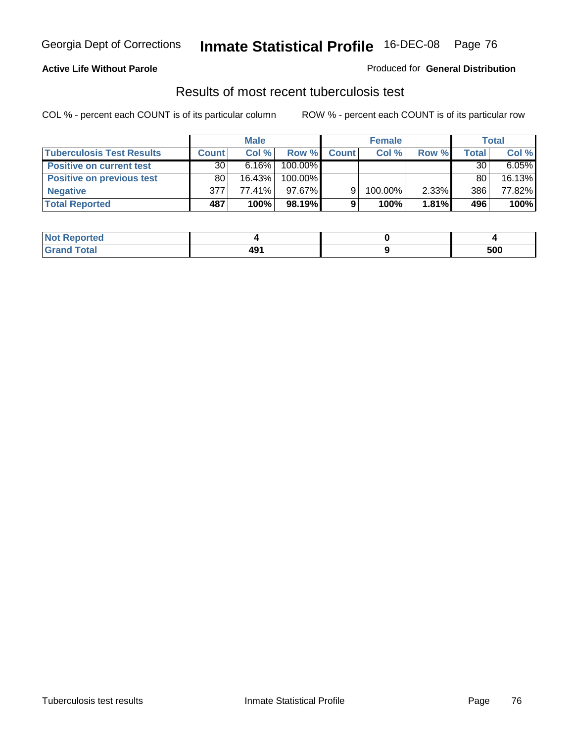Georgia Dept of Corrections **Inmate Statistical Profile** 16-DEC-08

**Active Life Without Parole**

Produced for **General Distribution**

## Results of most recent tuberculosis test

COL % - percent each COUNT is of its particular column    ROW % - percent each COUNT is of its particular row

| | Male | | | Female | | | Total | |
|---|---|---|---|---|---|---|---|---|
| **Tuberculosis Test Results** | **Count** | **Col %** | **Row %** | **Count** | **Col %** | **Row %** | **Total** | **Col %** |
| **Positive on current test** | 30 | 6.16% | 100.00% | | | | 30 | 6.05% |
| **Positive on previous test** | 80 | 16.43% | 100.00% | | | | 80 | 16.13% |
| **Negative** | 377 | 77.41% | 97.67% | 9 | 100.00% | 2.33% | 386 | 77.82% |
| **Total Reported** | **487** | **100%** | **98.19%** | **9** | **100%** | **1.81%** | **496** | **100%** |

| | Male | Female | Total |
|---|---|---|---|
| **Not Reported** | **4** | **0** | **4** |
| **Grand Total** | **491** | **9** | **500** |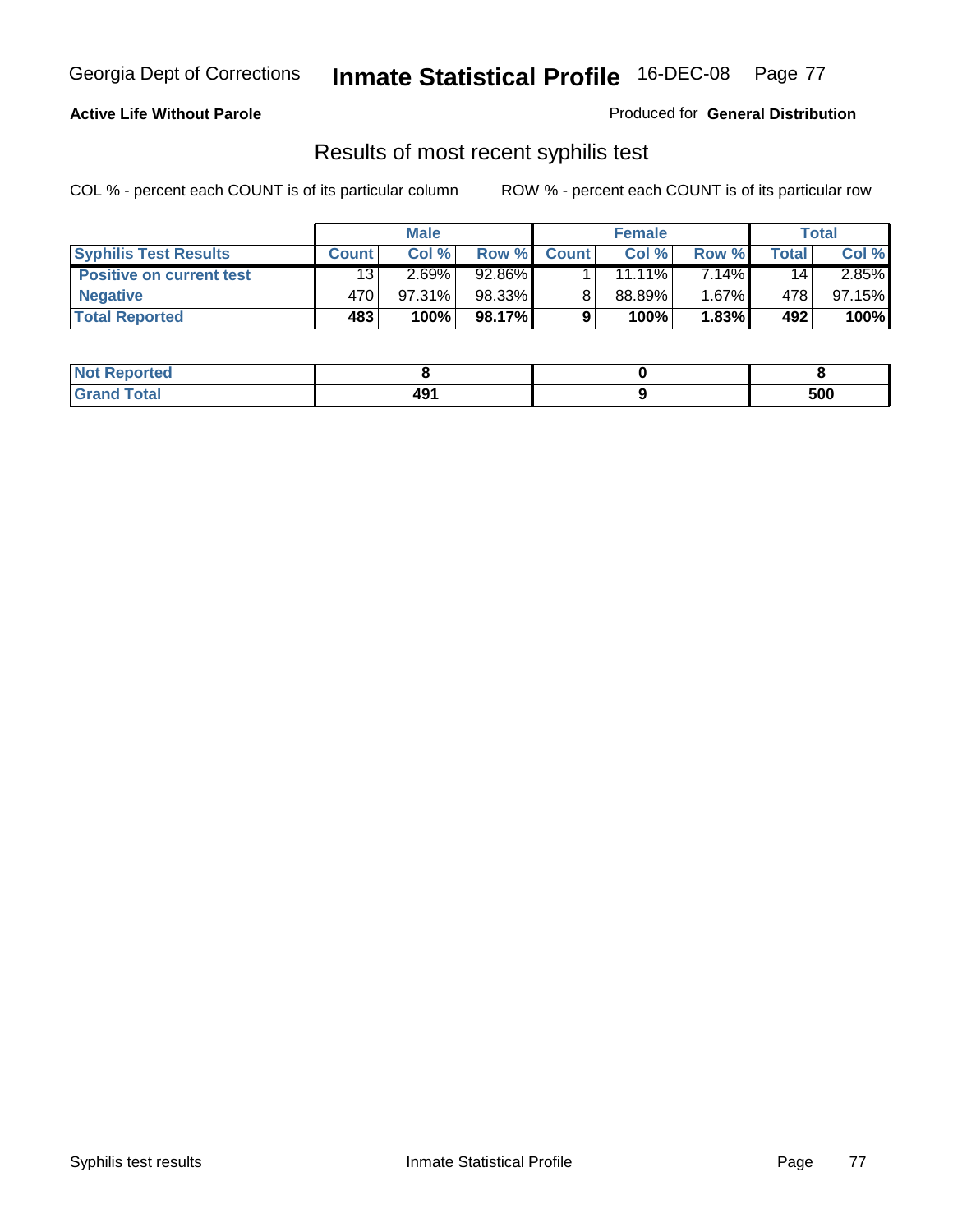**Active Life Without Parole**

Produced for **General Distribution**

## Results of most recent syphilis test

COL % - percent each COUNT is of its particular column

ROW % - percent each COUNT is of its particular row

| | Male | | | Female | | | Total | |
|---|---|---|---|---|---|---|---|---|
| **Syphilis Test Results** | **Count** | **Col %** | **Row %** | **Count** | **Col %** | **Row %** | **Total** | **Col %** |
| **Positive on current test** | 13 | 2.69% | 92.86% | 1 | 11.11% | 7.14% | 14 | 2.85% |
| **Negative** | 470 | 97.31% | 98.33% | 8 | 88.89% | 1.67% | 478 | 97.15% |
| **Total Reported** | **483** | **100%** | **98.17%** | **9** | **100%** | **1.83%** | **492** | **100%** |

| | Male | Female | Total |
|---|---|---|---|
| **Not Reported** | **8** | **0** | **8** |
| **Grand Total** | **491** | **9** | **500** |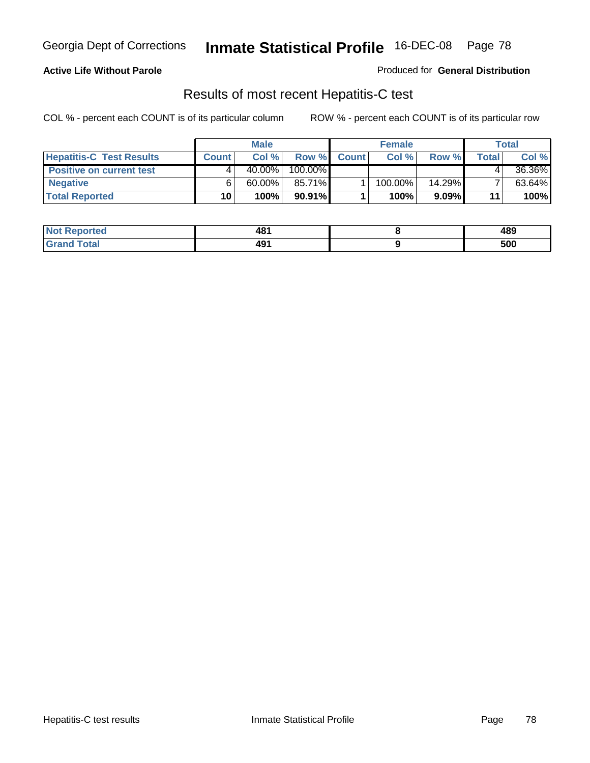Georgia Dept of Corrections **Inmate Statistical Profile** 16-DEC-08

**Active Life Without Parole**

Produced for **General Distribution**

## Results of most recent Hepatitis-C test

COL % - percent each COUNT is of its particular column      ROW % - percent each COUNT is of its particular row

| | Male | | | Female | | | Total | |
|---|---|---|---|---|---|---|---|---|
| **Hepatitis-C Test Results** | **Count** | **Col %** | **Row %** | **Count** | **Col %** | **Row %** | **Total** | **Col %** |
| **Positive on current test** | 4 | 40.00% | 100.00% | | | | 4 | 36.36% |
| **Negative** | 6 | 60.00% | 85.71% | 1 | 100.00% | 14.29% | 7 | 63.64% |
| **Total Reported** | **10** | **100%** | **90.91%** | **1** | **100%** | **9.09%** | **11** | **100%** |

| | Male | Female | Total |
|---|---|---|---|
| **Not Reported** | **481** | **8** | **489** |
| **Grand Total** | **491** | **9** | **500** |

Hepatitis-C test results      Inmate Statistical Profile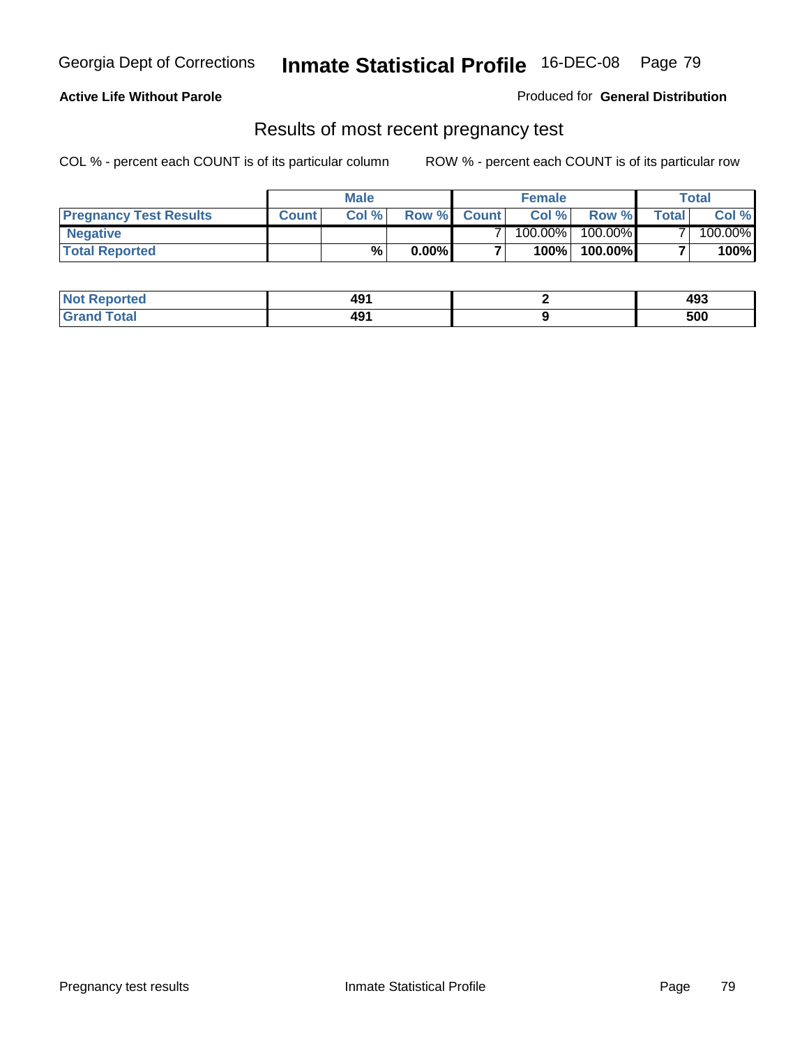**Active Life Without Parole**

Produced for **General Distribution**

## Results of most recent pregnancy test

COL % - percent each COUNT is of its particular column

ROW % - percent each COUNT is of its particular row

| | Male | | | Female | | | Total | |
|---|---|---|---|---|---|---|---|---|
| **Pregnancy Test Results** | **Count** | **Col %** | **Row %** | **Count** | **Col %** | **Row %** | **Total** | **Col %** |
| **Negative** | | | | 7 | 100.00% | 100.00% | 7 | 100.00% |
| **Total Reported** | | **%** | **0.00%** | **7** | **100%** | **100.00%** | **7** | **100%** |

| | Male | Female | Total |
|---|---|---|---|
| **Not Reported** | **491** | **2** | **493** |
| **Grand Total** | **491** | **9** | **500** |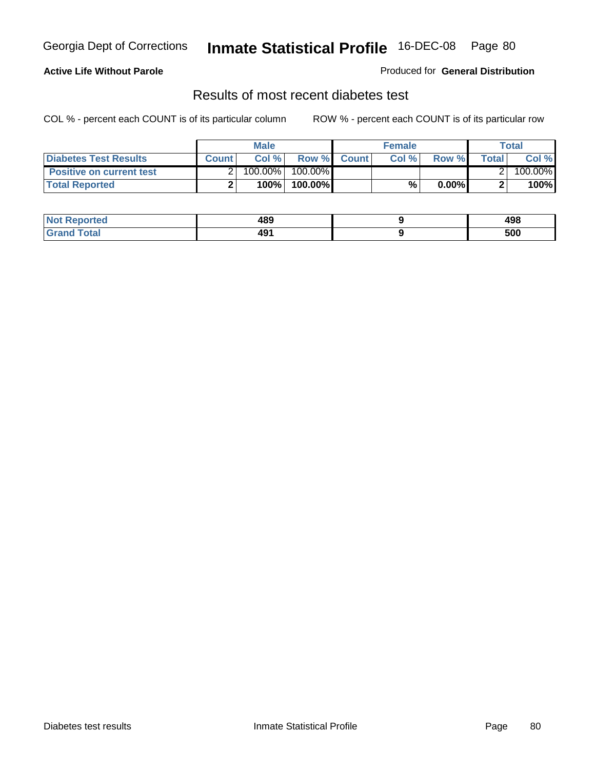**Active Life Without Parole**

Produced for **General Distribution**

## Results of most recent diabetes test

COL % - percent each COUNT is of its particular column

ROW % - percent each COUNT is of its particular row

| | Male | | | Female | | | Total | |
|---|---|---|---|---|---|---|---|---|
| **Diabetes Test Results** | **Count** | **Col %** | **Row %** | **Count** | **Col %** | **Row %** | **Total** | **Col %** |
| **Positive on current test** | 2 | 100.00% | 100.00% | | | | 2 | 100.00% |
| **Total Reported** | **2** | **100%** | **100.00%** | | **%** | **0.00%** | **2** | **100%** |

| | Male | Female | Total |
|---|---|---|---|
| **Not Reported** | **489** | **9** | **498** |
| **Grand Total** | **491** | **9** | **500** |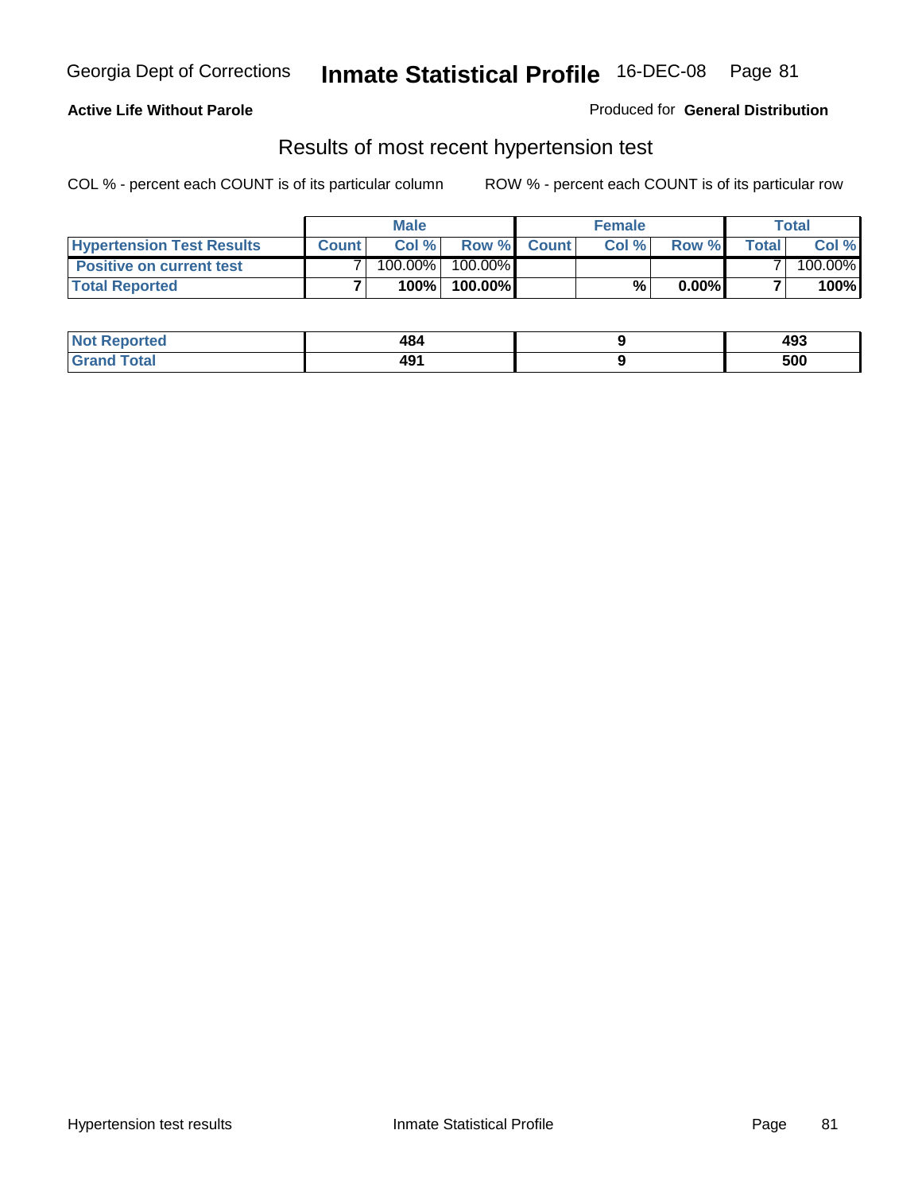**Active Life Without Parole**

Produced for **General Distribution**

## Results of most recent hypertension test

COL % - percent each COUNT is of its particular column

ROW % - percent each COUNT is of its particular row

| | Male | | | Female | | | Total | |
|---|---|---|---|---|---|---|---|---|
| **Hypertension Test Results** | **Count** | **Col %** | **Row %** | **Count** | **Col %** | **Row %** | **Total** | **Col %** |
| **Positive on current test** | 7 | 100.00% | 100.00% | | | | 7 | 100.00% |
| **Total Reported** | **7** | **100%** | **100.00%** | | **%** | **0.00%** | **7** | **100%** |

| | Male | Female | Total |
|---|---|---|---|
| **Not Reported** | **484** | **9** | **493** |
| **Grand Total** | **491** | **9** | **500** |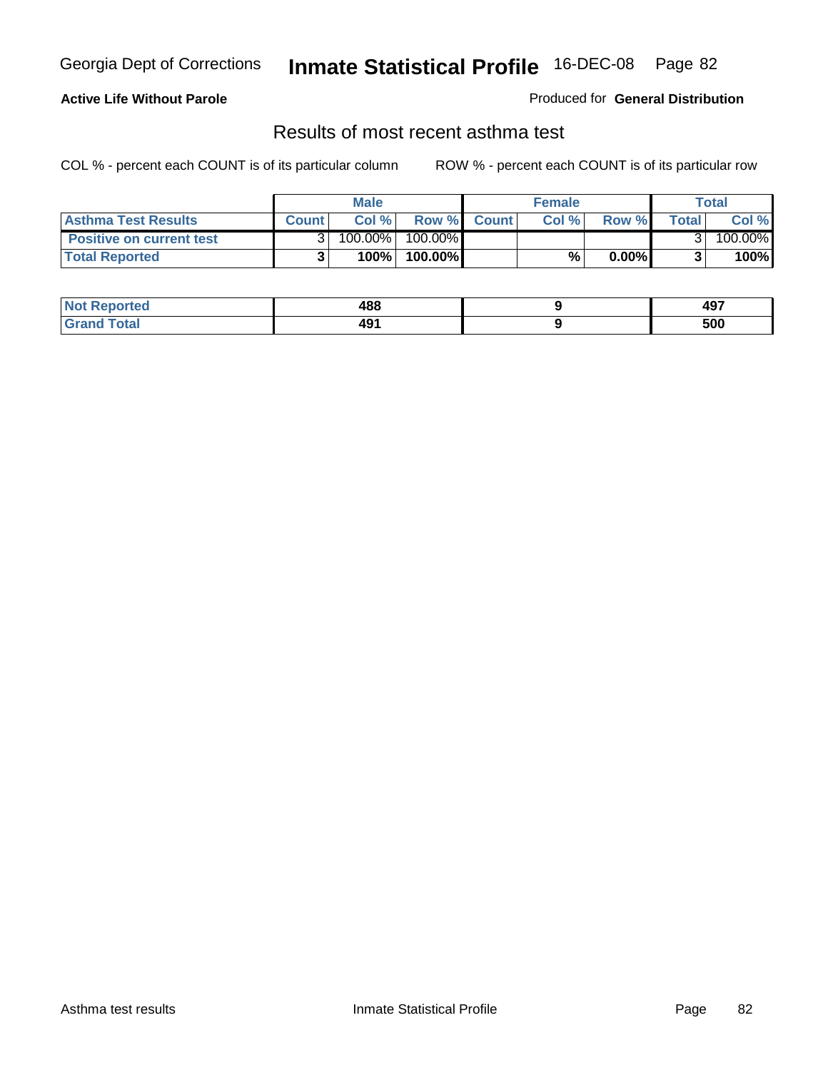**Active Life Without Parole**

Produced for **General Distribution**

## Results of most recent asthma test

COL % - percent each COUNT is of its particular column

ROW % - percent each COUNT is of its particular row

| | Male | | | Female | | | Total | |
|---|---|---|---|---|---|---|---|---|
| **Asthma Test Results** | **Count** | **Col %** | **Row %** | **Count** | **Col %** | **Row %** | **Total** | **Col %** |
| **Positive on current test** | 3 | 100.00% | 100.00% | | | | 3 | 100.00% |
| **Total Reported** | **3** | **100%** | **100.00%** | | **%** | **0.00%** | **3** | **100%** |

| | Male | Female | Total |
|---|---|---|---|
| **Not Reported** | **488** | **9** | **497** |
| **Grand Total** | **491** | **9** | **500** |